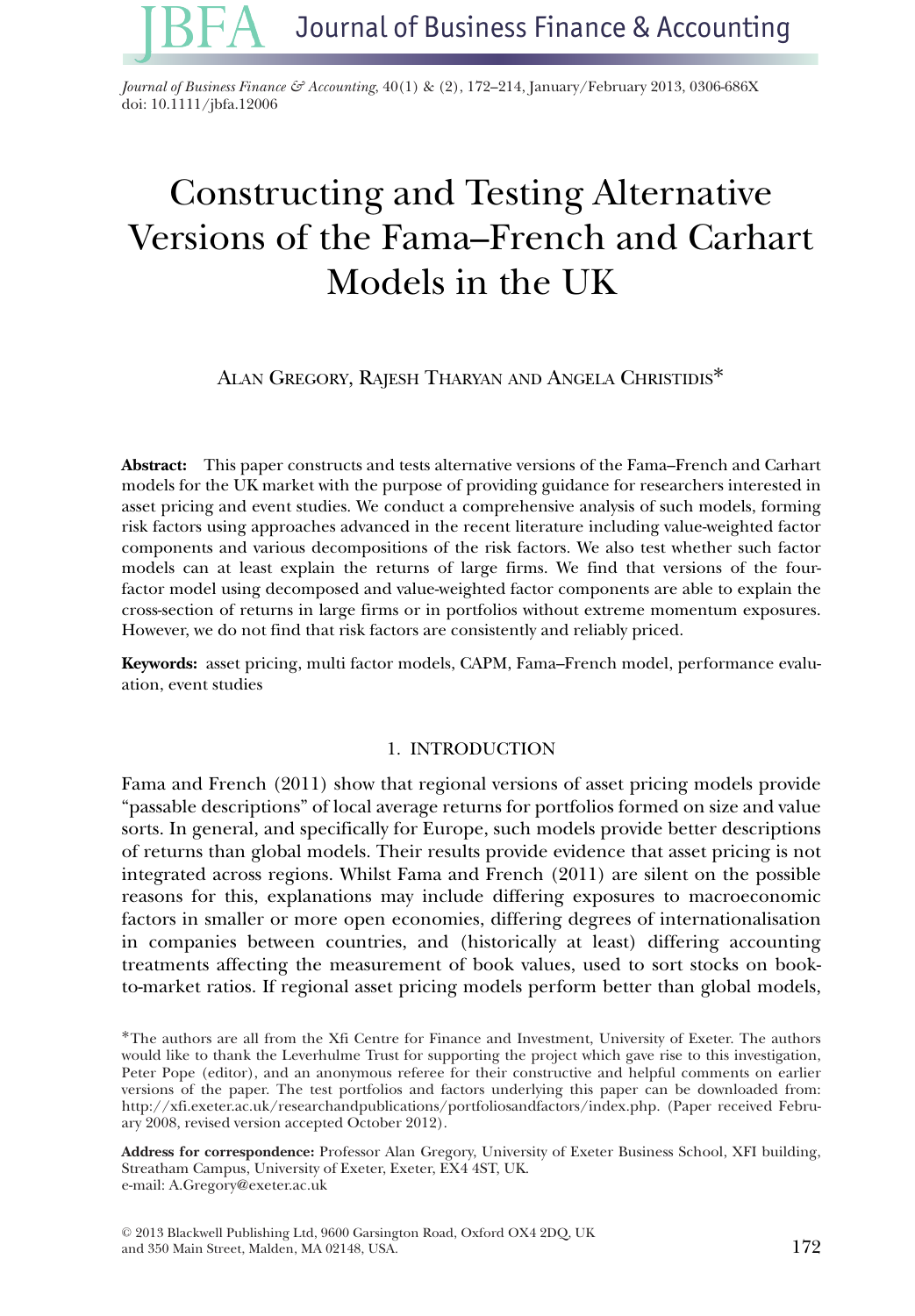# Constructing and Testing Alternative Versions of the Fama–French and Carhart Models in the UK

Alan Gregory, Rajesh Tharyan and Angela Christidis*

**Abstract:** This paper constructs and tests alternative versions of the Fama–French and Carhart models for the UK market with the purpose of providing guidance for researchers interested in asset pricing and event studies. We conduct a comprehensive analysis of such models, forming risk factors using approaches advanced in the recent literature including value-weighted factor components and various decompositions of the risk factors. We also test whether such factor models can at least explain the returns of large firms. We find that versions of the four-factor model using decomposed and value-weighted factor components are able to explain the cross-section of returns in large firms or in portfolios without extreme momentum exposures. However, we do not find that risk factors are consistently and reliably priced.

**Keywords:** asset pricing, multi factor models, CAPM, Fama–French model, performance evaluation, event studies

## 1. INTRODUCTION

Fama and French (2011) show that regional versions of asset pricing models provide "passable descriptions" of local average returns for portfolios formed on size and value sorts. In general, and specifically for Europe, such models provide better descriptions of returns than global models. Their results provide evidence that asset pricing is not integrated across regions. Whilst Fama and French (2011) are silent on the possible reasons for this, explanations may include differing exposures to macroeconomic factors in smaller or more open economies, differing degrees of internationalisation in companies between countries, and (historically at least) differing accounting treatments affecting the measurement of book values, used to sort stocks on book-to-market ratios. If regional asset pricing models perform better than global models,

*The authors are all from the Xfi Centre for Finance and Investment, University of Exeter. The authors would like to thank the Leverhulme Trust for supporting the project which gave rise to this investigation, Peter Pope (editor), and an anonymous referee for their constructive and helpful comments on earlier versions of the paper. The test portfolios and factors underlying this paper can be downloaded from: http://xfi.exeter.ac.uk/researchandpublications/portfoliosandfactors/index.php. (Paper received February 2008, revised version accepted October 2012).

**Address for correspondence:** Professor Alan Gregory, University of Exeter Business School, XFI building, Streatham Campus, University of Exeter, Exeter, EX4 4ST, UK.
e-mail: A.Gregory@exeter.ac.uk

© 2013 Blackwell Publishing Ltd, 9600 Garsington Road, Oxford OX4 2DQ, UK and 350 Main Street, Malden, MA 02148, USA.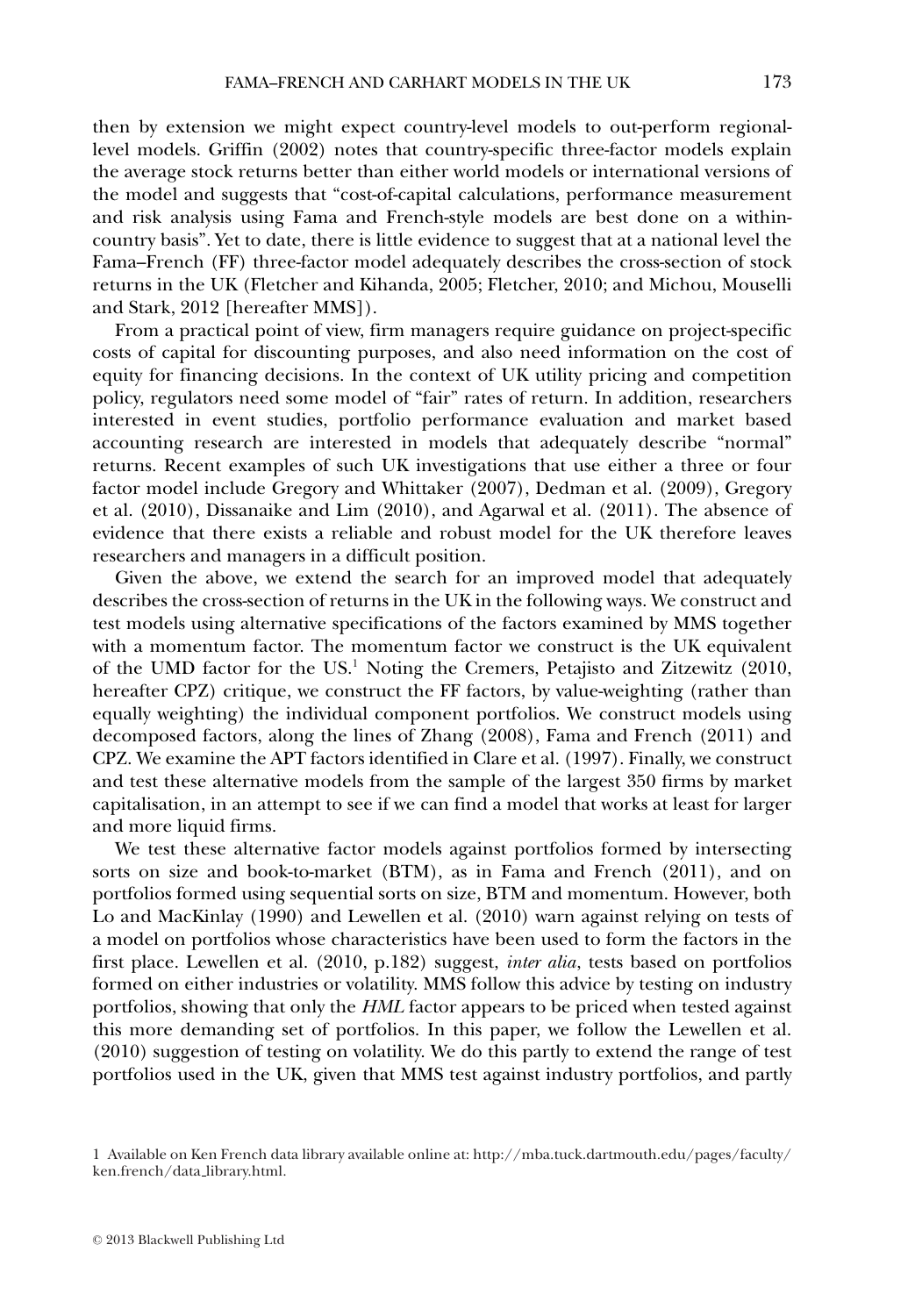then by extension we might expect country-level models to out-perform regional-level models. Griffin (2002) notes that country-specific three-factor models explain the average stock returns better than either world models or international versions of the model and suggests that "cost-of-capital calculations, performance measurement and risk analysis using Fama and French-style models are best done on a within-country basis". Yet to date, there is little evidence to suggest that at a national level the Fama–French (FF) three-factor model adequately describes the cross-section of stock returns in the UK (Fletcher and Kihanda, 2005; Fletcher, 2010; and Michou, Mouselli and Stark, 2012 [hereafter MMS]).

From a practical point of view, firm managers require guidance on project-specific costs of capital for discounting purposes, and also need information on the cost of equity for financing decisions. In the context of UK utility pricing and competition policy, regulators need some model of "fair" rates of return. In addition, researchers interested in event studies, portfolio performance evaluation and market based accounting research are interested in models that adequately describe "normal" returns. Recent examples of such UK investigations that use either a three or four factor model include Gregory and Whittaker (2007), Dedman et al. (2009), Gregory et al. (2010), Dissanaike and Lim (2010), and Agarwal et al. (2011). The absence of evidence that there exists a reliable and robust model for the UK therefore leaves researchers and managers in a difficult position.

Given the above, we extend the search for an improved model that adequately describes the cross-section of returns in the UK in the following ways. We construct and test models using alternative specifications of the factors examined by MMS together with a momentum factor. The momentum factor we construct is the UK equivalent of the UMD factor for the US.[1] Noting the Cremers, Petajisto and Zitzewitz (2010, hereafter CPZ) critique, we construct the FF factors, by value-weighting (rather than equally weighting) the individual component portfolios. We construct models using decomposed factors, along the lines of Zhang (2008), Fama and French (2011) and CPZ. We examine the APT factors identified in Clare et al. (1997). Finally, we construct and test these alternative models from the sample of the largest 350 firms by market capitalisation, in an attempt to see if we can find a model that works at least for larger and more liquid firms.

We test these alternative factor models against portfolios formed by intersecting sorts on size and book-to-market (BTM), as in Fama and French (2011), and on portfolios formed using sequential sorts on size, BTM and momentum. However, both Lo and MacKinlay (1990) and Lewellen et al. (2010) warn against relying on tests of a model on portfolios whose characteristics have been used to form the factors in the first place. Lewellen et al. (2010, p.182) suggest, *inter alia*, tests based on portfolios formed on either industries or volatility. MMS follow this advice by testing on industry portfolios, showing that only the *HML* factor appears to be priced when tested against this more demanding set of portfolios. In this paper, we follow the Lewellen et al. (2010) suggestion of testing on volatility. We do this partly to extend the range of test portfolios used in the UK, given that MMS test against industry portfolios, and partly

1 Available on Ken French data library available online at: http://mba.tuck.dartmouth.edu/pages/faculty/ken.french/data_library.html.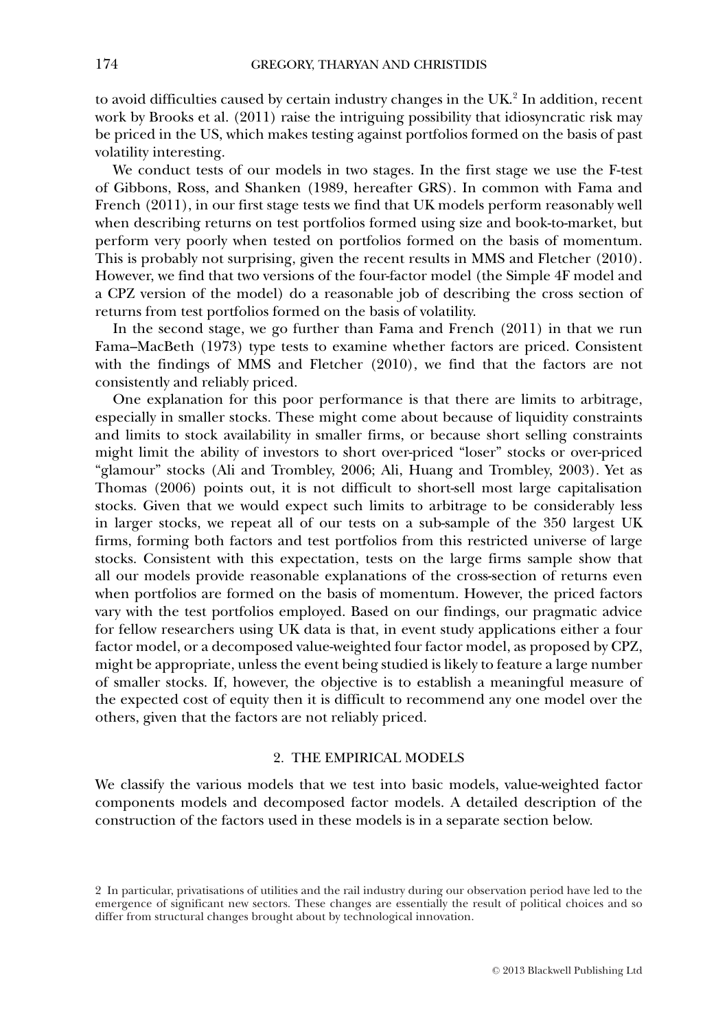to avoid difficulties caused by certain industry changes in the UK.[2] In addition, recent work by Brooks et al. (2011) raise the intriguing possibility that idiosyncratic risk may be priced in the US, which makes testing against portfolios formed on the basis of past volatility interesting.

We conduct tests of our models in two stages. In the first stage we use the F-test of Gibbons, Ross, and Shanken (1989, hereafter GRS). In common with Fama and French (2011), in our first stage tests we find that UK models perform reasonably well when describing returns on test portfolios formed using size and book-to-market, but perform very poorly when tested on portfolios formed on the basis of momentum. This is probably not surprising, given the recent results in MMS and Fletcher (2010). However, we find that two versions of the four-factor model (the Simple 4F model and a CPZ version of the model) do a reasonable job of describing the cross section of returns from test portfolios formed on the basis of volatility.

In the second stage, we go further than Fama and French (2011) in that we run Fama–MacBeth (1973) type tests to examine whether factors are priced. Consistent with the findings of MMS and Fletcher (2010), we find that the factors are not consistently and reliably priced.

One explanation for this poor performance is that there are limits to arbitrage, especially in smaller stocks. These might come about because of liquidity constraints and limits to stock availability in smaller firms, or because short selling constraints might limit the ability of investors to short over-priced "loser" stocks or over-priced "glamour" stocks (Ali and Trombley, 2006; Ali, Huang and Trombley, 2003). Yet as Thomas (2006) points out, it is not difficult to short-sell most large capitalisation stocks. Given that we would expect such limits to arbitrage to be considerably less in larger stocks, we repeat all of our tests on a sub-sample of the 350 largest UK firms, forming both factors and test portfolios from this restricted universe of large stocks. Consistent with this expectation, tests on the large firms sample show that all our models provide reasonable explanations of the cross-section of returns even when portfolios are formed on the basis of momentum. However, the priced factors vary with the test portfolios employed. Based on our findings, our pragmatic advice for fellow researchers using UK data is that, in event study applications either a four factor model, or a decomposed value-weighted four factor model, as proposed by CPZ, might be appropriate, unless the event being studied is likely to feature a large number of smaller stocks. If, however, the objective is to establish a meaningful measure of the expected cost of equity then it is difficult to recommend any one model over the others, given that the factors are not reliably priced.

## 2. THE EMPIRICAL MODELS

We classify the various models that we test into basic models, value-weighted factor components models and decomposed factor models. A detailed description of the construction of the factors used in these models is in a separate section below.

2 In particular, privatisations of utilities and the rail industry during our observation period have led to the emergence of significant new sectors. These changes are essentially the result of political choices and so differ from structural changes brought about by technological innovation.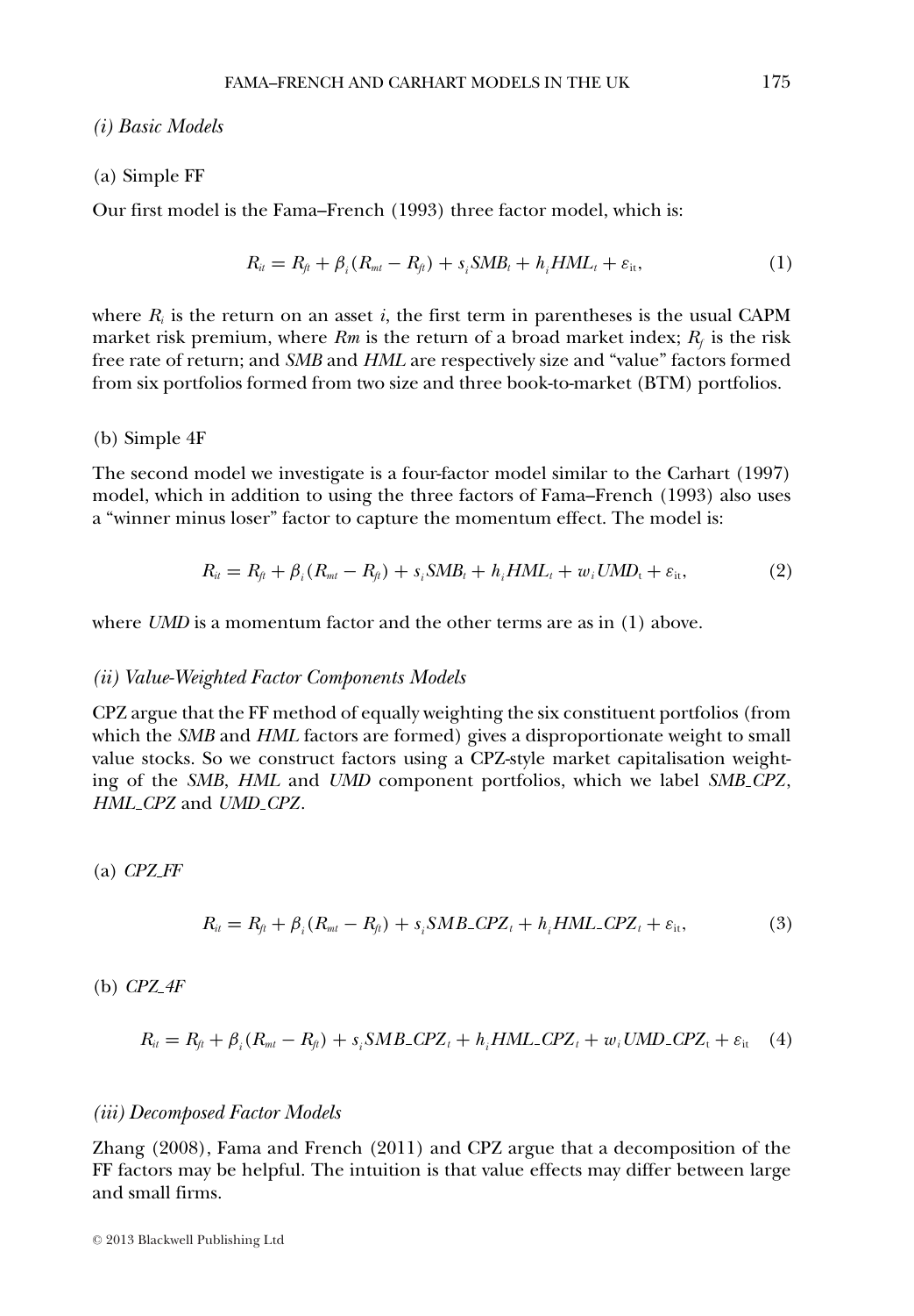*(i) Basic Models*

(a) Simple FF

Our first model is the Fama–French (1993) three factor model, which is:

$$R_{it} = R_{ft} + \beta_i (R_{mt} - R_{ft}) + s_i SMB_t + h_i HML_t + \varepsilon_{it}, \tag{1}$$

where $R_i$ is the return on an asset $i$, the first term in parentheses is the usual CAPM market risk premium, where $Rm$ is the return of a broad market index; $R_f$ is the risk free rate of return; and *SMB* and *HML* are respectively size and "value" factors formed from six portfolios formed from two size and three book-to-market (BTM) portfolios.

(b) Simple 4F

The second model we investigate is a four-factor model similar to the Carhart (1997) model, which in addition to using the three factors of Fama–French (1993) also uses a "winner minus loser" factor to capture the momentum effect. The model is:

$$R_{it} = R_{ft} + \beta_i (R_{mt} - R_{ft}) + s_i SMB_t + h_i HML_t + w_i UMD_t + \varepsilon_{it}, \tag{2}$$

where *UMD* is a momentum factor and the other terms are as in (1) above.

*(ii) Value-Weighted Factor Components Models*

CPZ argue that the FF method of equally weighting the six constituent portfolios (from which the *SMB* and *HML* factors are formed) gives a disproportionate weight to small value stocks. So we construct factors using a CPZ-style market capitalisation weighting of the *SMB*, *HML* and *UMD* component portfolios, which we label *SMB_CPZ*, *HML_CPZ* and *UMD_CPZ*.

(a) *CPZ_FF*

$$R_{it} = R_{ft} + \beta_i (R_{mt} - R_{ft}) + s_i SMB\_CPZ_t + h_i HML\_CPZ_t + \varepsilon_{it}, \tag{3}$$

(b) *CPZ_4F*

$$R_{it} = R_{ft} + \beta_i (R_{mt} - R_{ft}) + s_i SMB\_CPZ_t + h_i HML\_CPZ_t + w_i UMD\_CPZ_t + \varepsilon_{it} \tag{4}$$

*(iii) Decomposed Factor Models*

Zhang (2008), Fama and French (2011) and CPZ argue that a decomposition of the FF factors may be helpful. The intuition is that value effects may differ between large and small firms.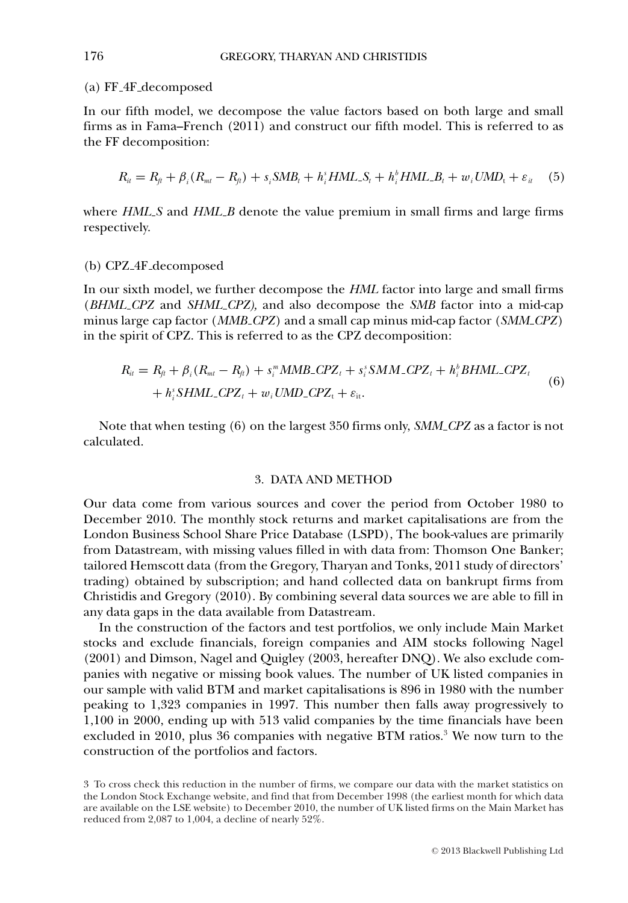(a) FF_4F_decomposed

In our fifth model, we decompose the value factors based on both large and small firms as in Fama–French (2011) and construct our fifth model. This is referred to as the FF decomposition:

$$R_{it} = R_{ft} + \beta_i (R_{mt} - R_{ft}) + s_i SMB_t + h_i^s HML\_S_t + h_i^b HML\_B_t + w_i UMD_t + \varepsilon_{it} \quad (5)$$

where *HML_S* and *HML_B* denote the value premium in small firms and large firms respectively.

(b) CPZ_4F_decomposed

In our sixth model, we further decompose the *HML* factor into large and small firms (*BHML_CPZ* and *SHML_CPZ*), and also decompose the *SMB* factor into a mid-cap minus large cap factor (*MMB_CPZ*) and a small cap minus mid-cap factor (*SMM_CPZ*) in the spirit of CPZ. This is referred to as the CPZ decomposition:

$$\begin{aligned} R_{it} = R_{ft} + \beta_i (R_{mt} - R_{ft}) + s_i^m MMB\_CPZ_t + s_i^s SMM\_CPZ_t + h_i^b BHML\_CPZ_t \\ + h_i^s SHML\_CPZ_t + w_i UMD\_CPZ_t + \varepsilon_{it}. \end{aligned} \quad (6)$$

Note that when testing (6) on the largest 350 firms only, *SMM_CPZ* as a factor is not calculated.

## 3. DATA AND METHOD

Our data come from various sources and cover the period from October 1980 to December 2010. The monthly stock returns and market capitalisations are from the London Business School Share Price Database (LSPD), The book-values are primarily from Datastream, with missing values filled in with data from: Thomson One Banker; tailored Hemscott data (from the Gregory, Tharyan and Tonks, 2011 study of directors' trading) obtained by subscription; and hand collected data on bankrupt firms from Christidis and Gregory (2010). By combining several data sources we are able to fill in any data gaps in the data available from Datastream.

In the construction of the factors and test portfolios, we only include Main Market stocks and exclude financials, foreign companies and AIM stocks following Nagel (2001) and Dimson, Nagel and Quigley (2003, hereafter DNQ). We also exclude companies with negative or missing book values. The number of UK listed companies in our sample with valid BTM and market capitalisations is 896 in 1980 with the number peaking to 1,323 companies in 1997. This number then falls away progressively to 1,100 in 2000, ending up with 513 valid companies by the time financials have been excluded in 2010, plus 36 companies with negative BTM ratios.[3] We now turn to the construction of the portfolios and factors.

[3] To cross check this reduction in the number of firms, we compare our data with the market statistics on the London Stock Exchange website, and find that from December 1998 (the earliest month for which data are available on the LSE website) to December 2010, the number of UK listed firms on the Main Market has reduced from 2,087 to 1,004, a decline of nearly 52%.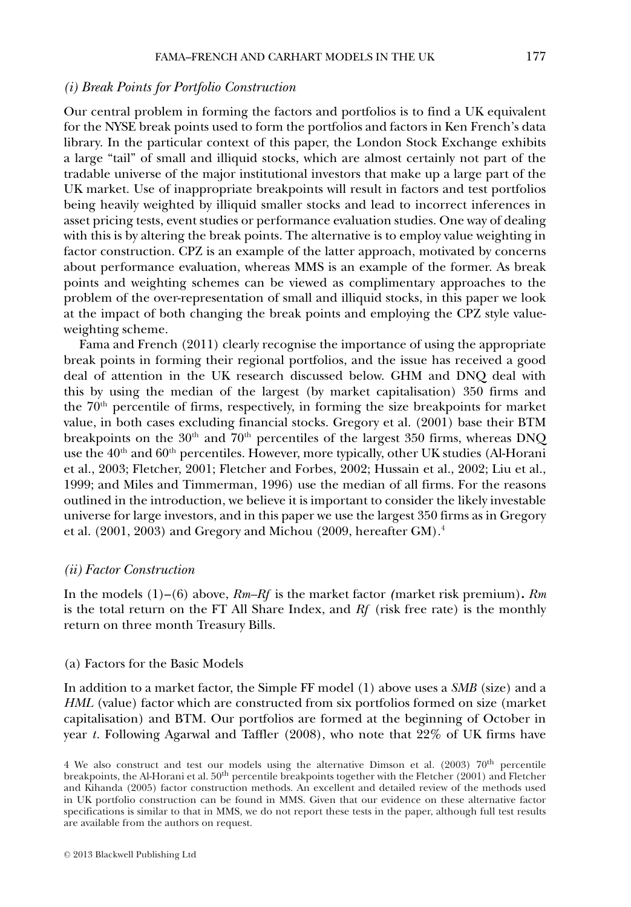*(i) Break Points for Portfolio Construction*

Our central problem in forming the factors and portfolios is to find a UK equivalent for the NYSE break points used to form the portfolios and factors in Ken French's data library. In the particular context of this paper, the London Stock Exchange exhibits a large "tail" of small and illiquid stocks, which are almost certainly not part of the tradable universe of the major institutional investors that make up a large part of the UK market. Use of inappropriate breakpoints will result in factors and test portfolios being heavily weighted by illiquid smaller stocks and lead to incorrect inferences in asset pricing tests, event studies or performance evaluation studies. One way of dealing with this is by altering the break points. The alternative is to employ value weighting in factor construction. CPZ is an example of the latter approach, motivated by concerns about performance evaluation, whereas MMS is an example of the former. As break points and weighting schemes can be viewed as complimentary approaches to the problem of the over-representation of small and illiquid stocks, in this paper we look at the impact of both changing the break points and employing the CPZ style value-weighting scheme.

Fama and French (2011) clearly recognise the importance of using the appropriate break points in forming their regional portfolios, and the issue has received a good deal of attention in the UK research discussed below. GHM and DNQ deal with this by using the median of the largest (by market capitalisation) 350 firms and the 70th percentile of firms, respectively, in forming the size breakpoints for market value, in both cases excluding financial stocks. Gregory et al. (2001) base their BTM breakpoints on the 30th and 70th percentiles of the largest 350 firms, whereas DNQ use the 40th and 60th percentiles. However, more typically, other UK studies (Al-Horani et al., 2003; Fletcher, 2001; Fletcher and Forbes, 2002; Hussain et al., 2002; Liu et al., 1999; and Miles and Timmerman, 1996) use the median of all firms. For the reasons outlined in the introduction, we believe it is important to consider the likely investable universe for large investors, and in this paper we use the largest 350 firms as in Gregory et al. (2001, 2003) and Gregory and Michou (2009, hereafter GM).[4]

*(ii) Factor Construction*

In the models (1)–(6) above, *Rm–Rf* is the market factor (market risk premium). *Rm* is the total return on the FT All Share Index, and *Rf* (risk free rate) is the monthly return on three month Treasury Bills.

(a) Factors for the Basic Models

In addition to a market factor, the Simple FF model (1) above uses a *SMB* (size) and a *HML* (value) factor which are constructed from six portfolios formed on size (market capitalisation) and BTM. Our portfolios are formed at the beginning of October in year *t*. Following Agarwal and Taffler (2008), who note that 22% of UK firms have

[4] We also construct and test our models using the alternative Dimson et al. (2003) 70th percentile breakpoints, the Al-Horani et al. 50th percentile breakpoints together with the Fletcher (2001) and Fletcher and Kihanda (2005) factor construction methods. An excellent and detailed review of the methods used in UK portfolio construction can be found in MMS. Given that our evidence on these alternative factor specifications is similar to that in MMS, we do not report these tests in the paper, although full test results are available from the authors on request.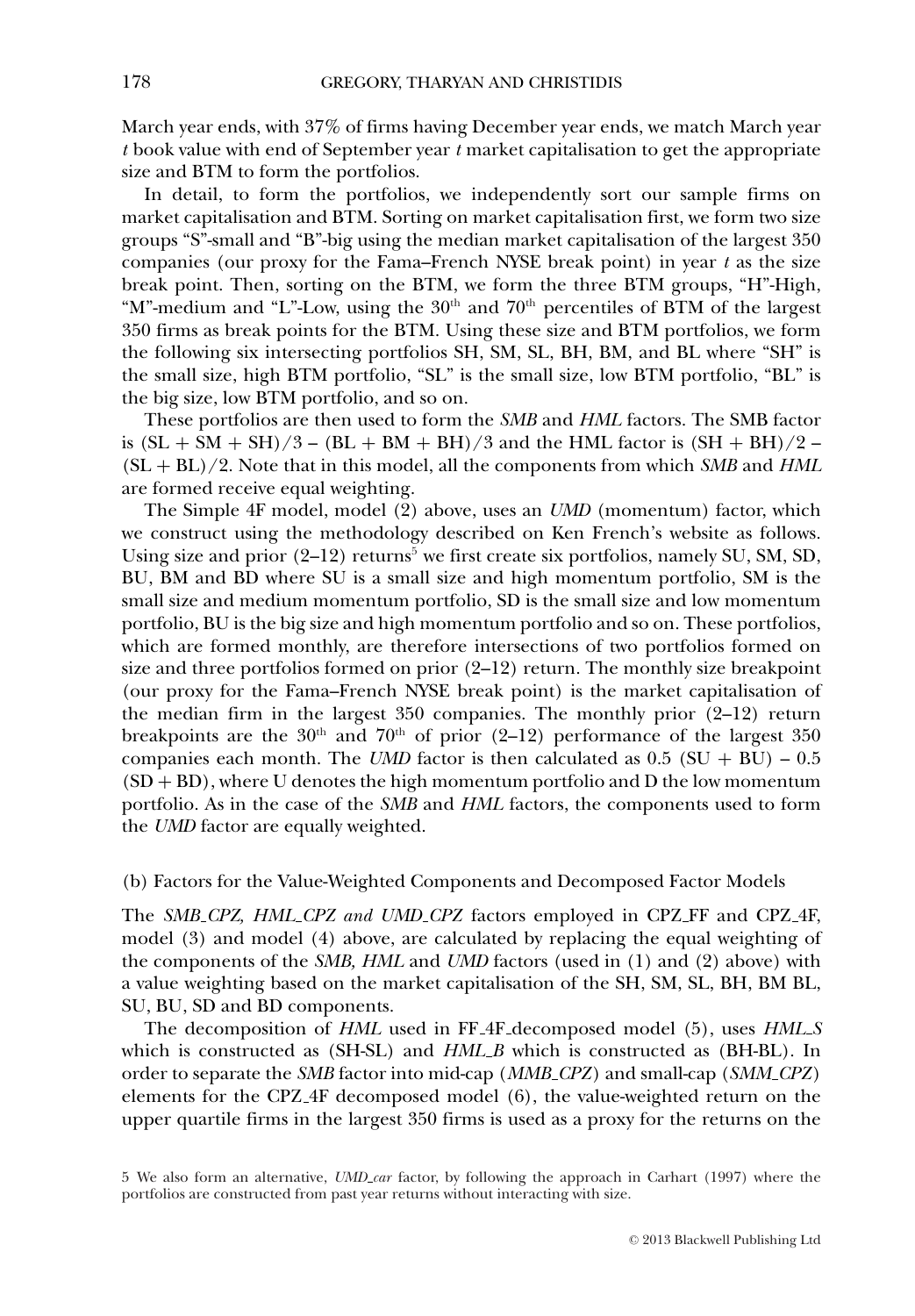March year ends, with 37% of firms having December year ends, we match March year *t* book value with end of September year *t* market capitalisation to get the appropriate size and BTM to form the portfolios.

In detail, to form the portfolios, we independently sort our sample firms on market capitalisation and BTM. Sorting on market capitalisation first, we form two size groups "S"-small and "B"-big using the median market capitalisation of the largest 350 companies (our proxy for the Fama–French NYSE break point) in year *t* as the size break point. Then, sorting on the BTM, we form the three BTM groups, "H"-High, "M"-medium and "L"-Low, using the 30th and 70th percentiles of BTM of the largest 350 firms as break points for the BTM. Using these size and BTM portfolios, we form the following six intersecting portfolios SH, SM, SL, BH, BM, and BL where "SH" is the small size, high BTM portfolio, "SL" is the small size, low BTM portfolio, "BL" is the big size, low BTM portfolio, and so on.

These portfolios are then used to form the *SMB* and *HML* factors. The SMB factor is $(SL + SM + SH)/3 - (BL + BM + BH)/3$ and the HML factor is $(SH + BH)/2 - (SL + BL)/2$. Note that in this model, all the components from which *SMB* and *HML* are formed receive equal weighting.

The Simple 4F model, model (2) above, uses an *UMD* (momentum) factor, which we construct using the methodology described on Ken French's website as follows. Using size and prior (2–12) returns[5] we first create six portfolios, namely SU, SM, SD, BU, BM and BD where SU is a small size and high momentum portfolio, SM is the small size and medium momentum portfolio, SD is the small size and low momentum portfolio, BU is the big size and high momentum portfolio and so on. These portfolios, which are formed monthly, are therefore intersections of two portfolios formed on size and three portfolios formed on prior (2–12) return. The monthly size breakpoint (our proxy for the Fama–French NYSE break point) is the market capitalisation of the median firm in the largest 350 companies. The monthly prior (2–12) return breakpoints are the 30th and 70th of prior (2–12) performance of the largest 350 companies each month. The *UMD* factor is then calculated as $0.5\ (SU + BU) - 0.5\ (SD + BD)$, where U denotes the high momentum portfolio and D the low momentum portfolio. As in the case of the *SMB* and *HML* factors, the components used to form the *UMD* factor are equally weighted.

(b) Factors for the Value-Weighted Components and Decomposed Factor Models

The *SMB_CPZ, HML_CPZ and UMD_CPZ* factors employed in CPZ_FF and CPZ_4F, model (3) and model (4) above, are calculated by replacing the equal weighting of the components of the *SMB, HML* and *UMD* factors (used in (1) and (2) above) with a value weighting based on the market capitalisation of the SH, SM, SL, BH, BM BL, SU, BU, SD and BD components.

The decomposition of *HML* used in FF_4F_decomposed model (5), uses *HML_S* which is constructed as (SH-SL) and *HML_B* which is constructed as (BH-BL). In order to separate the *SMB* factor into mid-cap (*MMB_CPZ*) and small-cap (*SMM_CPZ*) elements for the CPZ_4F decomposed model (6), the value-weighted return on the upper quartile firms in the largest 350 firms is used as a proxy for the returns on the

5 We also form an alternative, *UMD_car* factor, by following the approach in Carhart (1997) where the portfolios are constructed from past year returns without interacting with size.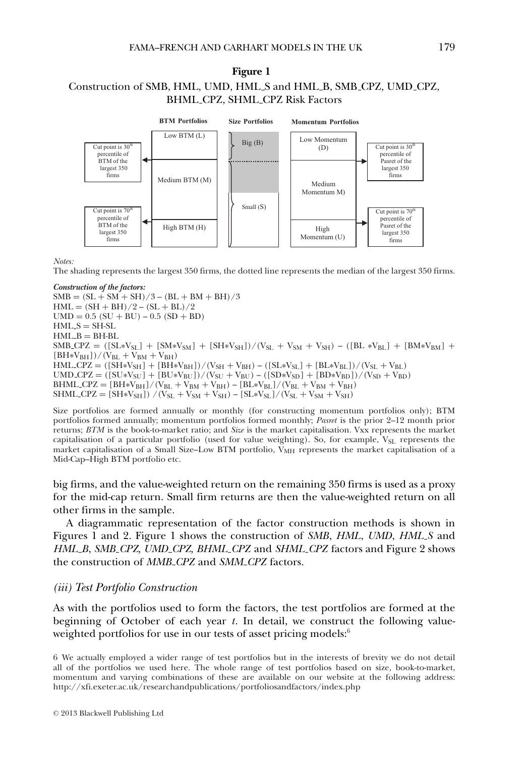**Figure 1**

Construction of SMB, HML, UMD, HML_S and HML_B, SMB_CPZ, UMD_CPZ, BHML_CPZ, SHML_CPZ Risk Factors

| BTM Portfolios | Size Portfolios | Momentum Portfolios |
|---|---|---|
| Low BTM (L) | Big (B) | Low Momentum (D) |
| Medium BTM (M) | | Medium Momentum M) |
| High BTM (H) | Small (S) | High Momentum (U) |

Cut point is 30[th] percentile of BTM of the largest 350 firms

Cut point is 70[th] percentile of BTM of the largest 350 firms

Cut point is 30[th] percentile of Pasret of the largest 350 firms

Cut point is 70[th] percentile of Pasret of the largest 350 firms

*Notes:*

The shading represents the largest 350 firms, the dotted line represents the median of the largest 350 firms.

***Construction of the factors:***

$SMB = (SL + SM + SH)/3 - (BL + BM + BH)/3$

$HML = (SH + BH)/2 - (SL + BL)/2$

$UMD = 0.5\ (SU + BU) - 0.5\ (SD + BD)$

$HML\_S = SH\text{-}SL$

$HML\_B = BH\text{-}BL$

$SMB\_CPZ = ([SL*V_{SL}] + [SM*V_{SM}] + [SH*V_{SH}])/(V_{SL} + V_{SM} + V_{SH}) - ([BL*V_{BL}] + [BM*V_{BM}] + [BH*V_{BH}])/(V_{BL} + V_{BM} + V_{BH})$

$HML\_CPZ = ([SH*V_{SH}] + [BH*V_{BH}])/(V_{SH} + V_{BH}) - ([SL*V_{SL}] + [BL*V_{BL}])/(V_{SL} + V_{BL})$

$UMD\_CPZ = ([SU*V_{SU}] + [BU*V_{BU}])/(V_{SU} + V_{BU}) - ([SD*V_{SD}] + [BD*V_{BD}])/(V_{SD} + V_{BD})$

$BHML\_CPZ = [BH*V_{BH}]/(V_{BL} + V_{BM} + V_{BH}) - [BL*V_{BL}]/(V_{BL} + V_{BM} + V_{BH})$

$SHML\_CPZ = [SH*V_{SH}])\ /(V_{SL} + V_{SM} + V_{SH}) - [SL*V_{SL}]/(V_{SL} + V_{SM} + V_{SH})$

Size portfolios are formed annually or monthly (for constructing momentum portfolios only); BTM portfolios formed annually; momentum portfolios formed monthly; *Pasret* is the prior 2–12 month prior returns; *BTM* is the book-to-market ratio; and *Size* is the market capitalisation. Vxx represents the market capitalisation of a particular portfolio (used for value weighting). So, for example, $V_{SL}$ represents the market capitalisation of a Small Size–Low BTM portfolio, $V_{MH}$ represents the market capitalisation of a Mid-Cap–High BTM portfolio etc.

big firms, and the value-weighted return on the remaining 350 firms is used as a proxy for the mid-cap return. Small firm returns are then the value-weighted return on all other firms in the sample.

A diagrammatic representation of the factor construction methods is shown in Figures 1 and 2. Figure 1 shows the construction of *SMB*, *HML*, *UMD*, *HML_S* and *HML_B*, *SMB_CPZ, UMD_CPZ, BHML_CPZ* and *SHML_CPZ* factors and Figure 2 shows the construction of *MMB_CPZ* and *SMM_CPZ* factors.

### *(iii) Test Portfolio Construction*

As with the portfolios used to form the factors, the test portfolios are formed at the beginning of October of each year *t*. In detail, we construct the following value-weighted portfolios for use in our tests of asset pricing models:[6]

6 We actually employed a wider range of test portfolios but in the interests of brevity we do not detail all of the portfolios we used here. The whole range of test portfolios based on size, book-to-market, momentum and varying combinations of these are available on our website at the following address: http://xfi.exeter.ac.uk/researchandpublications/portfoliosandfactors/index.php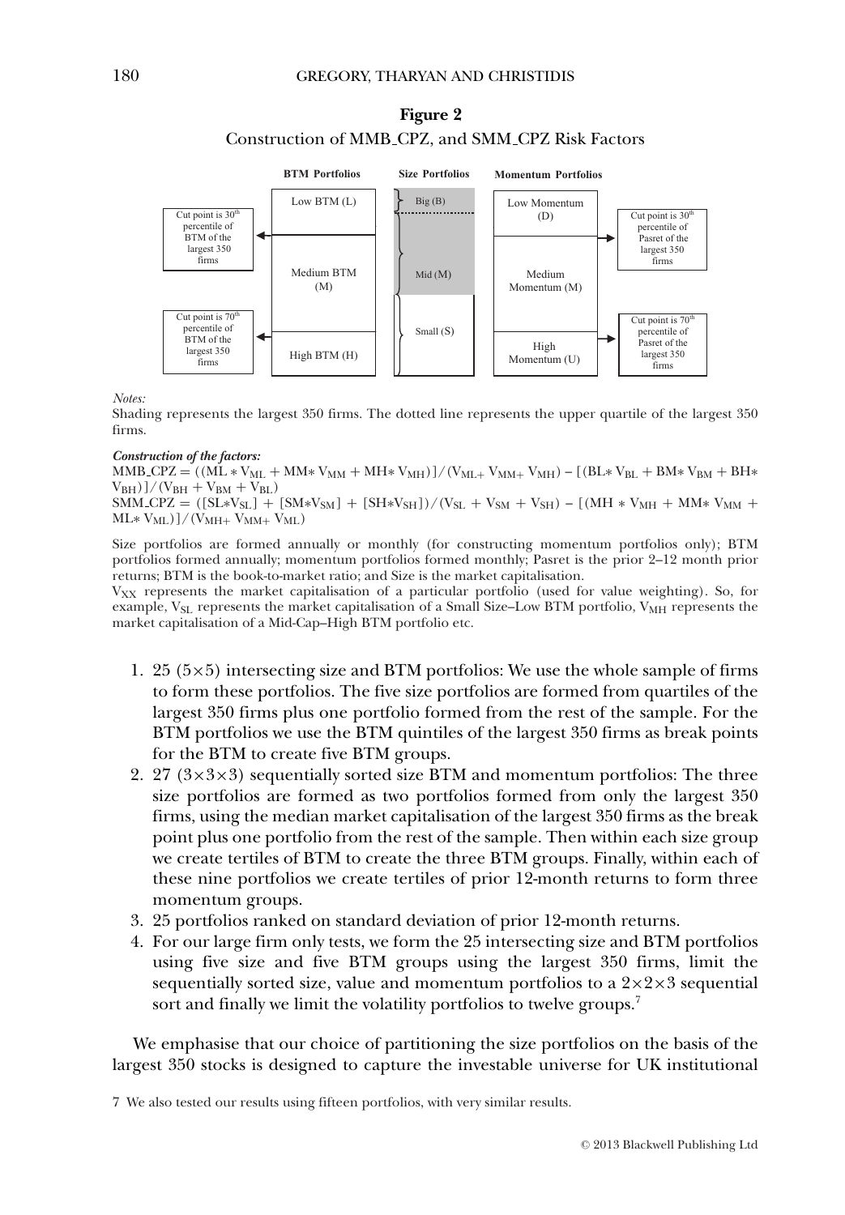**Figure 2**

Construction of MMB_CPZ, and SMM_CPZ Risk Factors

| BTM Portfolios | Size Portfolios | Momentum Portfolios |
|---|---|---|
| Low BTM (L) | Big (B) | Low Momentum (D) |
| Medium BTM (M) | Mid (M) | Medium Momentum (M) |
| High BTM (H) | Small (S) | High Momentum (U) |

Cut point is 30th percentile of BTM of the largest 350 firms

Cut point is 70th percentile of BTM of the largest 350 firms

Cut point is 30th percentile of Pasret of the largest 350 firms

Cut point is 70th percentile of Pasret of the largest 350 firms

*Notes:*

Shading represents the largest 350 firms. The dotted line represents the upper quartile of the largest 350 firms.

***Construction of the factors:***

$\text{MMB\_CPZ} = ((\text{ML} * V_{\text{ML}} + \text{MM}* V_{\text{MM}} + \text{MH}* V_{\text{MH}})]/(V_{\text{ML}+} V_{\text{MM}+} V_{\text{MH}}) - [(\text{BL}* V_{\text{BL}} + \text{BM}* V_{\text{BM}} + \text{BH}* V_{\text{BH}})]/(V_{\text{BH}} + V_{\text{BM}} + V_{\text{BL}})$

$\text{SMM\_CPZ} = ([\text{SL}*V_{\text{SL}}] + [\text{SM}*V_{\text{SM}}] + [\text{SH}*V_{\text{SH}}])/(V_{\text{SL}} + V_{\text{SM}} + V_{\text{SH}}) - [(\text{MH} * V_{\text{MH}} + \text{MM}* V_{\text{MM}} + \text{ML}* V_{\text{ML}})]/(V_{\text{MH}+} V_{\text{MM}+} V_{\text{ML}})$

Size portfolios are formed annually or monthly (for constructing momentum portfolios only); BTM portfolios formed annually; momentum portfolios formed monthly; Pasret is the prior 2–12 month prior returns; BTM is the book-to-market ratio; and Size is the market capitalisation.

$V_{\text{XX}}$ represents the market capitalisation of a particular portfolio (used for value weighting). So, for example, $V_{\text{SL}}$ represents the market capitalisation of a Small Size–Low BTM portfolio, $V_{\text{MH}}$ represents the market capitalisation of a Mid-Cap–High BTM portfolio etc.

1. 25 (5×5) intersecting size and BTM portfolios: We use the whole sample of firms to form these portfolios. The five size portfolios are formed from quartiles of the largest 350 firms plus one portfolio formed from the rest of the sample. For the BTM portfolios we use the BTM quintiles of the largest 350 firms as break points for the BTM to create five BTM groups.
2. 27 (3×3×3) sequentially sorted size BTM and momentum portfolios: The three size portfolios are formed as two portfolios formed from only the largest 350 firms, using the median market capitalisation of the largest 350 firms as the break point plus one portfolio from the rest of the sample. Then within each size group we create tertiles of BTM to create the three BTM groups. Finally, within each of these nine portfolios we create tertiles of prior 12-month returns to form three momentum groups.
3. 25 portfolios ranked on standard deviation of prior 12-month returns.
4. For our large firm only tests, we form the 25 intersecting size and BTM portfolios using five size and five BTM groups using the largest 350 firms, limit the sequentially sorted size, value and momentum portfolios to a 2×2×3 sequential sort and finally we limit the volatility portfolios to twelve groups.[7]

We emphasise that our choice of partitioning the size portfolios on the basis of the largest 350 stocks is designed to capture the investable universe for UK institutional

[7] We also tested our results using fifteen portfolios, with very similar results.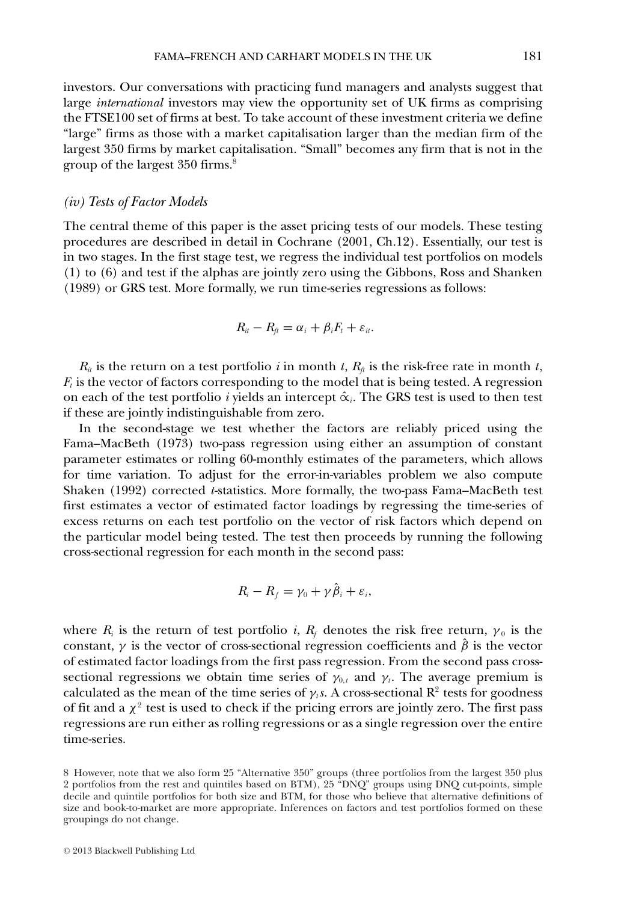investors. Our conversations with practicing fund managers and analysts suggest that large *international* investors may view the opportunity set of UK firms as comprising the FTSE100 set of firms at best. To take account of these investment criteria we define "large" firms as those with a market capitalisation larger than the median firm of the largest 350 firms by market capitalisation. "Small" becomes any firm that is not in the group of the largest 350 firms.[8]

### *(iv) Tests of Factor Models*

The central theme of this paper is the asset pricing tests of our models. These testing procedures are described in detail in Cochrane (2001, Ch.12). Essentially, our test is in two stages. In the first stage test, we regress the individual test portfolios on models (1) to (6) and test if the alphas are jointly zero using the Gibbons, Ross and Shanken (1989) or GRS test. More formally, we run time-series regressions as follows:

$$R_{it} - R_{ft} = \alpha_i + \beta_i F_t + \varepsilon_{it}.$$

$R_{it}$ is the return on a test portfolio $i$ in month $t$, $R_{ft}$ is the risk-free rate in month $t$, $F_t$ is the vector of factors corresponding to the model that is being tested. A regression on each of the test portfolio $i$ yields an intercept $\hat{\alpha}_i$. The GRS test is used to then test if these are jointly indistinguishable from zero.

In the second-stage we test whether the factors are reliably priced using the Fama–MacBeth (1973) two-pass regression using either an assumption of constant parameter estimates or rolling 60-monthly estimates of the parameters, which allows for time variation. To adjust for the error-in-variables problem we also compute Shaken (1992) corrected *t*-statistics. More formally, the two-pass Fama–MacBeth test first estimates a vector of estimated factor loadings by regressing the time-series of excess returns on each test portfolio on the vector of risk factors which depend on the particular model being tested. The test then proceeds by running the following cross-sectional regression for each month in the second pass:

$$R_i - R_f = \gamma_0 + \gamma \hat{\beta}_i + \varepsilon_i,$$

where $R_i$ is the return of test portfolio $i$, $R_f$ denotes the risk free return, $\gamma_0$ is the constant, $\gamma$ is the vector of cross-sectional regression coefficients and $\hat{\beta}$ is the vector of estimated factor loadings from the first pass regression. From the second pass cross-sectional regressions we obtain time series of $\gamma_{0,t}$ and $\gamma_t$. The average premium is calculated as the mean of the time series of $\gamma_t$s. A cross-sectional $R^2$ tests for goodness of fit and a $\chi^2$ test is used to check if the pricing errors are jointly zero. The first pass regressions are run either as rolling regressions or as a single regression over the entire time-series.

8 However, note that we also form 25 "Alternative 350" groups (three portfolios from the largest 350 plus 2 portfolios from the rest and quintiles based on BTM), 25 "DNQ" groups using DNQ cut-points, simple decile and quintile portfolios for both size and BTM, for those who believe that alternative definitions of size and book-to-market are more appropriate. Inferences on factors and test portfolios formed on these groupings do not change.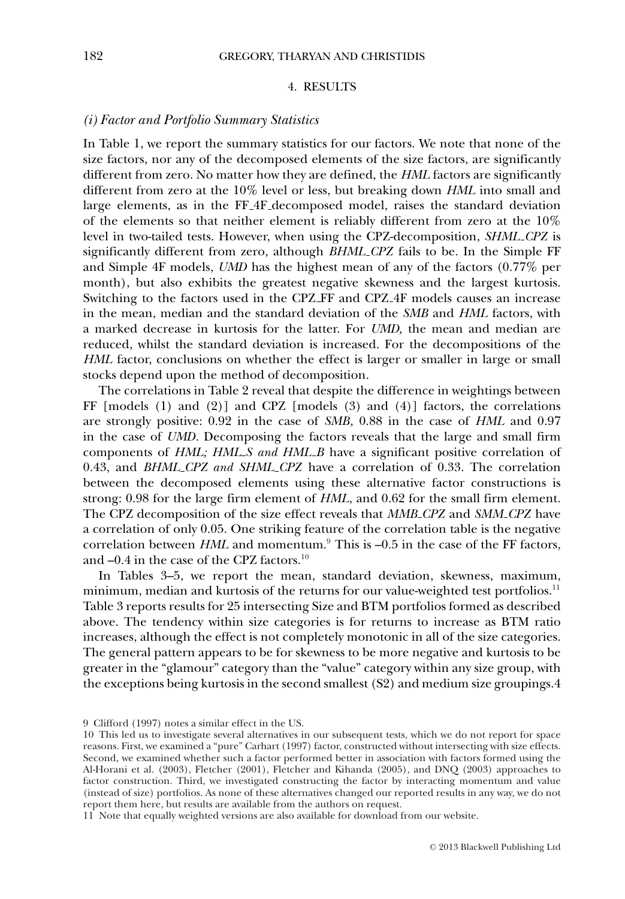## 4. RESULTS

### *(i) Factor and Portfolio Summary Statistics*

In Table 1, we report the summary statistics for our factors. We note that none of the size factors, nor any of the decomposed elements of the size factors, are significantly different from zero. No matter how they are defined, the *HML* factors are significantly different from zero at the 10% level or less, but breaking down *HML* into small and large elements, as in the FF_4F_decomposed model, raises the standard deviation of the elements so that neither element is reliably different from zero at the 10% level in two-tailed tests. However, when using the CPZ-decomposition, *SHML_CPZ* is significantly different from zero, although *BHML_CPZ* fails to be. In the Simple FF and Simple 4F models, *UMD* has the highest mean of any of the factors (0.77% per month), but also exhibits the greatest negative skewness and the largest kurtosis. Switching to the factors used in the CPZ_FF and CPZ_4F models causes an increase in the mean, median and the standard deviation of the *SMB* and *HML* factors, with a marked decrease in kurtosis for the latter. For *UMD,* the mean and median are reduced, whilst the standard deviation is increased. For the decompositions of the *HML* factor, conclusions on whether the effect is larger or smaller in large or small stocks depend upon the method of decomposition.

The correlations in Table 2 reveal that despite the difference in weightings between FF [models (1) and (2)] and CPZ [models (3) and (4)] factors, the correlations are strongly positive: 0.92 in the case of *SMB*, 0.88 in the case of *HML* and 0.97 in the case of *UMD*. Decomposing the factors reveals that the large and small firm components of *HML; HML_S and HML_B* have a significant positive correlation of 0.43, and *BHML_CPZ and SHML_CPZ* have a correlation of 0.33. The correlation between the decomposed elements using these alternative factor constructions is strong: 0.98 for the large firm element of *HML*, and 0.62 for the small firm element. The CPZ decomposition of the size effect reveals that *MMB_CPZ* and *SMM_CPZ* have a correlation of only 0.05. One striking feature of the correlation table is the negative correlation between *HML* and momentum.[9] This is –0.5 in the case of the FF factors, and –0.4 in the case of the CPZ factors.[10]

In Tables 3–5, we report the mean, standard deviation, skewness, maximum, minimum, median and kurtosis of the returns for our value-weighted test portfolios.[11] Table 3 reports results for 25 intersecting Size and BTM portfolios formed as described above. The tendency within size categories is for returns to increase as BTM ratio increases, although the effect is not completely monotonic in all of the size categories. The general pattern appears to be for skewness to be more negative and kurtosis to be greater in the "glamour" category than the "value" category within any size group, with the exceptions being kurtosis in the second smallest (S2) and medium size groupings.4

9 Clifford (1997) notes a similar effect in the US.

10 This led us to investigate several alternatives in our subsequent tests, which we do not report for space reasons. First, we examined a "pure" Carhart (1997) factor, constructed without intersecting with size effects. Second, we examined whether such a factor performed better in association with factors formed using the Al-Horani et al. (2003), Fletcher (2001), Fletcher and Kihanda (2005), and DNQ (2003) approaches to factor construction. Third, we investigated constructing the factor by interacting momentum and value (instead of size) portfolios. As none of these alternatives changed our reported results in any way, we do not report them here, but results are available from the authors on request.

11 Note that equally weighted versions are also available for download from our website.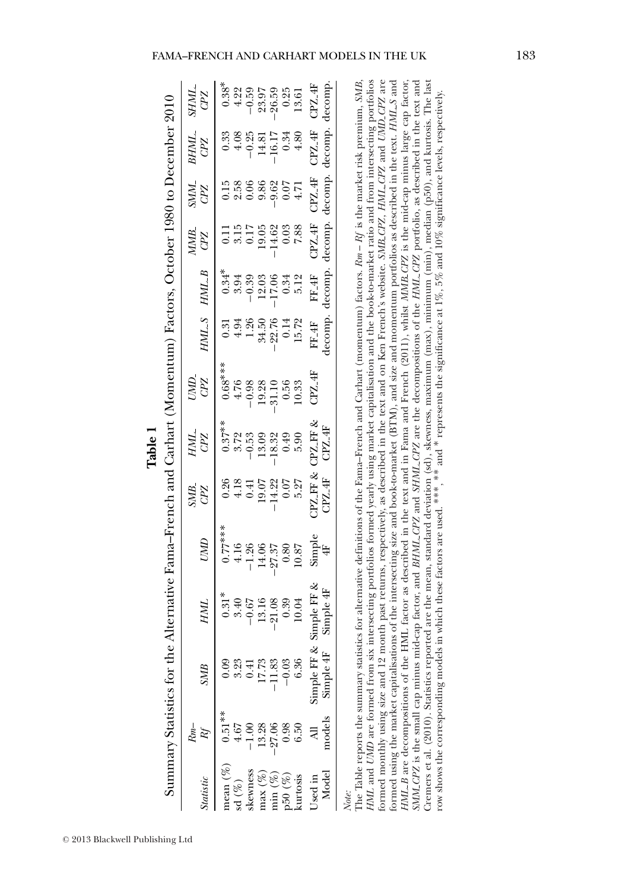**Table 1**

Summary Statistics for the Alternative Fama–French and Carhart (Momentum) Factors, October 1980 to December 2010

| *Statistic* | *Rm–Rf* | *SMB* | *HML* | *UMD* | *SMB_CPZ* | *HML_CPZ* | *UMD_CPZ* | *HML_S* | *HML_B* | *MMB_CPZ* | *SMM_CPZ* | *BHML_CPZ* | *SHML_CPZ* |
|---|---|---|---|---|---|---|---|---|---|---|---|---|---|
| mean (%) | 0.51** | 0.09 | 0.31* | 0.77*** | 0.26 | 0.37** | 0.68*** | 0.31 | 0.34* | 0.11 | 0.15 | 0.33 | 0.38* |
| sd (%) | 4.67 | 3.23 | 3.40 | 4.16 | 4.18 | 3.72 | 4.76 | 4.94 | 3.94 | 3.15 | 2.58 | 4.08 | 4.22 |
| skewness | −1.00 | 0.41 | −0.67 | −1.26 | 0.41 | −0.53 | −0.98 | 1.26 | −0.39 | 0.17 | 0.06 | −0.25 | −0.59 |
| max (%) | 13.28 | 17.73 | 13.16 | 14.06 | 19.07 | 13.09 | 19.28 | 34.50 | 12.03 | 19.05 | 9.86 | 14.81 | 23.97 |
| min (%) | −27.06 | −11.83 | −21.08 | −27.37 | −14.22 | −18.32 | −31.10 | −22.76 | −17.06 | −14.62 | −9.62 | −16.17 | −26.59 |
| p50 (%) | 0.98 | −0.03 | 0.39 | 0.80 | 0.07 | 0.49 | 0.56 | 0.14 | 0.34 | 0.03 | 0.07 | 0.34 | 0.25 |
| kurtosis | 6.50 | 6.36 | 10.04 | 10.87 | 5.27 | 5.90 | 10.33 | 15.72 | 5.12 | 7.88 | 4.71 | 4.80 | 13.61 |
| Used in Model | All models | Simple FF & Simple 4F | Simple FF & Simple 4F | Simple 4F | CPZ_FF & CPZ_4F | CPZ_FF & CPZ_4F | CPZ_4F | FF_4F decomp. | FF_4F decomp. | CPZ_4F decomp. | CPZ_4F decomp. | CPZ_4F decomp. | CPZ_4F decomp. |

*Note:*

The Table reports the summary statistics for alternative definitions of the Fama–French and Carhart (momentum) factors. *Rm – Rf* is the market risk premium, *SMB*, *HML* and *UMD* are formed from six intersecting portfolios formed yearly using market capitalisation and the book-to-market ratio and from intersecting portfolios formed monthly using size and 12 month past returns, respectively, as described in the text and on Ken French's website. *SMB_CPZ*, *HML_CPZ* and *UMD_CPZ* are formed using the market capitalisations of the intersecting size and book-to-market (BTM), and size and momentum portfolios as described in the text. *HML_S* and *HML_B* are decompositions of the HML factor as described in the text and in Fama and French (2011), whilst *MMB_CPZ* is the mid-cap minus large cap factor, *SMM_CPZ* is the small cap minus mid-cap factor, and *BHML_CPZ* and *SHML_CPZ* are the decompositions of the *HML_CPZ* portfolio, as described in the text and Cremers et al. (2010). Statistics reported are the mean, standard deviation (sd), skewness, maximum (max), minimum (min), median (p50), and kurtosis. The last row shows the corresponding models in which these factors are used. ***, ** and * represents the significance at 1%, 5% and 10% significance levels, respectively.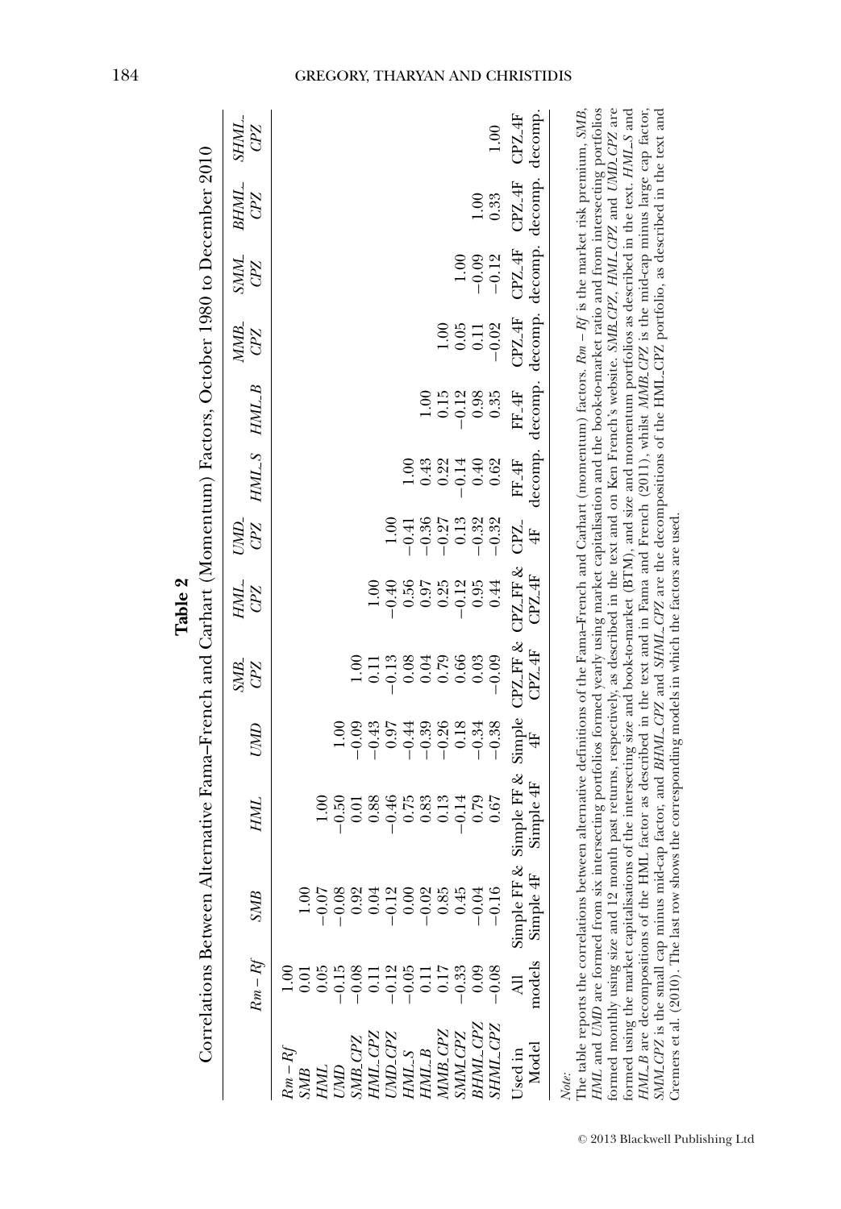**Table 2**

Correlations Between Alternative Fama–French and Carhart (Momentum) Factors, October 1980 to December 2010

| | $Rm-Rf$ | *SMB* | *HML* | *UMD* | *SMB_CPZ* | *HML_CPZ* | *UMD_CPZ* | *HML_S* | *HML_B* | *MMB_CPZ* | *SMM_CPZ* | *BHML_CPZ* | *SHML_CPZ* |
|---|---|---|---|---|---|---|---|---|---|---|---|---|---|
| $Rm-Rf$ | 1.00 | | | | | | | | | | | | |
| *SMB* | 0.01 | 1.00 | | | | | | | | | | | |
| *HML* | 0.05 | −0.07 | 1.00 | | | | | | | | | | |
| *UMD* | −0.15 | −0.08 | −0.50 | 1.00 | | | | | | | | | |
| *SMB_CPZ* | −0.08 | 0.92 | 0.01 | −0.09 | 1.00 | | | | | | | | |
| *HML_CPZ* | 0.11 | 0.04 | 0.88 | −0.43 | 0.11 | 1.00 | | | | | | | |
| *UMD_CPZ* | −0.12 | −0.12 | −0.46 | 0.97 | −0.13 | −0.40 | 1.00 | | | | | | |
| *HML_S* | −0.05 | 0.00 | 0.75 | −0.44 | 0.08 | 0.56 | −0.41 | 1.00 | | | | | |
| *HML_B* | 0.11 | −0.02 | 0.83 | −0.39 | 0.04 | 0.97 | −0.36 | 0.43 | 1.00 | | | | |
| *MMB_CPZ* | 0.17 | 0.85 | 0.13 | −0.26 | 0.79 | 0.25 | −0.27 | 0.22 | 0.15 | 1.00 | | | |
| *SMM_CPZ* | −0.33 | 0.45 | −0.14 | 0.18 | 0.66 | −0.12 | 0.13 | −0.14 | −0.12 | 0.05 | 1.00 | | |
| *BHML_CPZ* | 0.09 | −0.04 | 0.79 | −0.34 | 0.03 | 0.95 | −0.32 | 0.40 | 0.98 | 0.11 | −0.09 | 1.00 | |
| *SHML_CPZ* | −0.08 | −0.16 | 0.67 | −0.38 | −0.09 | 0.44 | −0.32 | 0.62 | 0.35 | −0.02 | −0.12 | 0.33 | 1.00 |
| Used in Model | All models | Simple FF & Simple 4F | Simple FF & Simple 4F | Simple 4F | CPZ_FF & CPZ_4F | CPZ_FF & CPZ_4F | CPZ_4F | FF_4F decomp. | FF_4F decomp. | CPZ_4F decomp. | CPZ_4F decomp. | CPZ_4F decomp. | CPZ_4F decomp. |

*Note:*

The table reports the correlations between alternative definitions of the Fama–French and Carhart (momentum) factors. $Rm-Rf$ is the market risk premium, *SMB*, *HML* and *UMD* are formed from six intersecting portfolios formed yearly using market capitalisation and the book-to-market ratio and from intersecting portfolios formed monthly using size and 12 month past returns, respectively, as described in the text and on Ken French's website. *SMB_CPZ*, *HML_CPZ* and *UMD_CPZ* are formed using the market capitalisations of the intersecting size and book-to-market (BTM), and size and momentum portfolios as described in the text. *HML_S* and *HML_B* are decompositions of the HML factor as described in the text and in Fama and French (2011), whilst *MMB_CPZ* is the mid-cap minus large cap factor, *SMM_CPZ* is the small cap minus mid-cap factor, and *BHML_CPZ* and *SHML_CPZ* are the decompositions of the HML_CPZ portfolio, as described in the text and Cremers et al. (2010). The last row shows the corresponding models in which the factors are used.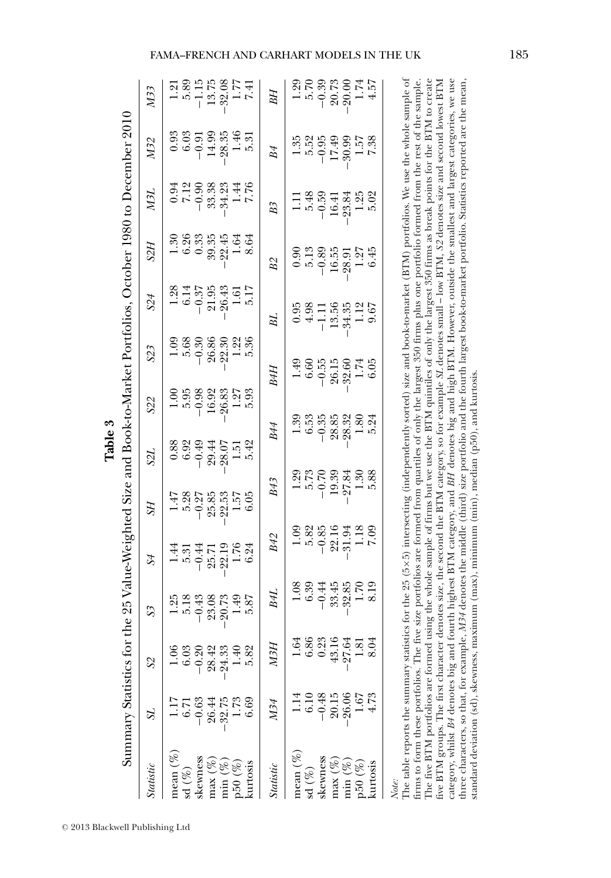**Table 3**

Summary Statistics for the 25 Value-Weighted Size and Book-to-Market Portfolios, October 1980 to December 2010

| *Statistic* | *SL* | *S2* | *S3* | *S4* | *SH* | *S2L* | *S22* | *S23* | *S24* | *S2H* | *M3L* | *M32* | *M33* |
|---|---|---|---|---|---|---|---|---|---|---|---|---|---|
| mean (%) | 1.17 | 1.06 | 1.25 | 1.44 | 1.47 | 0.88 | 1.00 | 1.09 | 1.28 | 1.30 | 0.94 | 0.93 | 1.21 |
| sd (%) | 6.71 | 6.03 | 5.18 | 5.31 | 5.28 | 6.92 | 5.95 | 5.68 | 6.14 | 6.26 | 7.12 | 6.03 | 5.89 |
| skewness | −0.63 | −0.20 | −0.43 | −0.44 | −0.27 | −0.49 | −0.98 | −0.30 | −0.37 | 0.33 | −0.90 | −0.91 | −1.15 |
| max (%) | 26.44 | 28.42 | 23.08 | 25.71 | 25.85 | 29.44 | 16.92 | 26.86 | 21.95 | 39.35 | 33.38 | 14.99 | 13.75 |
| min (%) | −32.75 | −24.33 | −20.73 | −22.19 | −22.53 | −28.07 | −26.83 | −22.30 | −26.43 | −22.45 | −34.23 | −28.35 | −32.08 |
| p50 (%) | 1.73 | 1.40 | 1.49 | 1.76 | 1.57 | 1.51 | 1.27 | 1.22 | 1.61 | 1.64 | 1.44 | 1.46 | 1.77 |
| kurtosis | 6.69 | 5.82 | 5.87 | 6.24 | 6.05 | 5.42 | 5.93 | 5.36 | 5.17 | 8.64 | 7.76 | 5.31 | 7.41 |
| *Statistic* | *M34* | *M3H* | *B4L* | *B42* | *B43* | *B44* | *B4H* | *BL* | *B2* | *B3* | *B4* | *BH* | |
| mean (%) | 1.14 | 1.64 | 1.08 | 1.09 | 1.29 | 1.39 | 1.49 | 0.95 | 0.90 | 1.11 | 1.35 | 1.29 | |
| sd (%) | 6.10 | 6.86 | 6.39 | 5.82 | 5.73 | 6.53 | 6.60 | 4.98 | 5.13 | 5.48 | 5.52 | 5.70 | |
| skewness | −0.48 | 0.23 | −0.44 | −0.85 | −0.70 | −0.35 | −0.55 | −1.11 | −0.89 | −0.59 | −0.95 | −0.39 | |
| max (%) | 20.15 | 43.16 | 33.45 | 22.16 | 19.39 | 28.85 | 26.15 | 13.56 | 16.55 | 16.41 | 17.49 | 20.73 | |
| min (%) | −26.06 | −27.64 | −32.85 | −31.94 | −27.84 | −28.32 | −32.60 | −34.35 | −28.91 | −23.84 | −30.99 | −20.00 | |
| p50 (%) | 1.67 | 1.81 | 1.70 | 1.18 | 1.30 | 1.80 | 1.74 | 1.12 | 1.27 | 1.25 | 1.57 | 1.74 | |
| kurtosis | 4.73 | 8.04 | 8.19 | 7.09 | 5.88 | 5.24 | 6.05 | 9.67 | 6.45 | 5.02 | 7.38 | 4.57 | |

*Note*:
The table reports the summary statistics for the 25 (5×5) intersecting (independently sorted) size and book-to-market (BTM) portfolios. We use the whole sample of firms to form these portfolios. The five size portfolios are formed from quartiles of only the largest 350 firms plus one portfolio formed from the rest of the sample. The five BTM portfolios are formed using the whole sample of firms but we use the BTM quintiles of only the largest 350 firms as break points for the BTM to create five BTM groups. The first character denotes size, the second the BTM category, so for example *SL* denotes small – low BTM, *S2* denotes size and second lowest BTM category, whilst *B4* denotes big and fourth highest BTM category, and *BH* denotes big and high BTM. However, outside the smallest and largest categories, we use three characters, so that, for example, *M34* denotes the middle (third) size portfolio and the fourth largest book-to-market portfolio. Statistics reported are the mean, standard deviation (sd), skewness, maximum (max), minimum (min), median (p50), and kurtosis.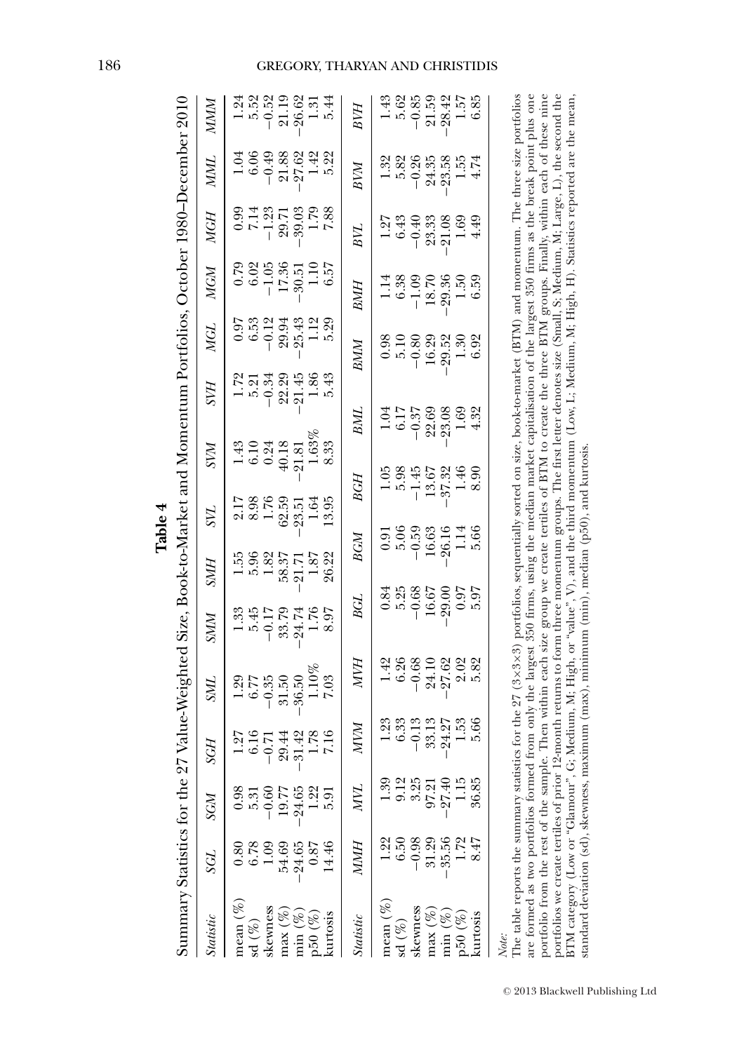**Table 4**

Summary Statistics for the 27 Value-Weighted Size, Book-to-Market and Momentum Portfolios, October 1980–December 2010

| *Statistic* | *SGL* | *SGM* | *SGH* | *SML* | *SMM* | *SMH* | *SVL* | *SVM* | *SVH* | *MGL* | *MGM* | *MGH* | *MML* | *MMM* |
|---|---|---|---|---|---|---|---|---|---|---|---|---|---|---|
| mean (%) | 0.80 | 0.98 | 1.27 | 1.29 | 1.33 | 1.55 | 2.17 | 1.43 | 1.72 | 0.97 | 0.79 | 0.99 | 1.04 | 1.24 |
| sd (%) | 6.78 | 5.31 | 6.16 | 6.77 | 5.45 | 5.96 | 8.98 | 6.10 | 5.21 | 6.53 | 6.02 | 7.14 | 6.06 | 5.52 |
| skewness | 1.09 | −0.60 | −0.71 | −0.35 | −0.17 | 1.82 | 1.76 | 0.24 | −0.34 | −0.12 | −1.05 | −1.23 | −0.49 | −0.52 |
| max (%) | 54.69 | 19.77 | 29.44 | 31.50 | 33.79 | 58.37 | 62.59 | 40.18 | 22.29 | 29.94 | 17.36 | 29.71 | 21.88 | 21.19 |
| min (%) | −24.65 | −24.65 | −31.42 | −36.50 | −24.74 | −21.71 | −23.51 | −21.81 | −21.45 | −25.43 | −30.51 | −39.03 | −27.62 | −26.62 |
| p50 (%) | 0.87 | 1.22 | 1.78 | 1.10% | 1.76 | 1.87 | 1.64 | 1.63% | 1.86 | 1.12 | 1.10 | 1.79 | 1.42 | 1.31 |
| kurtosis | 14.46 | 5.91 | 7.16 | 7.03 | 8.97 | 26.22 | 13.95 | 8.33 | 5.43 | 5.29 | 6.57 | 7.88 | 5.22 | 5.44 |
| ***Statistic*** | ***MMH*** | ***MVL*** | ***MVM*** | ***MVH*** | ***BGL*** | ***BGM*** | ***BGH*** | ***BML*** | ***BMM*** | ***BMH*** | ***BVL*** | ***BVM*** | ***BVH*** | |
| mean (%) | 1.22 | 1.39 | 1.23 | 1.42 | 0.84 | 0.91 | 1.05 | 1.04 | 0.98 | 1.14 | 1.27 | 1.32 | 1.43 | |
| sd (%) | 6.50 | 9.12 | 6.33 | 6.26 | 5.25 | 5.06 | 5.98 | 6.17 | 5.10 | 6.38 | 6.43 | 5.82 | 5.62 | |
| skewness | −0.98 | 3.25 | −0.13 | −0.68 | −0.68 | −0.59 | −1.45 | −0.37 | −0.80 | −1.09 | −0.40 | −0.26 | −0.85 | |
| max (%) | 31.29 | 97.21 | 33.13 | 24.10 | 16.67 | 16.63 | 13.67 | 22.69 | 16.29 | 18.70 | 23.33 | 24.35 | 21.59 | |
| min (%) | −35.56 | −27.40 | −24.27 | −27.62 | −29.00 | −26.16 | −37.32 | −23.08 | −29.52 | −29.36 | −21.08 | −23.58 | −28.42 | |
| p50 (%) | 1.72 | 1.15 | 1.53 | 2.02 | 0.97 | 1.14 | 1.46 | 1.69 | 1.30 | 1.50 | 1.69 | 1.55 | 1.57 | |
| kurtosis | 8.47 | 36.85 | 5.66 | 5.82 | 5.97 | 5.66 | 8.90 | 4.32 | 6.92 | 6.59 | 4.49 | 4.74 | 6.85 | |

*Note*:
The table reports the summary statistics for the 27 (3×3×3) portfolios, sequentially sorted on size, book-to-market (BTM) and momentum. The three size portfolios are formed as two portfolios formed from only the largest 350 firms, using the median market capitalisation of the largest 350 firms as the break point plus one portfolio from the rest of the sample. Then within each size group we create tertiles of BTM to create the three BTM groups. Finally, within each of these nine portfolios we create tertiles of prior 12-month returns to form three momentum groups. The first letter denotes size (Small, S; Medium, M; Large, L), the second the BTM category (Low or "Glamour", G; Medium, M; High, or "value", V), and the third momentum (Low, L; Medium, M; High, H). Statistics reported are the mean, standard deviation (sd), skewness, maximum (max), minimum (min), median (p50), and kurtosis.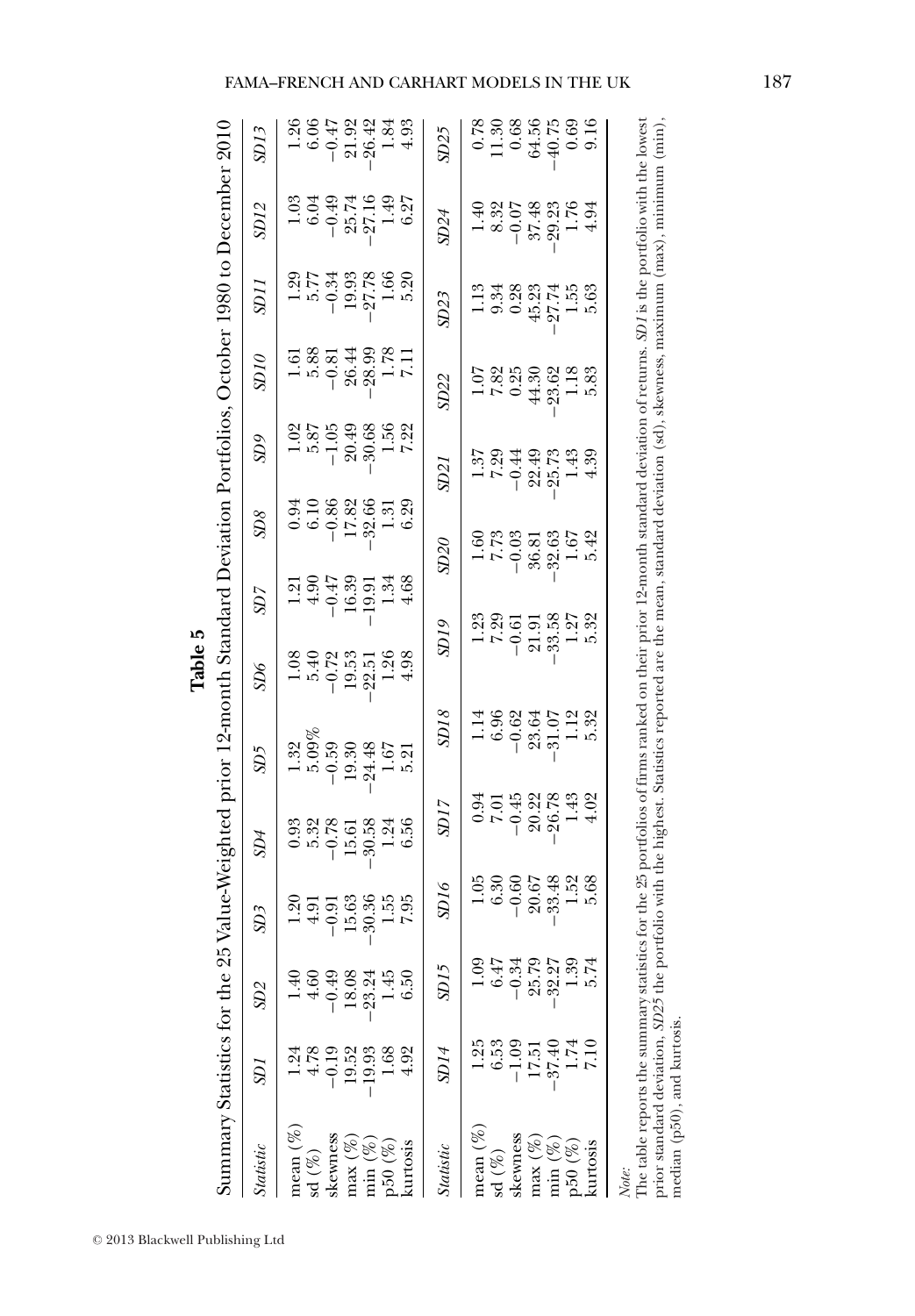**Table 5**

Summary Statistics for the 25 Value-Weighted prior 12-month Standard Deviation Portfolios, October 1980 to December 2010

| *Statistic* | *SD1* | *SD2* | *SD3* | *SD4* | *SD5* | *SD6* | *SD7* | *SD8* | *SD9* | *SD10* | *SD11* | *SD12* | *SD13* |
|---|---|---|---|---|---|---|---|---|---|---|---|---|---|
| mean (%) | 1.24 | 1.40 | 1.20 | 0.93 | 1.32 | 1.08 | 1.21 | 0.94 | 1.02 | 1.61 | 1.29 | 1.03 | 1.26 |
| sd (%) | 4.78 | 4.60 | 4.91 | 5.32 | 5.09% | 5.40 | 4.90 | 6.10 | 5.87 | 5.88 | 5.77 | 6.04 | 6.06 |
| skewness | −0.19 | −0.49 | −0.91 | −0.78 | −0.59 | −0.72 | −0.47 | −0.86 | −1.05 | −0.81 | −0.34 | −0.49 | −0.47 |
| max (%) | 19.52 | 18.08 | 15.63 | 15.61 | 19.30 | 19.53 | 16.39 | 17.82 | 20.49 | 26.44 | 19.93 | 25.74 | 21.92 |
| min (%) | −19.93 | −23.24 | −30.36 | −30.58 | −24.48 | −22.51 | −19.91 | −32.66 | −30.68 | −28.99 | −27.78 | −27.16 | −26.42 |
| p50 (%) | 1.68 | 1.45 | 1.55 | 1.24 | 1.67 | 1.26 | 1.34 | 1.31 | 1.56 | 1.78 | 1.66 | 1.49 | 1.84 |
| kurtosis | 4.92 | 6.50 | 7.95 | 6.56 | 5.21 | 4.98 | 4.68 | 6.29 | 7.22 | 7.11 | 5.20 | 6.27 | 4.93 |

| *Statistic* | *SD14* | *SD15* | *SD16* | *SD17* | *SD18* | *SD19* | *SD20* | *SD21* | *SD22* | *SD23* | *SD24* | *SD25* |
|---|---|---|---|---|---|---|---|---|---|---|---|---|
| mean (%) | 1.25 | 1.09 | 1.05 | 0.94 | 1.14 | 1.23 | 1.60 | 1.37 | 1.07 | 1.13 | 1.40 | 0.78 |
| sd (%) | 6.53 | 6.47 | 6.30 | 7.01 | 6.96 | 7.29 | 7.73 | 7.29 | 7.82 | 9.34 | 8.32 | 11.30 |
| skewness | −1.09 | −0.34 | −0.60 | −0.45 | −0.62 | −0.61 | −0.03 | −0.44 | 0.25 | 0.28 | −0.07 | 0.68 |
| max (%) | 17.51 | 25.79 | 20.67 | 20.22 | 23.64 | 21.91 | 36.81 | 22.49 | 44.30 | 45.23 | 37.48 | 64.56 |
| min (%) | −37.40 | −32.27 | −33.48 | −26.78 | −31.07 | −33.58 | −32.63 | −25.73 | −23.62 | −27.74 | −29.23 | −40.75 |
| p50 (%) | 1.74 | 1.39 | 1.52 | 1.43 | 1.12 | 1.27 | 1.67 | 1.43 | 1.18 | 1.55 | 1.76 | 0.69 |
| kurtosis | 7.10 | 5.74 | 5.68 | 4.02 | 5.32 | 5.32 | 5.42 | 4.39 | 5.83 | 5.63 | 4.94 | 9.16 |

*Note:*
The table reports the summary statistics for the 25 portfolios of firms ranked on their prior 12-month standard deviation of returns. *SD1* is the portfolio with the lowest prior standard deviation, *SD25* the portfolio with the highest. Statistics reported are the mean, standard deviation (sd), skewness, maximum (max), minimum (min), median (p50), and kurtosis.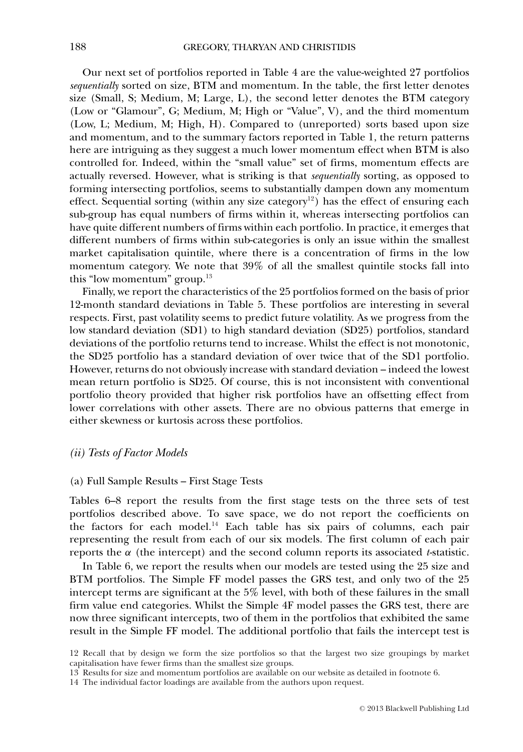Our next set of portfolios reported in Table 4 are the value-weighted 27 portfolios *sequentially* sorted on size, BTM and momentum. In the table, the first letter denotes size (Small, S; Medium, M; Large, L), the second letter denotes the BTM category (Low or "Glamour", G; Medium, M; High or "Value", V), and the third momentum (Low, L; Medium, M; High, H). Compared to (unreported) sorts based upon size and momentum, and to the summary factors reported in Table 1, the return patterns here are intriguing as they suggest a much lower momentum effect when BTM is also controlled for. Indeed, within the "small value" set of firms, momentum effects are actually reversed. However, what is striking is that *sequentially* sorting, as opposed to forming intersecting portfolios, seems to substantially dampen down any momentum effect. Sequential sorting (within any size category[12]) has the effect of ensuring each sub-group has equal numbers of firms within it, whereas intersecting portfolios can have quite different numbers of firms within each portfolio. In practice, it emerges that different numbers of firms within sub-categories is only an issue within the smallest market capitalisation quintile, where there is a concentration of firms in the low momentum category. We note that 39% of all the smallest quintile stocks fall into this "low momentum" group.[13]

Finally, we report the characteristics of the 25 portfolios formed on the basis of prior 12-month standard deviations in Table 5. These portfolios are interesting in several respects. First, past volatility seems to predict future volatility. As we progress from the low standard deviation (SD1) to high standard deviation (SD25) portfolios, standard deviations of the portfolio returns tend to increase. Whilst the effect is not monotonic, the SD25 portfolio has a standard deviation of over twice that of the SD1 portfolio. However, returns do not obviously increase with standard deviation – indeed the lowest mean return portfolio is SD25. Of course, this is not inconsistent with conventional portfolio theory provided that higher risk portfolios have an offsetting effect from lower correlations with other assets. There are no obvious patterns that emerge in either skewness or kurtosis across these portfolios.

### *(ii) Tests of Factor Models*

#### (a) Full Sample Results – First Stage Tests

Tables 6–8 report the results from the first stage tests on the three sets of test portfolios described above. To save space, we do not report the coefficients on the factors for each model.[14] Each table has six pairs of columns, each pair representing the result from each of our six models. The first column of each pair reports the $\alpha$ (the intercept) and the second column reports its associated *t*-statistic.

In Table 6, we report the results when our models are tested using the 25 size and BTM portfolios. The Simple FF model passes the GRS test, and only two of the 25 intercept terms are significant at the 5% level, with both of these failures in the small firm value end categories. Whilst the Simple 4F model passes the GRS test, there are now three significant intercepts, two of them in the portfolios that exhibited the same result in the Simple FF model. The additional portfolio that fails the intercept test is

12 Recall that by design we form the size portfolios so that the largest two size groupings by market capitalisation have fewer firms than the smallest size groups.

13 Results for size and momentum portfolios are available on our website as detailed in footnote 6.

14 The individual factor loadings are available from the authors upon request.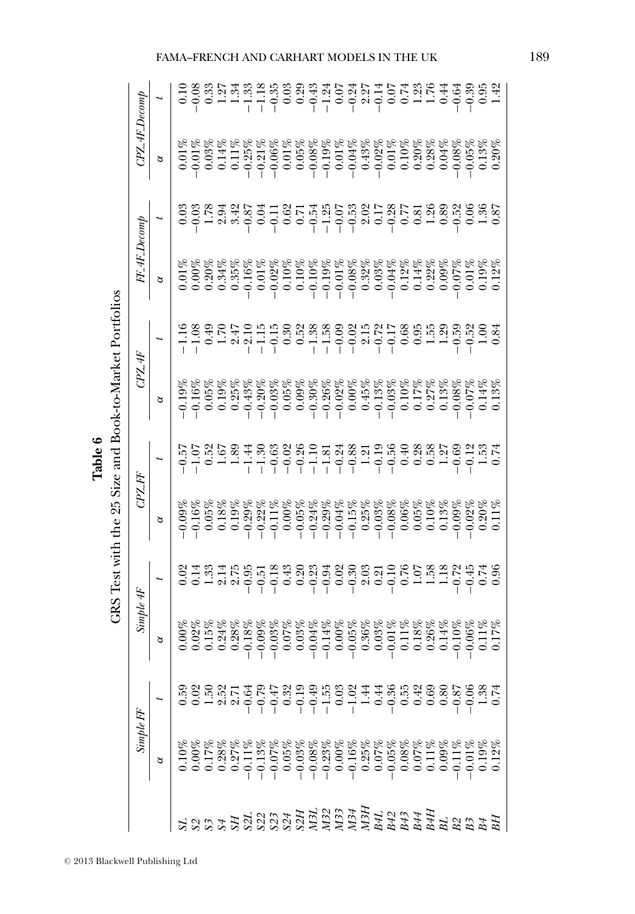**Table 6**

GRS Test with the 25 Size and Book-to-Market Portfolios

| | Simple FF | | Simple 4F | | CPZ FF | | CPZ 4F | | FF 4F Decomp | | CPZ 4F Decomp | |
|---|---|---|---|---|---|---|---|---|---|---|---|---|
| | α | t | α | t | α | t | α | t | α | t | α | t |
| SL | 0.10% | 0.59 | 0.00% | 0.02 | −0.09% | −0.57 | −0.19% | −1.16 | 0.01% | 0.03 | 0.01% | 0.10 |
| S2 | 0.00% | 0.02 | 0.02% | 0.14 | −0.16% | −1.07 | −0.16% | −1.08 | 0.00% | −0.03 | −0.01% | −0.08 |
| S3 | 0.17% | 1.50 | 0.15% | 1.33 | 0.05% | 0.52 | 0.05% | 0.49 | 0.20% | 1.78 | 0.03% | 0.33 |
| S4 | 0.28% | 2.52 | 0.24% | 2.14 | 0.18% | 1.67 | 0.19% | 1.70 | 0.34% | 2.94 | 0.14% | 1.27 |
| SH | 0.27% | 2.71 | 0.28% | 2.75 | 0.19% | 1.89 | 0.25% | 2.47 | 0.35% | 3.42 | 0.11% | 1.34 |
| S2L | −0.11% | −0.64 | −0.18% | −0.95 | −0.29% | −1.44 | −0.43% | −2.10 | −0.16% | −0.87 | −0.25% | −1.33 |
| S22 | −0.13% | −0.79 | −0.09% | −0.51 | −0.22% | −1.30 | −0.20% | −1.15 | 0.01% | 0.04 | −0.21% | −1.18 |
| S23 | −0.07% | −0.47 | −0.03% | −0.18 | −0.11% | −0.63 | −0.03% | −0.15 | −0.02% | −0.11 | −0.06% | −0.35 |
| S24 | 0.05% | 0.32 | 0.07% | 0.43 | 0.00% | −0.02 | 0.05% | 0.30 | 0.10% | 0.62 | 0.01% | 0.03 |
| S2H | −0.03% | −0.19 | 0.03% | 0.20 | −0.05% | −0.26 | 0.09% | 0.52 | 0.10% | 0.71 | 0.05% | 0.29 |
| M3L | −0.08% | −0.49 | −0.04% | −0.23 | −0.24% | −1.10 | −0.30% | −1.38 | −0.10% | −0.54 | −0.08% | −0.43 |
| M32 | −0.23% | −1.55 | −0.14% | −0.94 | −0.29% | −1.81 | −0.26% | −1.58 | −0.19% | −1.25 | −0.19% | −1.24 |
| M33 | 0.00% | 0.03 | 0.00% | 0.02 | −0.04% | −0.24 | −0.02% | −0.09 | −0.01% | −0.07 | 0.01% | 0.07 |
| M34 | −0.16% | −1.02 | −0.05% | −0.30 | −0.15% | −0.88 | 0.00% | −0.02 | −0.08% | −0.53 | −0.04% | −0.24 |
| M3H | 0.25% | 1.44 | 0.36% | 2.03 | 0.25% | 1.21 | 0.45% | 2.15 | 0.32% | 2.02 | 0.43% | 2.27 |
| B4L | 0.07% | 0.44 | 0.03% | 0.21 | −0.03% | −0.19 | −0.13% | −0.72 | 0.03% | 0.17 | −0.02% | −0.14 |
| B42 | −0.05% | −0.36 | −0.01% | −0.10 | −0.08% | −0.56 | −0.03% | −0.17 | −0.04% | −0.28 | 0.01% | 0.07 |
| B43 | 0.08% | 0.55 | 0.11% | 0.76 | 0.06% | 0.40 | 0.10% | 0.68 | 0.12% | 0.77 | 0.10% | 0.74 |
| B44 | 0.07% | 0.42 | 0.18% | 1.07 | 0.05% | 0.28 | 0.17% | 0.95 | 0.14% | 0.81 | 0.20% | 1.23 |
| B4H | 0.11% | 0.69 | 0.26% | 1.58 | 0.10% | 0.58 | 0.27% | 1.55 | 0.22% | 1.26 | 0.28% | 1.76 |
| BL | 0.09% | 0.80 | 0.14% | 1.18 | 0.13% | 1.27 | 0.13% | 1.29 | 0.09% | 0.89 | 0.04% | 0.44 |
| B2 | −0.11% | −0.87 | −0.10% | −0.72 | −0.09% | −0.69 | −0.08% | −0.59 | −0.07% | −0.52 | −0.08% | −0.64 |
| B3 | −0.01% | −0.06 | −0.06% | −0.45 | −0.02% | −0.12 | −0.07% | −0.52 | 0.01% | 0.06 | −0.05% | −0.39 |
| B4 | 0.19% | 1.38 | 0.11% | 0.74 | 0.20% | 1.53 | 0.14% | 1.00 | 0.19% | 1.36 | 0.13% | 0.95 |
| BH | 0.12% | 0.74 | 0.17% | 0.96 | 0.11% | 0.74 | 0.13% | 0.84 | 0.12% | 0.87 | 0.20% | 1.42 |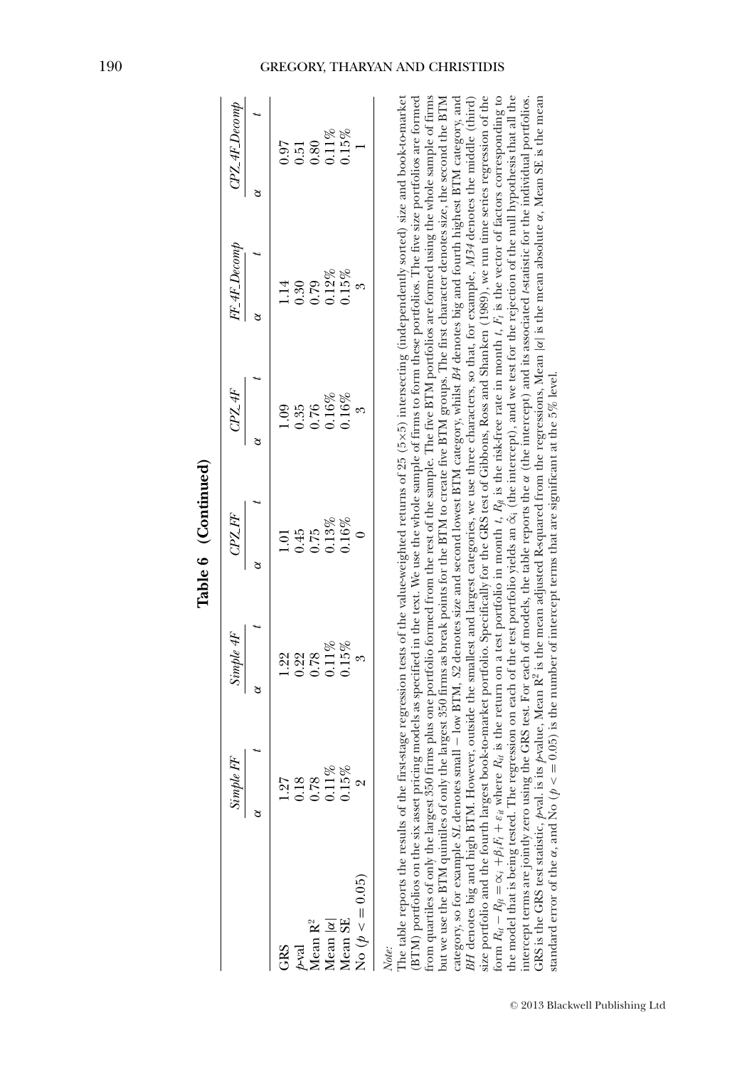**Table 6 (Continued)**

| | Simple FF | | Simple 4F | | CPZ_FF | | CPZ_4F | | FF_4F_Decomp | | CPZ_4F_Decomp | |
|---|---|---|---|---|---|---|---|---|---|---|---|---|
| | $\alpha$ | $t$ | $\alpha$ | $t$ | $\alpha$ | $t$ | $\alpha$ | $t$ | $\alpha$ | $t$ | $\alpha$ | $t$ |
| GRS | 1.27 | | 1.22 | | 1.01 | | 1.09 | | 1.14 | | 0.97 | |
| $p$-val | 0.18 | | 0.22 | | 0.45 | | 0.35 | | 0.30 | | 0.51 | |
| Mean $R^2$ | 0.78 | | 0.78 | | 0.75 | | 0.76 | | 0.79 | | 0.80 | |
| Mean $\vert\alpha\vert$ | 0.11% | | 0.11% | | 0.13% | | 0.16% | | 0.12% | | 0.11% | |
| Mean SE | 0.15% | | 0.15% | | 0.16% | | 0.16% | | 0.15% | | 0.15% | |
| No ($p <= 0.05$) | 2 | | 3 | | 0 | | 3 | | 3 | | 1 | |

*Note*:

The table reports the results of the first-stage regression tests of the value-weighted returns of 25 (5×5) intersecting (independently sorted) size and book-to-market (BTM) portfolios on the six asset pricing models as specified in the text. We use the whole sample of firms to form these portfolios. The five size portfolios are formed from quartiles of only the largest 350 firms plus one portfolio formed from the rest of the sample. The five BTM portfolios are formed using the whole sample of firms but we use the BTM quintiles of only the largest 350 firms as break points for the BTM to create five BTM groups. The first character denotes size, the second the BTM category, so for example *SL* denotes small – low BTM, *S2* denotes size and second lowest BTM category, whilst *B4* denotes big and fourth highest BTM category, and *BH* denotes big and high BTM. However, outside the smallest and largest categories, we use three characters, so that, for example, *M34* denotes the middle (third) size portfolio and the fourth largest book-to-market portfolio. Specifically for the GRS test of Gibbons, Ross and Shanken (1989), we run time series regression of the form $R_{it} - R_{ft} = \alpha_i + \beta_i F_t + \varepsilon_{it}$ where $R_{it}$ is the return on a test portfolio in month $t$, $R_{ft}$ is the risk-free rate in month $t$, $F_t$ is the vector of factors corresponding to the model that is being tested. The regression on each of the test portfolio yields an $\hat{\alpha}_i$ (the intercept), and we test for the rejection of the null hypothesis that all the intercept terms are jointly zero using the GRS test. For each of models, the table reports the $\alpha$ (the intercept) and its associated $t$-statistic for the individual portfolios. GRS is the GRS test statistic, $p$-val. is its $p$-value, Mean $R^2$ is the mean adjusted R-squared from the regressions, Mean $|\alpha|$ is the mean absolute $\alpha$, Mean SE is the mean standard error of the $\alpha$, and No ($p <= 0.05$) is the number of intercept terms that are significant at the 5% level.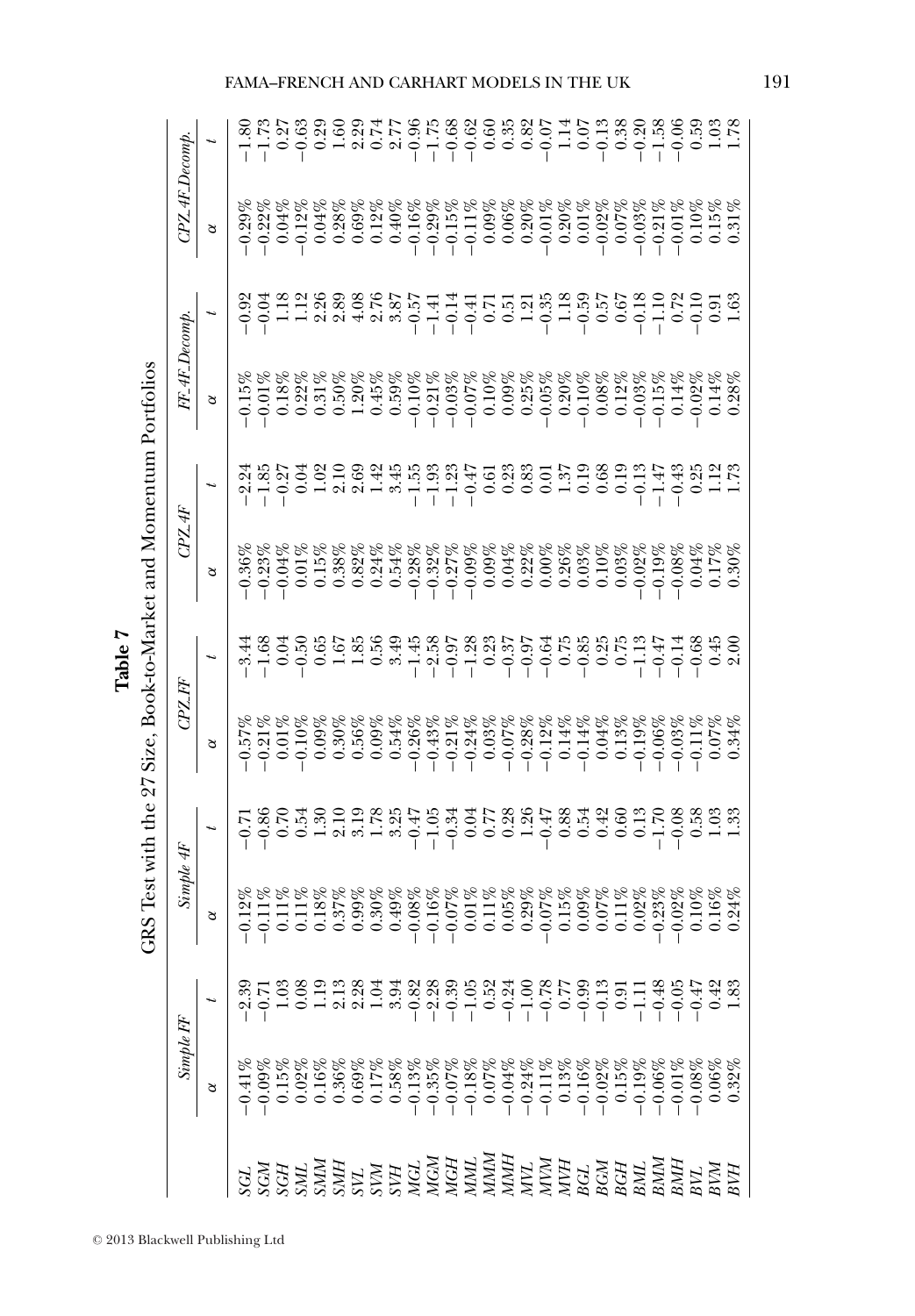**Table 7**

GRS Test with the 27 Size, Book-to-Market and Momentum Portfolios

| | *Simple FF* | | *Simple 4F* | | *CPZ\_FF* | | *CPZ\_4F* | | *FF\_4F\_Decomp.* | | *CPZ\_4F\_Decomp.* | |
|---|---|---|---|---|---|---|---|---|---|---|---|---|
| | $\alpha$ | $t$ | $\alpha$ | $t$ | $\alpha$ | $t$ | $\alpha$ | $t$ | $\alpha$ | $t$ | $\alpha$ | $t$ |
| *SGL* | −0.41% | −2.39 | −0.12% | −0.71 | −0.57% | −3.44 | −0.36% | −2.24 | −0.15% | −0.92 | −0.29% | −1.80 |
| *SGM* | −0.09% | −0.71 | −0.11% | −0.86 | −0.21% | −1.68 | −0.23% | −1.85 | −0.01% | −0.04 | −0.22% | −1.73 |
| *SGH* | 0.15% | 1.03 | 0.11% | 0.70 | 0.01% | 0.04 | −0.04% | −0.27 | 0.18% | 1.18 | 0.04% | 0.27 |
| *SML* | 0.02% | 0.08 | 0.11% | 0.54 | −0.10% | −0.50 | 0.01% | 0.04 | 0.22% | 1.12 | −0.12% | −0.63 |
| *SMM* | 0.16% | 1.19 | 0.18% | 1.30 | 0.09% | 0.65 | 0.15% | 1.02 | 0.31% | 2.26 | 0.04% | 0.29 |
| *SMH* | 0.36% | 2.13 | 0.37% | 2.10 | 0.30% | 1.67 | 0.38% | 2.10 | 0.50% | 2.89 | 0.28% | 1.60 |
| *SVL* | 0.69% | 2.28 | 0.99% | 3.19 | 0.56% | 1.85 | 0.82% | 2.69 | 1.20% | 4.08 | 0.69% | 2.29 |
| *SVM* | 0.17% | 1.04 | 0.30% | 1.78 | 0.09% | 0.56 | 0.24% | 1.42 | 0.45% | 2.76 | 0.12% | 0.74 |
| *SVH* | 0.58% | 3.94 | 0.49% | 3.25 | 0.54% | 3.49 | 0.54% | 3.45 | 0.59% | 3.87 | 0.40% | 2.77 |
| *MGL* | −0.13% | −0.82 | −0.08% | −0.47 | −0.26% | −1.45 | −0.28% | −1.55 | −0.10% | −0.57 | −0.16% | −0.96 |
| *MGM* | −0.35% | −2.28 | −0.16% | −1.05 | −0.43% | −2.58 | −0.32% | −1.93 | −0.21% | −1.41 | −0.29% | −1.75 |
| *MGH* | −0.07% | −0.39 | −0.07% | −0.34 | −0.21% | −0.97 | −0.27% | −1.23 | −0.03% | −0.14 | −0.15% | −0.68 |
| *MML* | −0.18% | −1.05 | 0.01% | 0.04 | −0.24% | −1.28 | −0.09% | −0.47 | −0.07% | −0.41 | −0.11% | −0.62 |
| *MMM* | 0.07% | 0.52 | 0.11% | 0.77 | 0.03% | 0.23 | 0.09% | 0.61 | 0.10% | 0.71 | 0.09% | 0.60 |
| *MMH* | −0.04% | −0.24 | 0.05% | 0.28 | −0.07% | −0.37 | 0.04% | 0.23 | 0.09% | 0.51 | 0.06% | 0.35 |
| *MVL* | −0.24% | −1.00 | 0.29% | 1.26 | −0.28% | −0.97 | 0.22% | 0.83 | 0.25% | 1.21 | 0.20% | 0.82 |
| *MVM* | −0.11% | −0.78 | −0.07% | −0.47 | −0.12% | −0.64 | 0.00% | 0.01 | −0.05% | −0.35 | −0.01% | −0.07 |
| *MVH* | 0.13% | 0.77 | 0.15% | 0.88 | 0.14% | 0.75 | 0.26% | 1.37 | 0.20% | 1.18 | 0.20% | 1.14 |
| *BGL* | −0.16% | −0.99 | 0.09% | 0.54 | −0.14% | −0.85 | 0.03% | 0.19 | −0.10% | −0.59 | 0.01% | 0.07 |
| *BGM* | −0.02% | −0.13 | 0.07% | 0.42 | 0.04% | 0.25 | 0.10% | 0.68 | 0.08% | 0.57 | −0.02% | −0.13 |
| *BGH* | 0.15% | 0.91 | 0.11% | 0.60 | 0.13% | 0.75 | 0.03% | 0.19 | 0.12% | 0.67 | 0.07% | 0.38 |
| *BML* | −0.19% | −1.11 | 0.02% | 0.13 | −0.19% | −1.13 | −0.02% | −0.13 | −0.03% | −0.18 | −0.03% | −0.20 |
| *BMM* | −0.06% | −0.48 | −0.23% | −1.70 | −0.06% | −0.47 | −0.19% | −1.47 | −0.15% | −1.10 | −0.21% | −1.58 |
| *BMH* | −0.01% | −0.05 | −0.02% | −0.08 | −0.03% | −0.14 | −0.08% | −0.43 | 0.14% | 0.72 | −0.01% | −0.06 |
| *BVL* | −0.08% | −0.47 | 0.10% | 0.58 | −0.11% | −0.68 | 0.04% | 0.25 | −0.02% | −0.10 | 0.10% | 0.59 |
| *BVM* | 0.06% | 0.42 | 0.16% | 1.03 | 0.07% | 0.45 | 0.17% | 1.12 | 0.14% | 0.91 | 0.15% | 1.03 |
| *BVH* | 0.32% | 1.83 | 0.24% | 1.33 | 0.34% | 2.00 | 0.30% | 1.73 | 0.28% | 1.63 | 0.31% | 1.78 |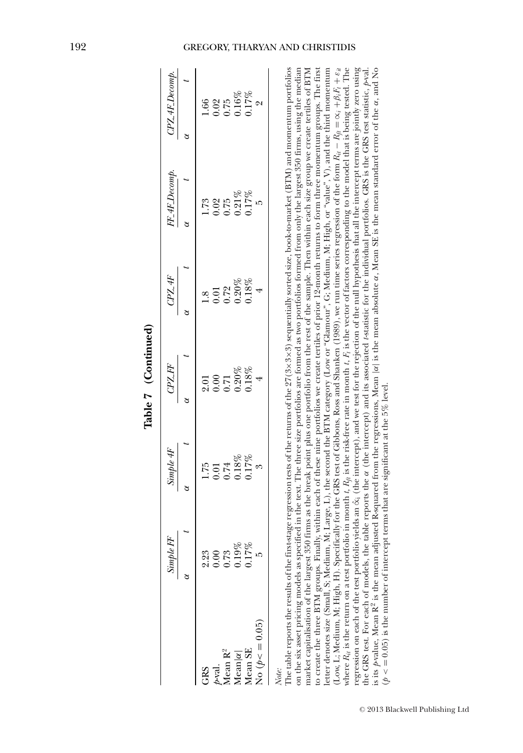**Table 7 (Continued)**

| | Simple FF | | Simple 4F | | CPZ_FF | | CPZ_4F | | FF_4F_Decomp. | | CPZ_4F_Decomp. | |
|---|---|---|---|---|---|---|---|---|---|---|---|---|
| | $\alpha$ | $t$ | $\alpha$ | $t$ | $\alpha$ | $t$ | $\alpha$ | $t$ | $\alpha$ | $t$ | $\alpha$ | $t$ |
| GRS | 2.23 | | 1.75 | | 2.01 | | 1.8 | | 1.73 | | 1.66 | |
| $p$-val. | 0.00 | | 0.01 | | 0.00 | | 0.01 | | 0.02 | | 0.02 | |
| Mean $R^2$ | 0.73 | | 0.74 | | 0.71 | | 0.72 | | 0.75 | | 0.75 | |
| Mean$\|\alpha\|$ | 0.19% | | 0.18% | | 0.20% | | 0.20% | | 0.21% | | 0.16% | |
| Mean SE | 0.17% | | 0.17% | | 0.18% | | 0.18% | | 0.17% | | 0.17% | |
| No ($p <= 0.05$) | 5 | | 3 | | 4 | | 4 | | 5 | | 2 | |

*Note*:

The table reports the results of the first-stage regression tests of the returns of the 27(3×3×3) sequentially sorted size, book-to-market (BTM) and momentum portfolios on the six asset pricing models as specified in the text. The three size portfolios are formed as two portfolios formed from only the largest 350 firms, using the median market capitalisation of the largest 350 firms as the break point plus one portfolio from the rest of the sample. Then within each size group we create tertiles of BTM to create the three BTM groups. Finally, within each of these nine portfolios we create tertiles of prior 12-month returns to form three momentum groups. The first letter denotes size (Small, S; Medium, M; Large, L), the second the BTM category (Low or "Glamour", G; Medium, M; High, or "value", V), and the third momentum (Low, L; Medium, M; High, H). Specifically for the GRS test of Gibbons, Ross and Shanken (1989), we run time series regression of the form $R_{it} - R_{ft} = \alpha_i + \beta_i F_t + \varepsilon_{it}$ where $R_{it}$ is the return on a test portfolio in month $t$, $R_{ft}$ is the risk-free rate in month $t$, $F_t$ is the vector of factors corresponding to the model that is being tested. The regression on each of the test portfolio yields an $\alpha_i$ (the intercept), and we test for the rejection of the null hypothesis that all the intercept terms are jointly zero using the GRS test. For each of models, the table reports the $\alpha$ (the intercept) and its associated $t$-statistic for the individual portfolios. GRS is the GRS test statistic, $p$-val. is its $p$-value, Mean $R^2$ is the mean adjusted R-squared from the regressions, Mean $|\alpha|$ is the mean absolute $\alpha$, Mean SE is the mean standard error of the $\alpha$, and No ($p <= 0.05$) is the number of intercept terms that are significant at the 5% level.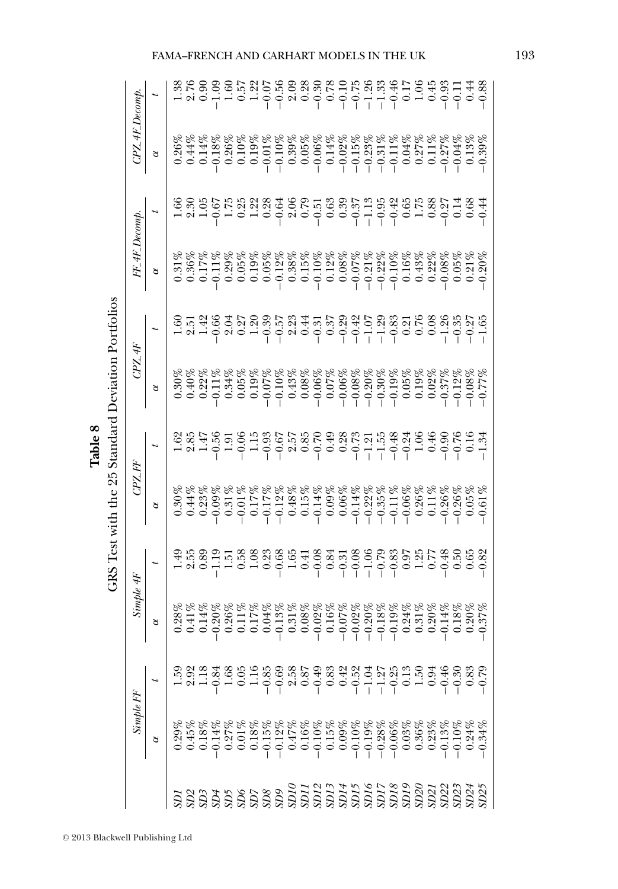**Table 8**

GRS Test with the 25 Standard Deviation Portfolios

| | *Simple FF* | | *Simple 4F* | | *CPZ FF* | | *CPZ 4F* | | *FF 4F Decomp.* | | *CPZ 4F Decomp.* | |
|---|---|---|---|---|---|---|---|---|---|---|---|---|
| | $\alpha$ | $t$ | $\alpha$ | $t$ | $\alpha$ | $t$ | $\alpha$ | $t$ | $\alpha$ | $t$ | $\alpha$ | $t$ |
| *SD1* | 0.29% | 1.59 | 0.28% | 1.49 | 0.30% | 1.62 | 0.30% | 1.60 | 0.31% | 1.66 | 0.26% | 1.38 |
| *SD2* | 0.45% | 2.92 | 0.41% | 2.55 | 0.44% | 2.85 | 0.40% | 2.51 | 0.36% | 2.30 | 0.44% | 2.76 |
| *SD3* | 0.18% | 1.18 | 0.14% | 0.89 | 0.23% | 1.47 | 0.22% | 1.42 | 0.17% | 1.05 | 0.14% | 0.90 |
| *SD4* | −0.14% | −0.84 | −0.20% | −1.19 | −0.09% | −0.56 | −0.11% | −0.66 | −0.11% | −0.67 | −0.18% | −1.09 |
| *SD5* | 0.27% | 1.68 | 0.26% | 1.51 | 0.31% | 1.91 | 0.34% | 2.04 | 0.29% | 1.75 | 0.26% | 1.60 |
| *SD6* | 0.01% | 0.05 | 0.11% | 0.58 | −0.01% | −0.06 | 0.05% | 0.27 | 0.05% | 0.25 | 0.10% | 0.57 |
| *SD7* | 0.18% | 1.16 | 0.17% | 1.08 | 0.17% | 1.15 | 0.19% | 1.20 | 0.19% | 1.22 | 0.19% | 1.22 |
| *SD8* | −0.15% | −0.85 | 0.04% | 0.23 | −0.17% | −0.93 | −0.07% | −0.39 | 0.05% | 0.28 | −0.01% | −0.07 |
| *SD9* | −0.12% | −0.69 | −0.13% | −0.68 | −0.12% | −0.67 | −0.10% | −0.57 | −0.12% | −0.64 | −0.10% | −0.56 |
| *SD10* | 0.47% | 2.58 | 0.31% | 1.65 | 0.48% | 2.57 | 0.43% | 2.23 | 0.38% | 2.06 | 0.39% | 2.09 |
| *SD11* | 0.16% | 0.87 | 0.08% | 0.41 | 0.15% | 0.85 | 0.08% | 0.44 | 0.15% | 0.79 | 0.05% | 0.28 |
| *SD12* | −0.10% | −0.49 | −0.02% | −0.08 | −0.14% | −0.70 | −0.06% | −0.31 | −0.10% | −0.51 | −0.06% | −0.30 |
| *SD13* | 0.15% | 0.83 | 0.16% | 0.84 | 0.09% | 0.49 | 0.07% | 0.37 | 0.12% | 0.63 | 0.14% | 0.78 |
| *SD14* | 0.09% | 0.42 | −0.07% | −0.31 | 0.06% | 0.28 | −0.06% | −0.29 | 0.08% | 0.39 | −0.02% | −0.10 |
| *SD15* | −0.10% | −0.52 | −0.02% | −0.08 | −0.14% | −0.73 | −0.08% | −0.42 | −0.07% | −0.37 | −0.15% | −0.75 |
| *SD16* | −0.19% | −1.04 | −0.20% | −1.06 | −0.22% | −1.21 | −0.20% | −1.07 | −0.21% | −1.13 | −0.23% | −1.26 |
| *SD17* | −0.28% | −1.27 | −0.18% | −0.79 | −0.35% | −1.55 | −0.30% | −1.29 | −0.22% | −0.95 | −0.31% | −1.33 |
| *SD18* | −0.06% | −0.25 | −0.19% | −0.83 | −0.11% | −0.48 | −0.19% | −0.83 | −0.10% | −0.42 | −0.11% | −0.46 |
| *SD19* | 0.03% | 0.13 | 0.24% | 0.97 | −0.06% | −0.24 | 0.05% | 0.21 | 0.16% | 0.65 | 0.04% | 0.17 |
| *SD20* | 0.36% | 1.50 | 0.31% | 1.25 | 0.26% | 1.06 | 0.19% | 0.76 | 0.43% | 1.75 | 0.27% | 1.06 |
| *SD21* | 0.23% | 0.94 | 0.20% | 0.77 | 0.11% | 0.46 | 0.02% | 0.08 | 0.22% | 0.88 | 0.11% | 0.45 |
| *SD22* | −0.13% | −0.46 | −0.14% | −0.48 | −0.26% | −0.90 | −0.37% | −1.26 | −0.08% | −0.27 | −0.27% | −0.93 |
| *SD23* | −0.10% | −0.30 | 0.18% | 0.50 | −0.26% | −0.76 | −0.12% | −0.35 | 0.05% | 0.14 | −0.04% | −0.11 |
| *SD24* | 0.24% | 0.83 | 0.20% | 0.65 | 0.05% | 0.16 | −0.08% | −0.27 | 0.21% | 0.68 | 0.13% | 0.44 |
| *SD25* | −0.34% | −0.79 | −0.37% | −0.82 | −0.61% | −1.34 | −0.77% | −1.65 | −0.20% | −0.44 | −0.39% | −0.88 |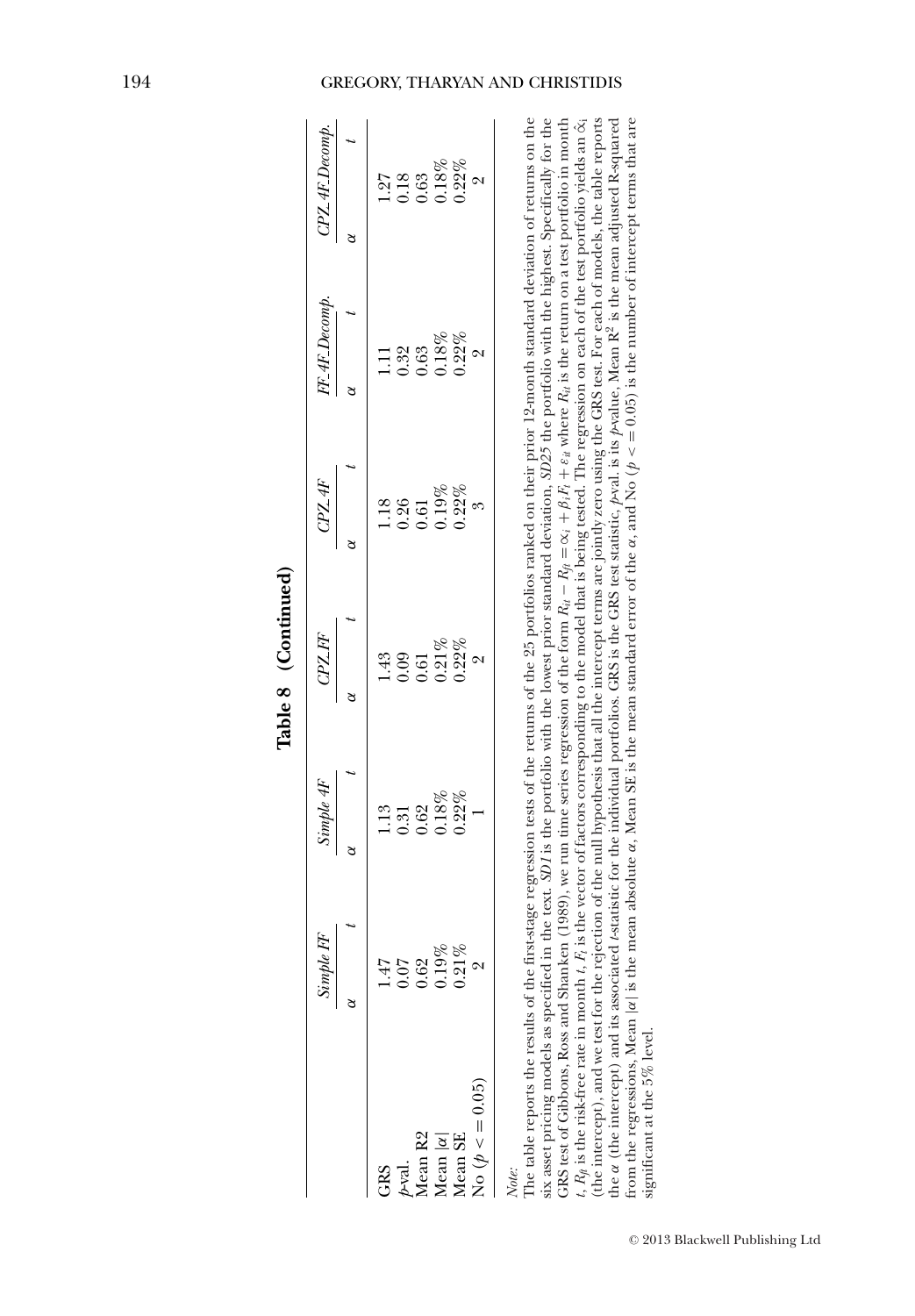**Table 8 (Continued)**

| | *Simple FF* | | *Simple 4F* | | *CPZ_FF* | | *CPZ_4F* | | *FF_4F_Decomp.* | | *CPZ_4F_Decomp.* | |
|---|---|---|---|---|---|---|---|---|---|---|---|---|
| | $\alpha$ | $t$ | $\alpha$ | $t$ | $\alpha$ | $t$ | $\alpha$ | $t$ | $\alpha$ | $t$ | $\alpha$ | $t$ |
| GRS | 1.47 | | 1.13 | | 1.43 | | 1.18 | | 1.11 | | 1.27 | |
| *p*-val. | 0.07 | | 0.31 | | 0.09 | | 0.26 | | 0.32 | | 0.18 | |
| Mean R2 | 0.62 | | 0.62 | | 0.61 | | 0.61 | | 0.63 | | 0.63 | |
| Mean $\lvert\alpha\rvert$ | 0.19% | | 0.18% | | 0.21% | | 0.19% | | 0.18% | | 0.18% | |
| Mean SE | 0.21% | | 0.22% | | 0.22% | | 0.22% | | 0.22% | | 0.22% | |
| No ($p <= 0.05$) | 2 | | 1 | | 2 | | 3 | | 2 | | 2 | |

*Note:*
The table reports the results of the first-stage regression tests of the returns of the 25 portfolios ranked on their prior 12-month standard deviation of returns on the six asset pricing models as specified in the text. *SD1* is the portfolio with the lowest prior standard deviation, *SD25* the portfolio with the highest. Specifically for the GRS test of Gibbons, Ross and Shanken (1989), we run time series regression of the form $R_{it} - R_{ft} = \alpha_i + \beta_i F_t + \varepsilon_{it}$ where $R_{it}$ is the return on a test portfolio in month $t$, $R_{ft}$ is the risk-free rate in month $t$, $F_t$ is the vector of factors corresponding to the model that is being tested. The regression on each of the test portfolio yields an $\alpha_i$ (the intercept), and we test for the rejection of the null hypothesis that all the intercept terms are jointly zero using the GRS test. For each of models, the table reports the $\alpha$ (the intercept) and its associated *t*-statistic for the individual portfolios. GRS is the GRS test statistic, *p*-val. is its *p*-value, Mean $R^2$ is the mean adjusted R-squared from the regressions, Mean $\lvert\alpha\rvert$ is the mean absolute $\alpha$, Mean SE is the mean standard error of the $\alpha$, and No ($p <= 0.05$) is the number of intercept terms that are significant at the 5% level.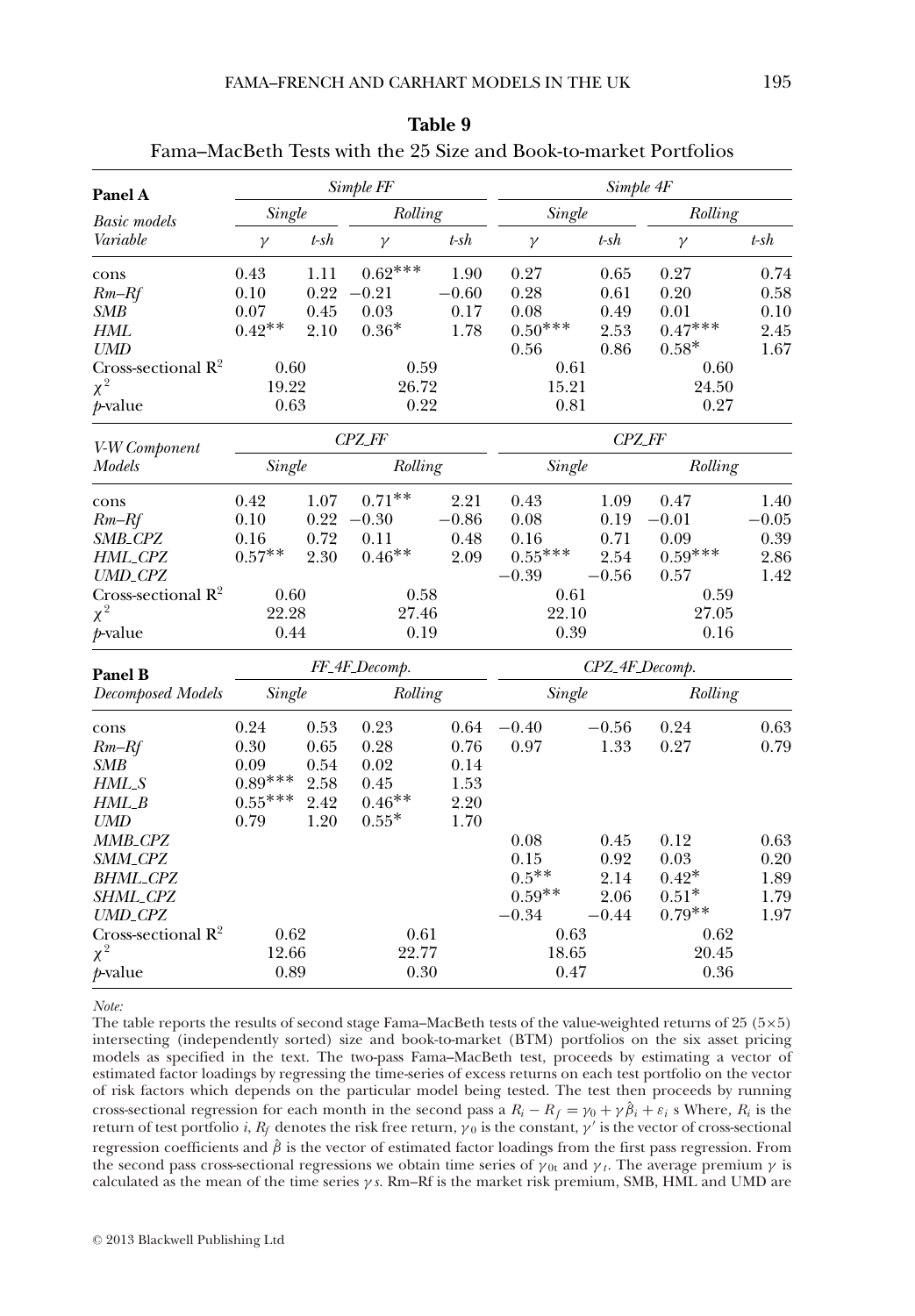**Table 9**

Fama–MacBeth Tests with the 25 Size and Book-to-market Portfolios

| **Panel A** | *Simple FF* | | | | *Simple 4F* | | | |
|---|---|---|---|---|---|---|---|---|
| *Basic models* | *Single* | | *Rolling* | | *Single* | | *Rolling* | |
| *Variable* | $\gamma$ | *t-sh* | $\gamma$ | *t-sh* | $\gamma$ | *t-sh* | $\gamma$ | *t-sh* |
| cons | 0.43 | 1.11 | 0.62*** | 1.90 | 0.27 | 0.65 | 0.27 | 0.74 |
| *Rm–Rf* | 0.10 | 0.22 | −0.21 | −0.60 | 0.28 | 0.61 | 0.20 | 0.58 |
| *SMB* | 0.07 | 0.45 | 0.03 | 0.17 | 0.08 | 0.49 | 0.01 | 0.10 |
| *HML* | 0.42** | 2.10 | 0.36* | 1.78 | 0.50*** | 2.53 | 0.47*** | 2.45 |
| *UMD* | | | | | 0.56 | 0.86 | 0.58* | 1.67 |
| Cross-sectional $R^2$ | 0.60 | | 0.59 | | 0.61 | | 0.60 | |
| $\chi^2$ | 19.22 | | 26.72 | | 15.21 | | 24.50 | |
| *p*-value | 0.63 | | 0.22 | | 0.81 | | 0.27 | |

| *V-W Component Models* | *CPZ_FF* | | | | *CPZ_FF* | | | |
|---|---|---|---|---|---|---|---|---|
| | *Single* | | *Rolling* | | *Single* | | *Rolling* | |
| cons | 0.42 | 1.07 | 0.71** | 2.21 | 0.43 | 1.09 | 0.47 | 1.40 |
| *Rm–Rf* | 0.10 | 0.22 | −0.30 | −0.86 | 0.08 | 0.19 | −0.01 | −0.05 |
| *SMB_CPZ* | 0.16 | 0.72 | 0.11 | 0.48 | 0.16 | 0.71 | 0.09 | 0.39 |
| *HML_CPZ* | 0.57** | 2.30 | 0.46** | 2.09 | 0.55*** | 2.54 | 0.59*** | 2.86 |
| *UMD_CPZ* | | | | | −0.39 | −0.56 | 0.57 | 1.42 |
| Cross-sectional $R^2$ | 0.60 | | 0.58 | | 0.61 | | 0.59 | |
| $\chi^2$ | 22.28 | | 27.46 | | 22.10 | | 27.05 | |
| *p*-value | 0.44 | | 0.19 | | 0.39 | | 0.16 | |

| **Panel B** | *FF_4F_Decomp.* | | | | *CPZ_4F_Decomp.* | | | |
|---|---|---|---|---|---|---|---|---|
| *Decomposed Models* | *Single* | | *Rolling* | | *Single* | | *Rolling* | |
| cons | 0.24 | 0.53 | 0.23 | 0.64 | −0.40 | −0.56 | 0.24 | 0.63 |
| *Rm–Rf* | 0.30 | 0.65 | 0.28 | 0.76 | 0.97 | 1.33 | 0.27 | 0.79 |
| *SMB* | 0.09 | 0.54 | 0.02 | 0.14 | | | | |
| *HML_S* | 0.89*** | 2.58 | 0.45 | 1.53 | | | | |
| *HML_B* | 0.55*** | 2.42 | 0.46** | 2.20 | | | | |
| *UMD* | 0.79 | 1.20 | 0.55* | 1.70 | | | | |
| *MMB_CPZ* | | | | | 0.08 | 0.45 | 0.12 | 0.63 |
| *SMM_CPZ* | | | | | 0.15 | 0.92 | 0.03 | 0.20 |
| *BHML_CPZ* | | | | | 0.5** | 2.14 | 0.42* | 1.89 |
| *SHML_CPZ* | | | | | 0.59** | 2.06 | 0.51* | 1.79 |
| *UMD_CPZ* | | | | | −0.34 | −0.44 | 0.79** | 1.97 |
| Cross-sectional $R^2$ | 0.62 | | 0.61 | | 0.63 | | 0.62 | |
| $\chi^2$ | 12.66 | | 22.77 | | 18.65 | | 20.45 | |
| *p*-value | 0.89 | | 0.30 | | 0.47 | | 0.36 | |

*Note:*

The table reports the results of second stage Fama–MacBeth tests of the value-weighted returns of 25 (5×5) intersecting (independently sorted) size and book-to-market (BTM) portfolios on the six asset pricing models as specified in the text. The two-pass Fama–MacBeth test, proceeds by estimating a vector of estimated factor loadings by regressing the time-series of excess returns on each test portfolio on the vector of risk factors which depends on the particular model being tested. The test then proceeds by running cross-sectional regression for each month in the second pass a $R_i - R_f = \gamma_0 + \gamma\hat{\beta}_i + \varepsilon_i$ s Where, $R_i$ is the return of test portfolio *i*, $R_f$ denotes the risk free return, $\gamma_0$ is the constant, $\gamma'$ is the vector of cross-sectional regression coefficients and $\hat{\beta}$ is the vector of estimated factor loadings from the first pass regression. From the second pass cross-sectional regressions we obtain time series of $\gamma_{0t}$ and $\gamma_t$. The average premium $\gamma$ is calculated as the mean of the time series $\gamma$ s. Rm–Rf is the market risk premium, SMB, HML and UMD are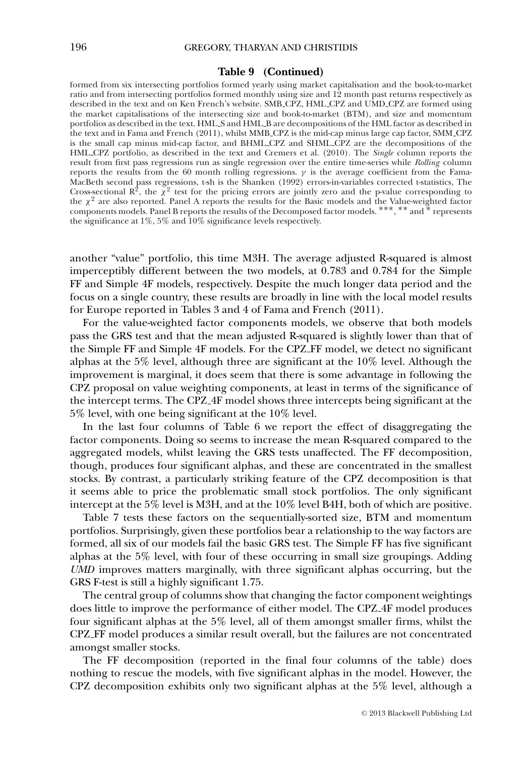**Table 9 (Continued)**

formed from six intersecting portfolios formed yearly using market capitalisation and the book-to-market ratio and from intersecting portfolios formed monthly using size and 12 month past returns respectively as described in the text and on Ken French's website. SMB_CPZ, HML_CPZ and UMD_CPZ are formed using the market capitalisations of the intersecting size and book-to-market (BTM), and size and momentum portfolios as described in the text. HML_S and HML_B are decompositions of the HML factor as described in the text and in Fama and French (2011), whilst MMB_CPZ is the mid-cap minus large cap factor, SMM_CPZ is the small cap minus mid-cap factor, and BHML_CPZ and SHML_CPZ are the decompositions of the HML_CPZ portfolio, as described in the text and Cremers et al. (2010). The *Single* column reports the result from first pass regressions run as single regression over the entire time-series while *Rolling* column reports the results from the 60 month rolling regressions. $\gamma$ is the average coefficient from the Fama-MacBeth second pass regressions, t-sh is the Shanken (1992) errors-in-variables corrected t-statistics, The Cross-sectional $R^2$, the $\chi^2$ test for the pricing errors are jointly zero and the p-value corresponding to the $\chi^2$ are also reported. Panel A reports the results for the Basic models and the Value-weighted factor components models. Panel B reports the results of the Decomposed factor models. ***, ** and * represents the significance at 1%, 5% and 10% significance levels respectively.

another "value" portfolio, this time M3H. The average adjusted R-squared is almost imperceptibly different between the two models, at 0.783 and 0.784 for the Simple FF and Simple 4F models, respectively. Despite the much longer data period and the focus on a single country, these results are broadly in line with the local model results for Europe reported in Tables 3 and 4 of Fama and French (2011).

For the value-weighted factor components models, we observe that both models pass the GRS test and that the mean adjusted R-squared is slightly lower than that of the Simple FF and Simple 4F models. For the CPZ_FF model, we detect no significant alphas at the 5% level, although three are significant at the 10% level. Although the improvement is marginal, it does seem that there is some advantage in following the CPZ proposal on value weighting components, at least in terms of the significance of the intercept terms. The CPZ_4F model shows three intercepts being significant at the 5% level, with one being significant at the 10% level.

In the last four columns of Table 6 we report the effect of disaggregating the factor components. Doing so seems to increase the mean R-squared compared to the aggregated models, whilst leaving the GRS tests unaffected. The FF decomposition, though, produces four significant alphas, and these are concentrated in the smallest stocks. By contrast, a particularly striking feature of the CPZ decomposition is that it seems able to price the problematic small stock portfolios. The only significant intercept at the 5% level is M3H, and at the 10% level B4H, both of which are positive.

Table 7 tests these factors on the sequentially-sorted size, BTM and momentum portfolios. Surprisingly, given these portfolios bear a relationship to the way factors are formed, all six of our models fail the basic GRS test. The Simple FF has five significant alphas at the 5% level, with four of these occurring in small size groupings. Adding *UMD* improves matters marginally, with three significant alphas occurring, but the GRS F-test is still a highly significant 1.75.

The central group of columns show that changing the factor component weightings does little to improve the performance of either model. The CPZ_4F model produces four significant alphas at the 5% level, all of them amongst smaller firms, whilst the CPZ_FF model produces a similar result overall, but the failures are not concentrated amongst smaller stocks.

The FF decomposition (reported in the final four columns of the table) does nothing to rescue the models, with five significant alphas in the model. However, the CPZ decomposition exhibits only two significant alphas at the 5% level, although a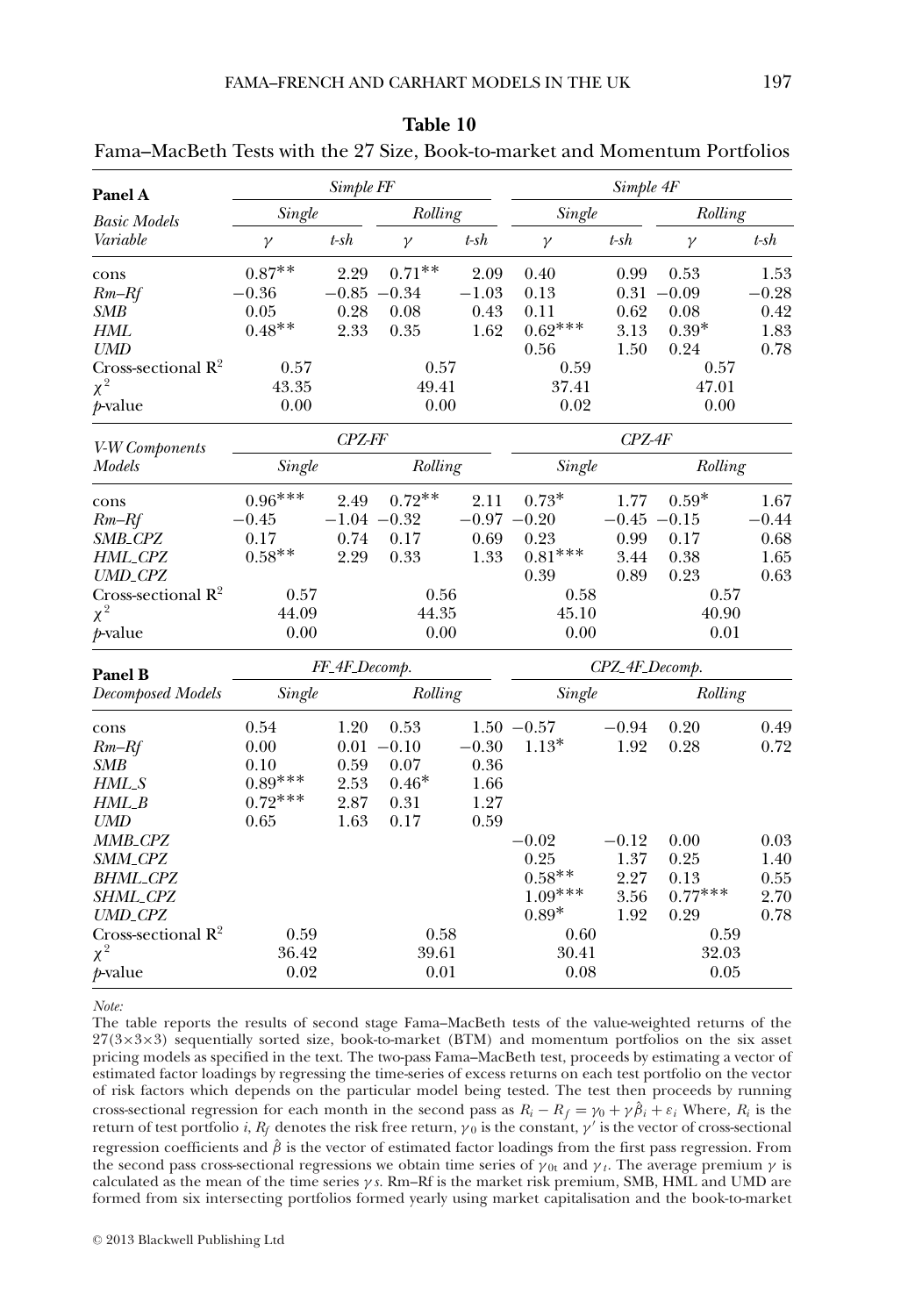**Table 10**

Fama–MacBeth Tests with the 27 Size, Book-to-market and Momentum Portfolios

| **Panel A** | *Simple FF* | | | | *Simple 4F* | | | |
|---|---|---|---|---|---|---|---|---|
| *Basic Models* | *Single* | | *Rolling* | | *Single* | | *Rolling* | |
| *Variable* | $\gamma$ | *t-sh* | $\gamma$ | *t-sh* | $\gamma$ | *t-sh* | $\gamma$ | *t-sh* |
| cons | 0.87** | 2.29 | 0.71** | 2.09 | 0.40 | 0.99 | 0.53 | 1.53 |
| *Rm–Rf* | −0.36 | −0.85 | −0.34 | −1.03 | 0.13 | 0.31 | −0.09 | −0.28 |
| *SMB* | 0.05 | 0.28 | 0.08 | 0.43 | 0.11 | 0.62 | 0.08 | 0.42 |
| *HML* | 0.48** | 2.33 | 0.35 | 1.62 | 0.62*** | 3.13 | 0.39* | 1.83 |
| *UMD* | | | | | 0.56 | 1.50 | 0.24 | 0.78 |
| Cross-sectional $R^2$ | 0.57 | | 0.57 | | 0.59 | | 0.57 | |
| $\chi^2$ | 43.35 | | 49.41 | | 37.41 | | 47.01 | |
| *p*-value | 0.00 | | 0.00 | | 0.02 | | 0.00 | |
| *V-W Components Models* | *CPZ-FF* | | | | *CPZ-4F* | | | |
| | *Single* | | *Rolling* | | *Single* | | *Rolling* | |
| cons | 0.96*** | 2.49 | 0.72** | 2.11 | 0.73* | 1.77 | 0.59* | 1.67 |
| *Rm–Rf* | −0.45 | −1.04 | −0.32 | −0.97 | −0.20 | −0.45 | −0.15 | −0.44 |
| *SMB_CPZ* | 0.17 | 0.74 | 0.17 | 0.69 | 0.23 | 0.99 | 0.17 | 0.68 |
| *HML_CPZ* | 0.58** | 2.29 | 0.33 | 1.33 | 0.81*** | 3.44 | 0.38 | 1.65 |
| *UMD_CPZ* | | | | | 0.39 | 0.89 | 0.23 | 0.63 |
| Cross-sectional $R^2$ | 0.57 | | 0.56 | | 0.58 | | 0.57 | |
| $\chi^2$ | 44.09 | | 44.35 | | 45.10 | | 40.90 | |
| *p*-value | 0.00 | | 0.00 | | 0.00 | | 0.01 | |
| **Panel B** | *FF_4F_Decomp.* | | | | *CPZ_4F_Decomp.* | | | |
| *Decomposed Models* | *Single* | | *Rolling* | | *Single* | | *Rolling* | |
| cons | 0.54 | 1.20 | 0.53 | 1.50 | −0.57 | −0.94 | 0.20 | 0.49 |
| *Rm–Rf* | 0.00 | 0.01 | −0.10 | −0.30 | 1.13* | 1.92 | 0.28 | 0.72 |
| *SMB* | 0.10 | 0.59 | 0.07 | 0.36 | | | | |
| *HML_S* | 0.89*** | 2.53 | 0.46* | 1.66 | | | | |
| *HML_B* | 0.72*** | 2.87 | 0.31 | 1.27 | | | | |
| *UMD* | 0.65 | 1.63 | 0.17 | 0.59 | | | | |
| *MMB_CPZ* | | | | | −0.02 | −0.12 | 0.00 | 0.03 |
| *SMM_CPZ* | | | | | 0.25 | 1.37 | 0.25 | 1.40 |
| *BHML_CPZ* | | | | | 0.58** | 2.27 | 0.13 | 0.55 |
| *SHML_CPZ* | | | | | 1.09*** | 3.56 | 0.77*** | 2.70 |
| *UMD_CPZ* | | | | | 0.89* | 1.92 | 0.29 | 0.78 |
| Cross-sectional $R^2$ | 0.59 | | 0.58 | | 0.60 | | 0.59 | |
| $\chi^2$ | 36.42 | | 39.61 | | 30.41 | | 32.03 | |
| *p*-value | 0.02 | | 0.01 | | 0.08 | | 0.05 | |

*Note:*

The table reports the results of second stage Fama–MacBeth tests of the value-weighted returns of the 27(3×3×3) sequentially sorted size, book-to-market (BTM) and momentum portfolios on the six asset pricing models as specified in the text. The two-pass Fama–MacBeth test, proceeds by estimating a vector of estimated factor loadings by regressing the time-series of excess returns on each test portfolio on the vector of risk factors which depends on the particular model being tested. The test then proceeds by running cross-sectional regression for each month in the second pass as $R_i - R_f = \gamma_0 + \gamma\hat{\beta}_i + \varepsilon_i$ Where, $R_i$ is the return of test portfolio *i*, $R_f$ denotes the risk free return, $\gamma_0$ is the constant, $\gamma'$ is the vector of cross-sectional regression coefficients and $\hat{\beta}$ is the vector of estimated factor loadings from the first pass regression. From the second pass cross-sectional regressions we obtain time series of $\gamma_{0t}$ and $\gamma_t$. The average premium $\gamma$ is calculated as the mean of the time series $\gamma$s. Rm–Rf is the market risk premium, SMB, HML and UMD are formed from six intersecting portfolios formed yearly using market capitalisation and the book-to-market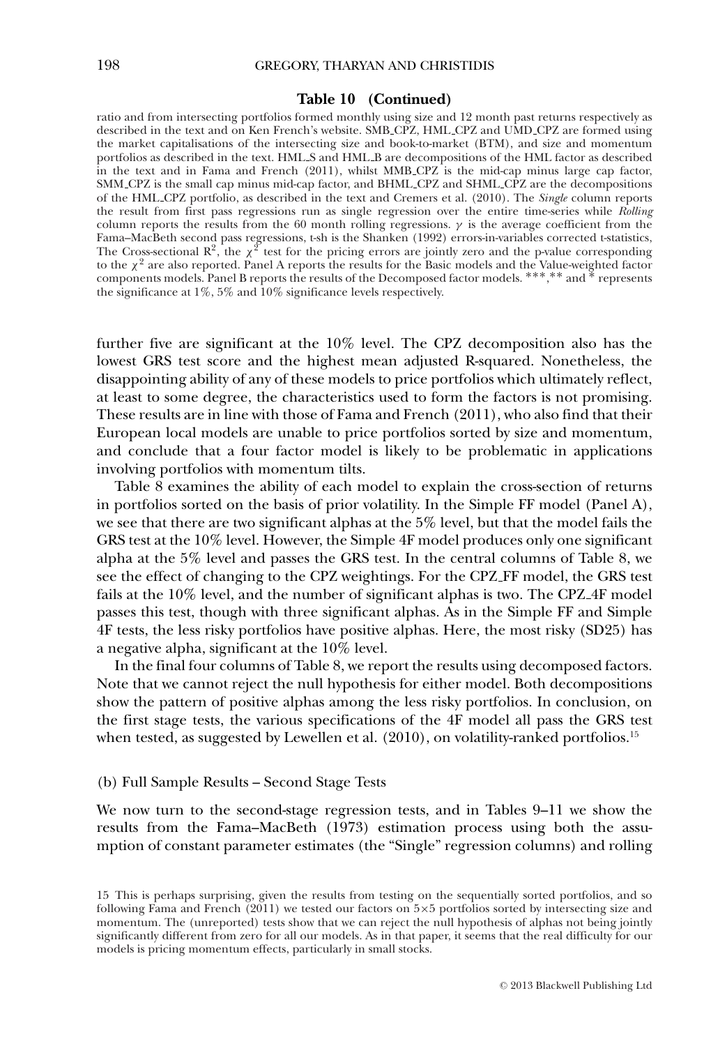**Table 10 (Continued)**

ratio and from intersecting portfolios formed monthly using size and 12 month past returns respectively as described in the text and on Ken French's website. SMB_CPZ, HML_CPZ and UMD_CPZ are formed using the market capitalisations of the intersecting size and book-to-market (BTM), and size and momentum portfolios as described in the text. HML_S and HML_B are decompositions of the HML factor as described in the text and in Fama and French (2011), whilst MMB_CPZ is the mid-cap minus large cap factor, SMM_CPZ is the small cap minus mid-cap factor, and BHML_CPZ and SHML_CPZ are the decompositions of the HML_CPZ portfolio, as described in the text and Cremers et al. (2010). The *Single* column reports the result from first pass regressions run as single regression over the entire time-series while *Rolling* column reports the results from the 60 month rolling regressions. $\gamma$ is the average coefficient from the Fama–MacBeth second pass regressions, t-sh is the Shanken (1992) errors-in-variables corrected t-statistics, The Cross-sectional $R^2$, the $\chi^2$ test for the pricing errors are jointly zero and the p-value corresponding to the $\chi^2$ are also reported. Panel A reports the results for the Basic models and the Value-weighted factor components models. Panel B reports the results of the Decomposed factor models. ***,** and * represents the significance at 1%, 5% and 10% significance levels respectively.

further five are significant at the 10% level. The CPZ decomposition also has the lowest GRS test score and the highest mean adjusted R-squared. Nonetheless, the disappointing ability of any of these models to price portfolios which ultimately reflect, at least to some degree, the characteristics used to form the factors is not promising. These results are in line with those of Fama and French (2011), who also find that their European local models are unable to price portfolios sorted by size and momentum, and conclude that a four factor model is likely to be problematic in applications involving portfolios with momentum tilts.

Table 8 examines the ability of each model to explain the cross-section of returns in portfolios sorted on the basis of prior volatility. In the Simple FF model (Panel A), we see that there are two significant alphas at the 5% level, but that the model fails the GRS test at the 10% level. However, the Simple 4F model produces only one significant alpha at the 5% level and passes the GRS test. In the central columns of Table 8, we see the effect of changing to the CPZ weightings. For the CPZ_FF model, the GRS test fails at the 10% level, and the number of significant alphas is two. The CPZ_4F model passes this test, though with three significant alphas. As in the Simple FF and Simple 4F tests, the less risky portfolios have positive alphas. Here, the most risky (SD25) has a negative alpha, significant at the 10% level.

In the final four columns of Table 8, we report the results using decomposed factors. Note that we cannot reject the null hypothesis for either model. Both decompositions show the pattern of positive alphas among the less risky portfolios. In conclusion, on the first stage tests, the various specifications of the 4F model all pass the GRS test when tested, as suggested by Lewellen et al. (2010), on volatility-ranked portfolios.[15]

(b) Full Sample Results – Second Stage Tests

We now turn to the second-stage regression tests, and in Tables 9–11 we show the results from the Fama–MacBeth (1973) estimation process using both the assumption of constant parameter estimates (the "Single" regression columns) and rolling

15 This is perhaps surprising, given the results from testing on the sequentially sorted portfolios, and so following Fama and French (2011) we tested our factors on 5×5 portfolios sorted by intersecting size and momentum. The (unreported) tests show that we can reject the null hypothesis of alphas not being jointly significantly different from zero for all our models. As in that paper, it seems that the real difficulty for our models is pricing momentum effects, particularly in small stocks.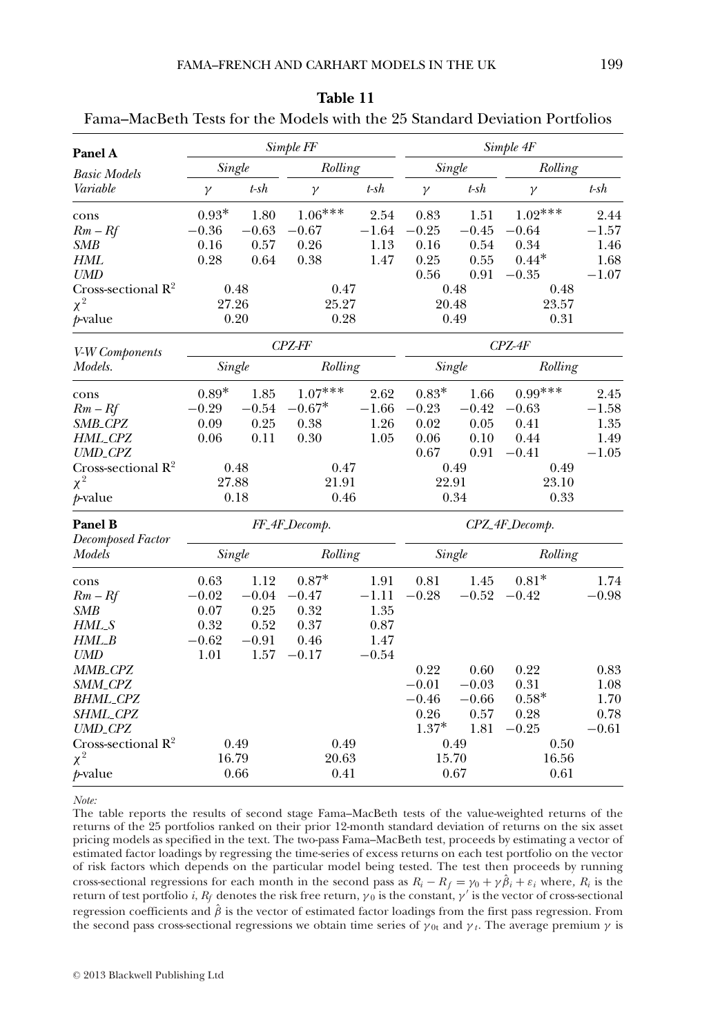**Table 11**

Fama–MacBeth Tests for the Models with the 25 Standard Deviation Portfolios

| **Panel A** | *Simple FF* | | | | *Simple 4F* | | | |
|---|---|---|---|---|---|---|---|---|
| *Basic Models* | *Single* | | *Rolling* | | *Single* | | *Rolling* | |
| *Variable* | $\gamma$ | *t-sh* | $\gamma$ | *t-sh* | $\gamma$ | *t-sh* | $\gamma$ | *t-sh* |
| cons | 0.93* | 1.80 | 1.06*** | 2.54 | 0.83 | 1.51 | 1.02*** | 2.44 |
| *Rm – Rf* | −0.36 | −0.63 | −0.67 | −1.64 | −0.25 | −0.45 | −0.64 | −1.57 |
| *SMB* | 0.16 | 0.57 | 0.26 | 1.13 | 0.16 | 0.54 | 0.34 | 1.46 |
| *HML* | 0.28 | 0.64 | 0.38 | 1.47 | 0.25 | 0.55 | 0.44* | 1.68 |
| *UMD* | | | | | 0.56 | 0.91 | −0.35 | −1.07 |
| Cross-sectional $R^2$ | 0.48 | | 0.47 | | 0.48 | | 0.48 | |
| $\chi^2$ | 27.26 | | 25.27 | | 20.48 | | 23.57 | |
| *p*-value | 0.20 | | 0.28 | | 0.49 | | 0.31 | |
| *V-W Components Models.* | *CPZ-FF* | | | | *CPZ-4F* | | | |
| | *Single* | | *Rolling* | | *Single* | | *Rolling* | |
| cons | 0.89* | 1.85 | 1.07*** | 2.62 | 0.83* | 1.66 | 0.99*** | 2.45 |
| *Rm – Rf* | −0.29 | −0.54 | −0.67* | −1.66 | −0.23 | −0.42 | −0.63 | −1.58 |
| *SMB_CPZ* | 0.09 | 0.25 | 0.38 | 1.26 | 0.02 | 0.05 | 0.41 | 1.35 |
| *HML_CPZ* | 0.06 | 0.11 | 0.30 | 1.05 | 0.06 | 0.10 | 0.44 | 1.49 |
| *UMD_CPZ* | | | | | 0.67 | 0.91 | −0.41 | −1.05 |
| Cross-sectional $R^2$ | 0.48 | | 0.47 | | 0.49 | | 0.49 | |
| $\chi^2$ | 27.88 | | 21.91 | | 22.91 | | 23.10 | |
| *p*-value | 0.18 | | 0.46 | | 0.34 | | 0.33 | |
| **Panel B** *Decomposed Factor Models* | *FF_4F_Decomp.* | | | | *CPZ_4F_Decomp.* | | | |
| | *Single* | | *Rolling* | | *Single* | | *Rolling* | |
| cons | 0.63 | 1.12 | 0.87* | 1.91 | 0.81 | 1.45 | 0.81* | 1.74 |
| *Rm – Rf* | −0.02 | −0.04 | −0.47 | −1.11 | −0.28 | −0.52 | −0.42 | −0.98 |
| *SMB* | 0.07 | 0.25 | 0.32 | 1.35 | | | | |
| *HML_S* | 0.32 | 0.52 | 0.37 | 0.87 | | | | |
| *HML_B* | −0.62 | −0.91 | 0.46 | 1.47 | | | | |
| *UMD* | 1.01 | 1.57 | −0.17 | −0.54 | | | | |
| *MMB_CPZ* | | | | | 0.22 | 0.60 | 0.22 | 0.83 |
| *SMM_CPZ* | | | | | −0.01 | −0.03 | 0.31 | 1.08 |
| *BHML_CPZ* | | | | | −0.46 | −0.66 | 0.58* | 1.70 |
| *SHML_CPZ* | | | | | 0.26 | 0.57 | 0.28 | 0.78 |
| *UMD_CPZ* | | | | | 1.37* | 1.81 | −0.25 | −0.61 |
| Cross-sectional $R^2$ | 0.49 | | 0.49 | | 0.49 | | 0.50 | |
| $\chi^2$ | 16.79 | | 20.63 | | 15.70 | | 16.56 | |
| *p*-value | 0.66 | | 0.41 | | 0.67 | | 0.61 | |

*Note:*

The table reports the results of second stage Fama–MacBeth tests of the value-weighted returns of the returns of the 25 portfolios ranked on their prior 12-month standard deviation of returns on the six asset pricing models as specified in the text. The two-pass Fama–MacBeth test, proceeds by estimating a vector of estimated factor loadings by regressing the time-series of excess returns on each test portfolio on the vector of risk factors which depends on the particular model being tested. The test then proceeds by running cross-sectional regressions for each month in the second pass as $R_i - R_f = \gamma_0 + \gamma\hat{\beta}_i + \varepsilon_i$ where, $R_i$ is the return of test portfolio $i$, $R_f$ denotes the risk free return, $\gamma_0$ is the constant, $\gamma'$ is the vector of cross-sectional regression coefficients and $\hat{\beta}$ is the vector of estimated factor loadings from the first pass regression. From the second pass cross-sectional regressions we obtain time series of $\gamma_{0t}$ and $\gamma_t$. The average premium $\gamma$ is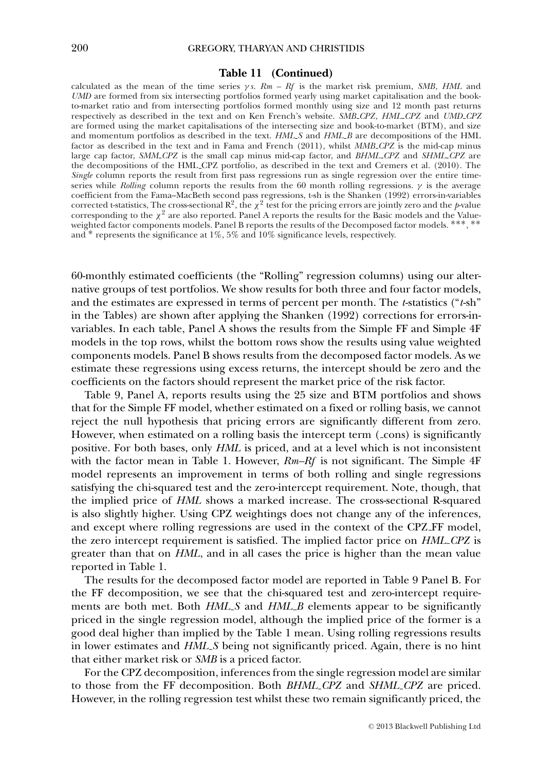**Table 11 (Continued)**

calculated as the mean of the time series $\gamma s$. *Rm – Rf* is the market risk premium, *SMB*, *HML* and *UMD* are formed from six intersecting portfolios formed yearly using market capitalisation and the book-to-market ratio and from intersecting portfolios formed monthly using size and 12 month past returns respectively as described in the text and on Ken French's website. *SMB_CPZ*, *HML_CPZ* and *UMD_CPZ* are formed using the market capitalisations of the intersecting size and book-to-market (BTM), and size and momentum portfolios as described in the text. *HML_S* and *HML_B* are decompositions of the HML factor as described in the text and in Fama and French (2011), whilst *MMB_CPZ* is the mid-cap minus large cap factor, *SMM_CPZ* is the small cap minus mid-cap factor, and *BHML_CPZ* and *SHML_CPZ* are the decompositions of the HML_CPZ portfolio, as described in the text and Cremers et al. (2010). The *Single* column reports the result from first pass regressions run as single regression over the entire time-series while *Rolling* column reports the results from the 60 month rolling regressions. $\gamma$ is the average coefficient from the Fama–MacBeth second pass regressions, t-sh is the Shanken (1992) errors-in-variables corrected t-statistics, The cross-sectional $R^2$, the $\chi^2$ test for the pricing errors are jointly zero and the *p*-value corresponding to the $\chi^2$ are also reported. Panel A reports the results for the Basic models and the Value-weighted factor components models. Panel B reports the results of the Decomposed factor models. \*\*\*, \*\* and \* represents the significance at 1%, 5% and 10% significance levels, respectively.

60-monthly estimated coefficients (the "Rolling" regression columns) using our alternative groups of test portfolios. We show results for both three and four factor models, and the estimates are expressed in terms of percent per month. The *t*-statistics ("*t*-sh" in the Tables) are shown after applying the Shanken (1992) corrections for errors-in-variables. In each table, Panel A shows the results from the Simple FF and Simple 4F models in the top rows, whilst the bottom rows show the results using value weighted components models. Panel B shows results from the decomposed factor models. As we estimate these regressions using excess returns, the intercept should be zero and the coefficients on the factors should represent the market price of the risk factor.

Table 9, Panel A, reports results using the 25 size and BTM portfolios and shows that for the Simple FF model, whether estimated on a fixed or rolling basis, we cannot reject the null hypothesis that pricing errors are significantly different from zero. However, when estimated on a rolling basis the intercept term (_cons) is significantly positive. For both bases, only *HML* is priced, and at a level which is not inconsistent with the factor mean in Table 1. However, *Rm–Rf* is not significant. The Simple 4F model represents an improvement in terms of both rolling and single regressions satisfying the chi-squared test and the zero-intercept requirement. Note, though, that the implied price of *HML* shows a marked increase. The cross-sectional R-squared is also slightly higher. Using CPZ weightings does not change any of the inferences, and except where rolling regressions are used in the context of the CPZ_FF model, the zero intercept requirement is satisfied. The implied factor price on *HML_CPZ* is greater than that on *HML*, and in all cases the price is higher than the mean value reported in Table 1.

The results for the decomposed factor model are reported in Table 9 Panel B. For the FF decomposition, we see that the chi-squared test and zero-intercept requirements are both met. Both *HML_S* and *HML_B* elements appear to be significantly priced in the single regression model, although the implied price of the former is a good deal higher than implied by the Table 1 mean. Using rolling regressions results in lower estimates and *HML_S* being not significantly priced. Again, there is no hint that either market risk or *SMB* is a priced factor.

For the CPZ decomposition, inferences from the single regression model are similar to those from the FF decomposition. Both *BHML_CPZ* and *SHML_CPZ* are priced. However, in the rolling regression test whilst these two remain significantly priced, the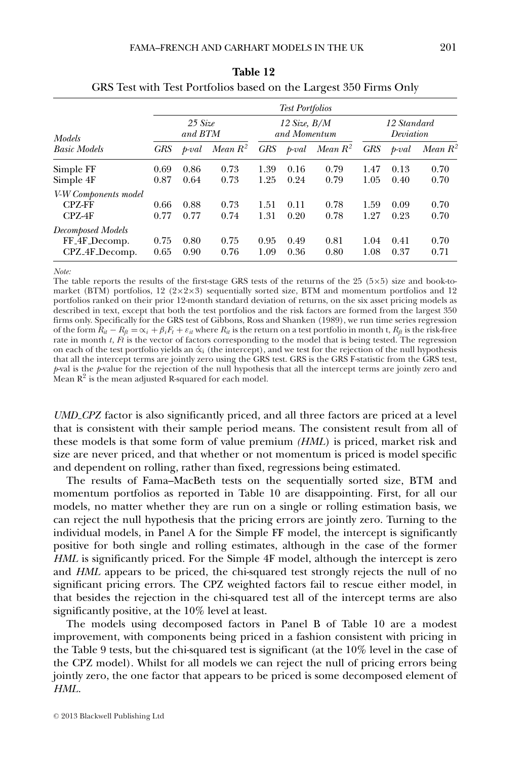**Table 12**

GRS Test with Test Portfolios based on the Largest 350 Firms Only

| *Models* | *Test Portfolios* | | | | | | | | |
|---|---|---|---|---|---|---|---|---|---|
| | *25 Size and BTM* | | | *12 Size, B/M and Momentum* | | | *12 Standard Deviation* | | |
| *Basic Models* | *GRS* | *p-val* | *Mean $R^2$* | *GRS* | *p-val* | *Mean $R^2$* | *GRS* | *p-val* | *Mean $R^2$* |
| Simple FF | 0.69 | 0.86 | 0.73 | 1.39 | 0.16 | 0.79 | 1.47 | 0.13 | 0.70 |
| Simple 4F | 0.87 | 0.64 | 0.73 | 1.25 | 0.24 | 0.79 | 1.05 | 0.40 | 0.70 |
| *V-W Components model* | | | | | | | | | |
| CPZ-FF | 0.66 | 0.88 | 0.73 | 1.51 | 0.11 | 0.78 | 1.59 | 0.09 | 0.70 |
| CPZ-4F | 0.77 | 0.77 | 0.74 | 1.31 | 0.20 | 0.78 | 1.27 | 0.23 | 0.70 |
| *Decomposed Models* | | | | | | | | | |
| FF_4F_Decomp. | 0.75 | 0.80 | 0.75 | 0.95 | 0.49 | 0.81 | 1.04 | 0.41 | 0.70 |
| CPZ_4F_Decomp. | 0.65 | 0.90 | 0.76 | 1.09 | 0.36 | 0.80 | 1.08 | 0.37 | 0.71 |

*Note:*

The table reports the results of the first-stage GRS tests of the returns of the 25 (5×5) size and book-to-market (BTM) portfolios, 12 (2×2×3) sequentially sorted size, BTM and momentum portfolios and 12 portfolios ranked on their prior 12-month standard deviation of returns, on the six asset pricing models as described in text, except that both the test portfolios and the risk factors are formed from the largest 350 firms only. Specifically for the GRS test of Gibbons, Ross and Shanken (1989), we run time series regression of the form $R_{it} - R_{ft} = \alpha_i + \beta_i F_t + \varepsilon_{it}$ where $R_{it}$ is the return on a test portfolio in month t, $R_{ft}$ is the risk-free rate in month $t$, $Ft$ is the vector of factors corresponding to the model that is being tested. The regression on each of the test portfolio yields an $\hat{\alpha}_i$ (the intercept), and we test for the rejection of the null hypothesis that all the intercept terms are jointly zero using the GRS test. GRS is the GRS F-statistic from the GRS test, *p*-val is the *p*-value for the rejection of the null hypothesis that all the intercept terms are jointly zero and Mean $R^2$ is the mean adjusted R-squared for each model.

*UMD_CPZ* factor is also significantly priced, and all three factors are priced at a level that is consistent with their sample period means. The consistent result from all of these models is that some form of value premium *(HML*) is priced, market risk and size are never priced, and that whether or not momentum is priced is model specific and dependent on rolling, rather than fixed, regressions being estimated.

The results of Fama–MacBeth tests on the sequentially sorted size, BTM and momentum portfolios as reported in Table 10 are disappointing. First, for all our models, no matter whether they are run on a single or rolling estimation basis, we can reject the null hypothesis that the pricing errors are jointly zero. Turning to the individual models, in Panel A for the Simple FF model, the intercept is significantly positive for both single and rolling estimates, although in the case of the former *HML* is significantly priced. For the Simple 4F model, although the intercept is zero and *HML* appears to be priced, the chi-squared test strongly rejects the null of no significant pricing errors. The CPZ weighted factors fail to rescue either model, in that besides the rejection in the chi-squared test all of the intercept terms are also significantly positive, at the 10% level at least.

The models using decomposed factors in Panel B of Table 10 are a modest improvement, with components being priced in a fashion consistent with pricing in the Table 9 tests, but the chi-squared test is significant (at the 10% level in the case of the CPZ model). Whilst for all models we can reject the null of pricing errors being jointly zero, the one factor that appears to be priced is some decomposed element of *HML*.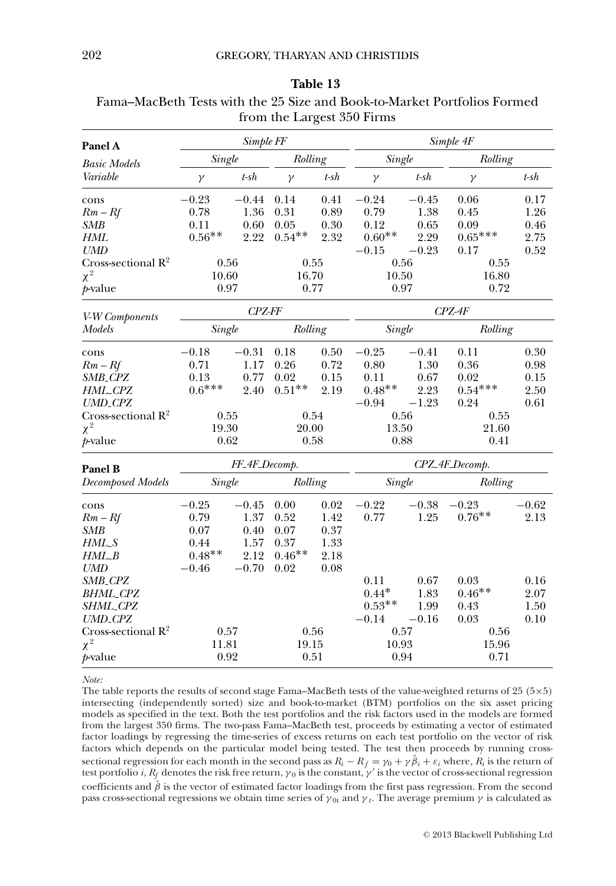**Table 13**

Fama–MacBeth Tests with the 25 Size and Book-to-Market Portfolios Formed from the Largest 350 Firms

| **Panel A** | *Simple FF* | | | | *Simple 4F* | | | |
|---|---|---|---|---|---|---|---|---|
| *Basic Models* | *Single* | | *Rolling* | | *Single* | | *Rolling* | |
| *Variable* | $\gamma$ | *t-sh* | $\gamma$ | *t-sh* | $\gamma$ | *t-sh* | $\gamma$ | *t-sh* |
| cons | −0.23 | −0.44 | 0.14 | 0.41 | −0.24 | −0.45 | 0.06 | 0.17 |
| *Rm – Rf* | 0.78 | 1.36 | 0.31 | 0.89 | 0.79 | 1.38 | 0.45 | 1.26 |
| *SMB* | 0.11 | 0.60 | 0.05 | 0.30 | 0.12 | 0.65 | 0.09 | 0.46 |
| *HML* | 0.56** | 2.22 | 0.54** | 2.32 | 0.60** | 2.29 | 0.65*** | 2.75 |
| *UMD* | | | | | −0.15 | −0.23 | 0.17 | 0.52 |
| Cross-sectional $R^2$ | 0.56 | | 0.55 | | 0.56 | | 0.55 | |
| $\chi^2$ | 10.60 | | 16.70 | | 10.50 | | 16.80 | |
| *p*-value | 0.97 | | 0.77 | | 0.97 | | 0.72 | |
| *V-W Components* | *CPZ-FF* | | | | *CPZ-4F* | | | |
| *Models* | *Single* | | *Rolling* | | *Single* | | *Rolling* | |
| cons | −0.18 | −0.31 | 0.18 | 0.50 | −0.25 | −0.41 | 0.11 | 0.30 |
| *Rm – Rf* | 0.71 | 1.17 | 0.26 | 0.72 | 0.80 | 1.30 | 0.36 | 0.98 |
| *SMB_CPZ* | 0.13 | 0.77 | 0.02 | 0.15 | 0.11 | 0.67 | 0.02 | 0.15 |
| *HML_CPZ* | 0.6*** | 2.40 | 0.51** | 2.19 | 0.48** | 2.23 | 0.54*** | 2.50 |
| *UMD_CPZ* | | | | | −0.94 | −1.23 | 0.24 | 0.61 |
| Cross-sectional $R^2$ | 0.55 | | 0.54 | | 0.56 | | 0.55 | |
| $\chi^2$ | 19.30 | | 20.00 | | 13.50 | | 21.60 | |
| *p*-value | 0.62 | | 0.58 | | 0.88 | | 0.41 | |
| **Panel B** | *FF_4F_Decomp.* | | | | *CPZ_4F_Decomp.* | | | |
| *Decomposed Models* | *Single* | | *Rolling* | | *Single* | | *Rolling* | |
| cons | −0.25 | −0.45 | 0.00 | 0.02 | −0.22 | −0.38 | −0.23 | −0.62 |
| *Rm – Rf* | 0.79 | 1.37 | 0.52 | 1.42 | 0.77 | 1.25 | 0.76** | 2.13 |
| *SMB* | 0.07 | 0.40 | 0.07 | 0.37 | | | | |
| *HML_S* | 0.44 | 1.57 | 0.37 | 1.33 | | | | |
| *HML_B* | 0.48** | 2.12 | 0.46** | 2.18 | | | | |
| *UMD* | −0.46 | −0.70 | 0.02 | 0.08 | | | | |
| *SMB_CPZ* | | | | | 0.11 | 0.67 | 0.03 | 0.16 |
| *BHML_CPZ* | | | | | 0.44* | 1.83 | 0.46** | 2.07 |
| *SHML_CPZ* | | | | | 0.53** | 1.99 | 0.43 | 1.50 |
| *UMD_CPZ* | | | | | −0.14 | −0.16 | 0.03 | 0.10 |
| Cross-sectional $R^2$ | 0.57 | | 0.56 | | 0.57 | | 0.56 | |
| $\chi^2$ | 11.81 | | 19.15 | | 10.93 | | 15.96 | |
| *p*-value | 0.92 | | 0.51 | | 0.94 | | 0.71 | |

*Note:*

The table reports the results of second stage Fama–MacBeth tests of the value-weighted returns of 25 (5×5) intersecting (independently sorted) size and book-to-market (BTM) portfolios on the six asset pricing models as specified in the text. Both the test portfolios and the risk factors used in the models are formed from the largest 350 firms. The two-pass Fama–MacBeth test, proceeds by estimating a vector of estimated factor loadings by regressing the time-series of excess returns on each test portfolio on the vector of risk factors which depends on the particular model being tested. The test then proceeds by running cross-sectional regression for each month in the second pass as $R_i - R_f = \gamma_0 + \gamma\hat{\beta}_i + \varepsilon_i$ where, $R_i$ is the return of test portfolio $i$, $R_f$ denotes the risk free return, $\gamma_0$ is the constant, $\gamma'$ is the vector of cross-sectional regression coefficients and $\hat{\beta}$ is the vector of estimated factor loadings from the first pass regression. From the second pass cross-sectional regressions we obtain time series of $\gamma_{0t}$ and $\gamma_t$. The average premium $\gamma$ is calculated as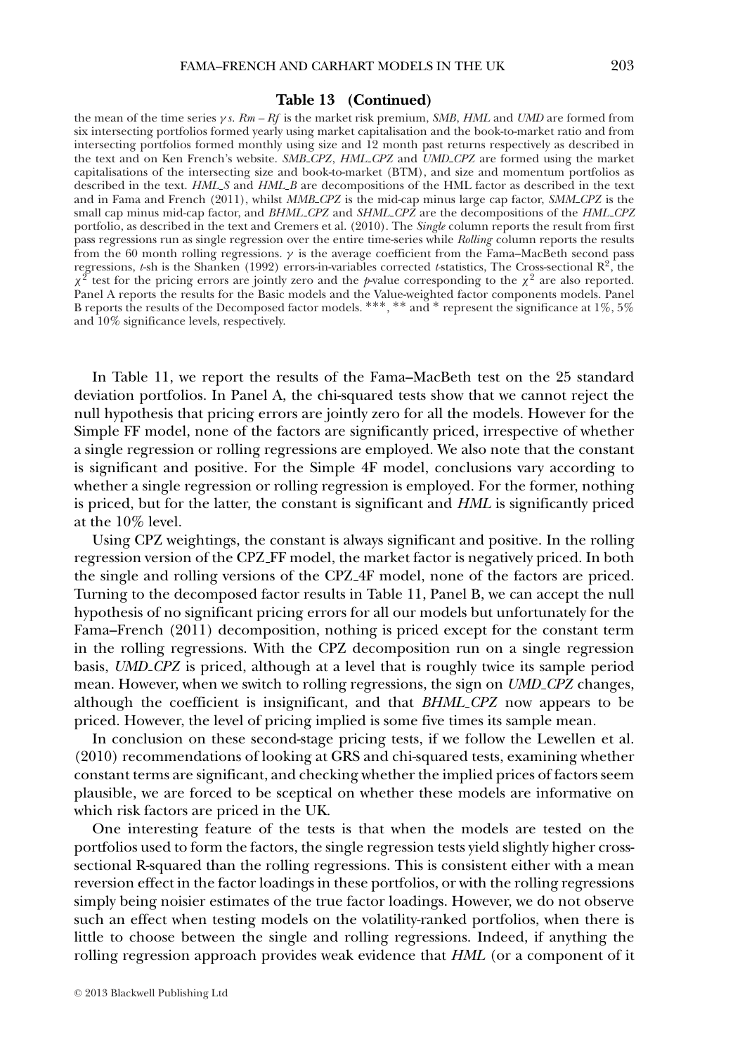**Table 13 (Continued)**

the mean of the time series $\gamma$ s. *Rm – Rf* is the market risk premium, *SMB*, *HML* and *UMD* are formed from six intersecting portfolios formed yearly using market capitalisation and the book-to-market ratio and from intersecting portfolios formed monthly using size and 12 month past returns respectively as described in the text and on Ken French's website. *SMB_CPZ*, *HML_CPZ* and *UMD_CPZ* are formed using the market capitalisations of the intersecting size and book-to-market (BTM), and size and momentum portfolios as described in the text. *HML_S* and *HML_B* are decompositions of the HML factor as described in the text and in Fama and French (2011), whilst *MMB_CPZ* is the mid-cap minus large cap factor, *SMM_CPZ* is the small cap minus mid-cap factor, and *BHML_CPZ* and *SHML_CPZ* are the decompositions of the *HML_CPZ* portfolio, as described in the text and Cremers et al. (2010). The *Single* column reports the result from first pass regressions run as single regression over the entire time-series while *Rolling* column reports the results from the 60 month rolling regressions. $\gamma$ is the average coefficient from the Fama–MacBeth second pass regressions, *t*-sh is the Shanken (1992) errors-in-variables corrected *t*-statistics, The Cross-sectional $R^2$, the $\chi^2$ test for the pricing errors are jointly zero and the *p*-value corresponding to the $\chi^2$ are also reported. Panel A reports the results for the Basic models and the Value-weighted factor components models. Panel B reports the results of the Decomposed factor models. \*\*\*, \*\* and \* represent the significance at 1%, 5% and 10% significance levels, respectively.

In Table 11, we report the results of the Fama–MacBeth test on the 25 standard deviation portfolios. In Panel A, the chi-squared tests show that we cannot reject the null hypothesis that pricing errors are jointly zero for all the models. However for the Simple FF model, none of the factors are significantly priced, irrespective of whether a single regression or rolling regressions are employed. We also note that the constant is significant and positive. For the Simple 4F model, conclusions vary according to whether a single regression or rolling regression is employed. For the former, nothing is priced, but for the latter, the constant is significant and *HML* is significantly priced at the 10% level.

Using CPZ weightings, the constant is always significant and positive. In the rolling regression version of the CPZ_FF model, the market factor is negatively priced. In both the single and rolling versions of the CPZ_4F model, none of the factors are priced. Turning to the decomposed factor results in Table 11, Panel B, we can accept the null hypothesis of no significant pricing errors for all our models but unfortunately for the Fama–French (2011) decomposition, nothing is priced except for the constant term in the rolling regressions. With the CPZ decomposition run on a single regression basis, *UMD_CPZ* is priced, although at a level that is roughly twice its sample period mean. However, when we switch to rolling regressions, the sign on *UMD_CPZ* changes, although the coefficient is insignificant, and that *BHML_CPZ* now appears to be priced. However, the level of pricing implied is some five times its sample mean.

In conclusion on these second-stage pricing tests, if we follow the Lewellen et al. (2010) recommendations of looking at GRS and chi-squared tests, examining whether constant terms are significant, and checking whether the implied prices of factors seem plausible, we are forced to be sceptical on whether these models are informative on which risk factors are priced in the UK.

One interesting feature of the tests is that when the models are tested on the portfolios used to form the factors, the single regression tests yield slightly higher cross-sectional R-squared than the rolling regressions. This is consistent either with a mean reversion effect in the factor loadings in these portfolios, or with the rolling regressions simply being noisier estimates of the true factor loadings. However, we do not observe such an effect when testing models on the volatility-ranked portfolios, when there is little to choose between the single and rolling regressions. Indeed, if anything the rolling regression approach provides weak evidence that *HML* (or a component of it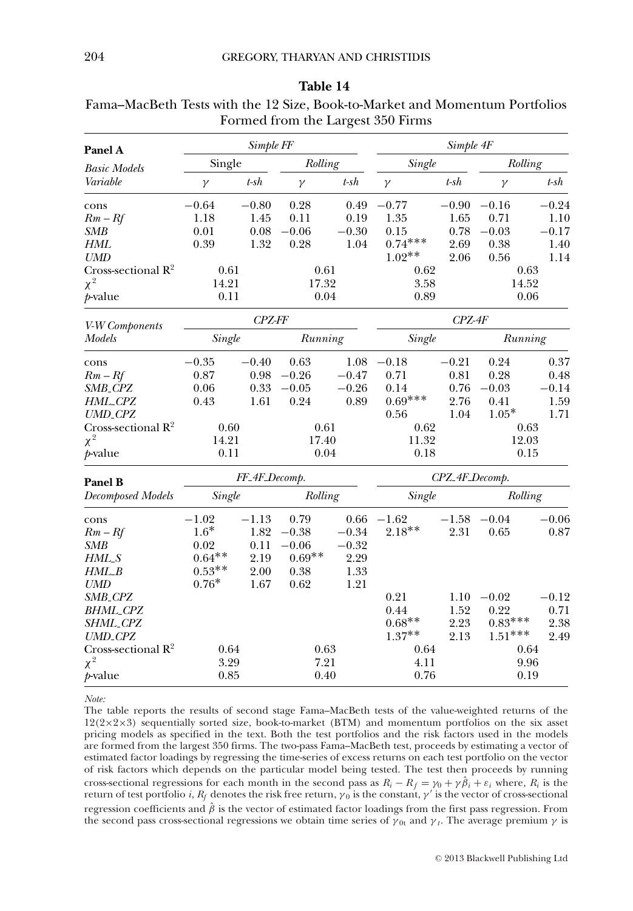**Table 14**

Fama–MacBeth Tests with the 12 Size, Book-to-Market and Momentum Portfolios Formed from the Largest 350 Firms

| **Panel A** | *Simple FF* | | | | *Simple 4F* | | | |
|---|---|---|---|---|---|---|---|---|
| *Basic Models* | Single | | *Rolling* | | *Single* | | *Rolling* | |
| *Variable* | $\gamma$ | *t-sh* | $\gamma$ | *t-sh* | $\gamma$ | *t-sh* | $\gamma$ | *t-sh* |
| cons | −0.64 | −0.80 | 0.28 | 0.49 | −0.77 | −0.90 | −0.16 | −0.24 |
| *Rm – Rf* | 1.18 | 1.45 | 0.11 | 0.19 | 1.35 | 1.65 | 0.71 | 1.10 |
| *SMB* | 0.01 | 0.08 | −0.06 | −0.30 | 0.15 | 0.78 | −0.03 | −0.17 |
| *HML* | 0.39 | 1.32 | 0.28 | 1.04 | 0.74*** | 2.69 | 0.38 | 1.40 |
| *UMD* | | | | | 1.02** | 2.06 | 0.56 | 1.14 |
| Cross-sectional $R^2$ | 0.61 | | 0.61 | | 0.62 | | 0.63 | |
| $\chi^2$ | 14.21 | | 17.32 | | 3.58 | | 14.52 | |
| *p*-value | 0.11 | | 0.04 | | 0.89 | | 0.06 | |
| *V-W Components* | *CPZ-FF* | | | | *CPZ-4F* | | | |
| *Models* | *Single* | | *Running* | | *Single* | | *Running* | |
| cons | −0.35 | −0.40 | 0.63 | 1.08 | −0.18 | −0.21 | 0.24 | 0.37 |
| *Rm – Rf* | 0.87 | 0.98 | −0.26 | −0.47 | 0.71 | 0.81 | 0.28 | 0.48 |
| *SMB_CPZ* | 0.06 | 0.33 | −0.05 | −0.26 | 0.14 | 0.76 | −0.03 | −0.14 |
| *HML_CPZ* | 0.43 | 1.61 | 0.24 | 0.89 | 0.69*** | 2.76 | 0.41 | 1.59 |
| *UMD_CPZ* | | | | | 0.56 | 1.04 | 1.05* | 1.71 |
| Cross-sectional $R^2$ | 0.60 | | 0.61 | | 0.62 | | 0.63 | |
| $\chi^2$ | 14.21 | | 17.40 | | 11.32 | | 12.03 | |
| *p*-value | 0.11 | | 0.04 | | 0.18 | | 0.15 | |
| **Panel B** | *FF_4F_Decomp.* | | | | *CPZ_4F_Decomp.* | | | |
| *Decomposed Models* | *Single* | | *Rolling* | | *Single* | | *Rolling* | |
| cons | −1.02 | −1.13 | 0.79 | 0.66 | −1.62 | −1.58 | −0.04 | −0.06 |
| *Rm – Rf* | 1.6* | 1.82 | −0.38 | −0.34 | 2.18** | 2.31 | 0.65 | 0.87 |
| *SMB* | 0.02 | 0.11 | −0.06 | −0.32 | | | | |
| *HML_S* | 0.64** | 2.19 | 0.69** | 2.29 | | | | |
| *HML_B* | 0.53** | 2.00 | 0.38 | 1.33 | | | | |
| *UMD* | 0.76* | 1.67 | 0.62 | 1.21 | | | | |
| *SMB_CPZ* | | | | | 0.21 | 1.10 | −0.02 | −0.12 |
| *BHML_CPZ* | | | | | 0.44 | 1.52 | 0.22 | 0.71 |
| *SHML_CPZ* | | | | | 0.68** | 2.23 | 0.83*** | 2.38 |
| *UMD_CPZ* | | | | | 1.37** | 2.13 | 1.51*** | 2.49 |
| Cross-sectional $R^2$ | 0.64 | | 0.63 | | 0.64 | | 0.64 | |
| $\chi^2$ | 3.29 | | 7.21 | | 4.11 | | 9.96 | |
| *p*-value | 0.85 | | 0.40 | | 0.76 | | 0.19 | |

*Note:*

The table reports the results of second stage Fama–MacBeth tests of the value-weighted returns of the 12(2×2×3) sequentially sorted size, book-to-market (BTM) and momentum portfolios on the six asset pricing models as specified in the text. Both the test portfolios and the risk factors used in the models are formed from the largest 350 firms. The two-pass Fama–MacBeth test, proceeds by estimating a vector of estimated factor loadings by regressing the time-series of excess returns on each test portfolio on the vector of risk factors which depends on the particular model being tested. The test then proceeds by running cross-sectional regressions for each month in the second pass as $R_i - R_f = \gamma_0 + \gamma\hat{\beta}_i + \varepsilon_i$ where, $R_i$ is the return of test portfolio $i$, $R_f$ denotes the risk free return, $\gamma_0$ is the constant, $\gamma'$ is the vector of cross-sectional regression coefficients and $\hat{\beta}$ is the vector of estimated factor loadings from the first pass regression. From the second pass cross-sectional regressions we obtain time series of $\gamma_{0t}$ and $\gamma_t$. The average premium $\gamma$ is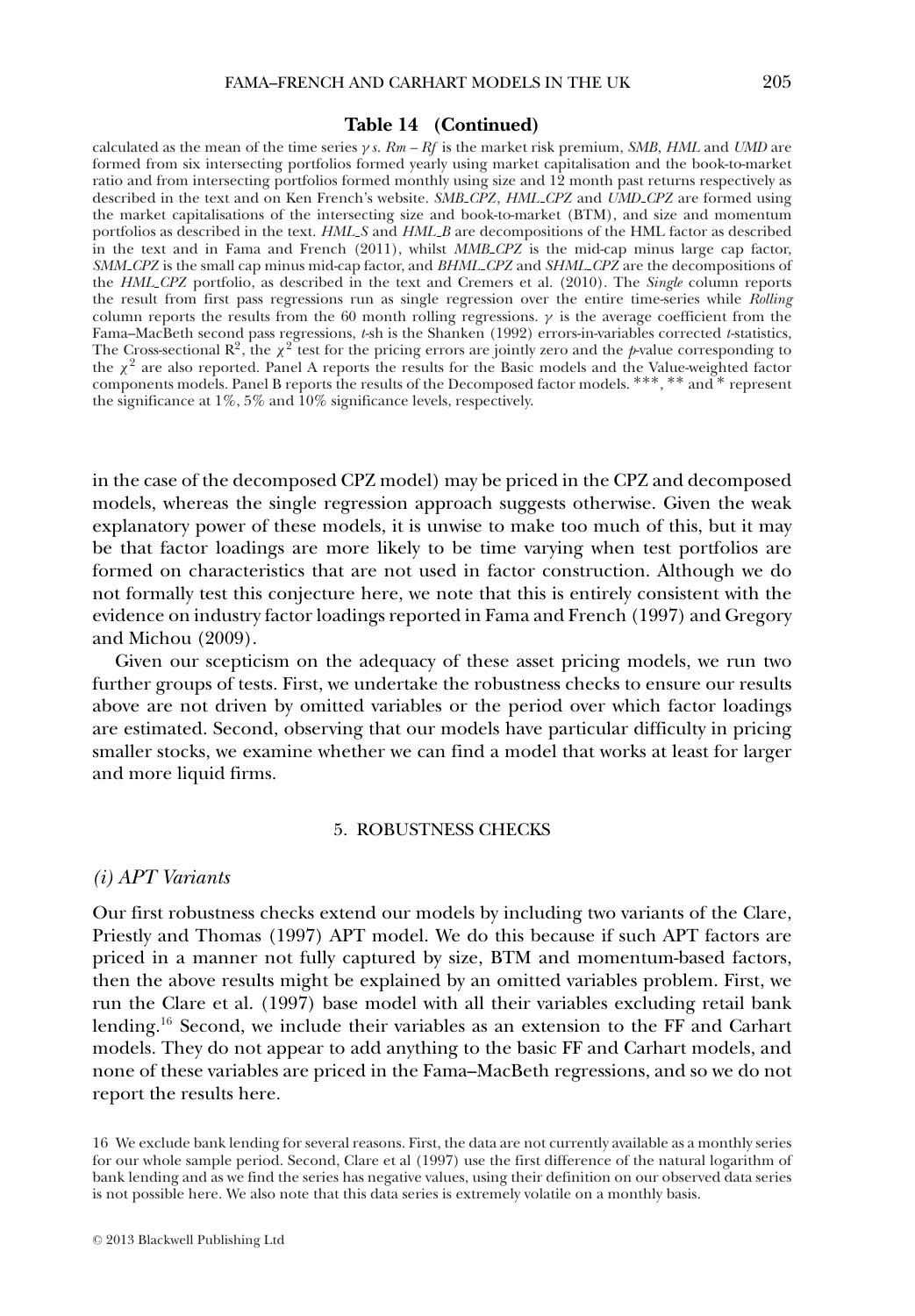**Table 14 (Continued)**

calculated as the mean of the time series $\gamma$ *s*. *Rm – Rf* is the market risk premium, *SMB*, *HML* and *UMD* are formed from six intersecting portfolios formed yearly using market capitalisation and the book-to-market ratio and from intersecting portfolios formed monthly using size and 12 month past returns respectively as described in the text and on Ken French's website. *SMB_CPZ*, *HML_CPZ* and *UMD_CPZ* are formed using the market capitalisations of the intersecting size and book-to-market (BTM), and size and momentum portfolios as described in the text. *HML_S* and *HML_B* are decompositions of the HML factor as described in the text and in Fama and French (2011), whilst *MMB_CPZ* is the mid-cap minus large cap factor, *SMM_CPZ* is the small cap minus mid-cap factor, and *BHML_CPZ* and *SHML_CPZ* are the decompositions of the *HML_CPZ* portfolio, as described in the text and Cremers et al. (2010). The *Single* column reports the result from first pass regressions run as single regression over the entire time-series while *Rolling* column reports the results from the 60 month rolling regressions. $\gamma$ is the average coefficient from the Fama–MacBeth second pass regressions, *t*-sh is the Shanken (1992) errors-in-variables corrected *t*-statistics, The Cross-sectional $R^2$, the $\chi^2$ test for the pricing errors are jointly zero and the *p*-value corresponding to the $\chi^2$ are also reported. Panel A reports the results for the Basic models and the Value-weighted factor components models. Panel B reports the results of the Decomposed factor models. \*\*\*, \*\* and \* represent the significance at 1%, 5% and 10% significance levels, respectively.

in the case of the decomposed CPZ model) may be priced in the CPZ and decomposed models, whereas the single regression approach suggests otherwise. Given the weak explanatory power of these models, it is unwise to make too much of this, but it may be that factor loadings are more likely to be time varying when test portfolios are formed on characteristics that are not used in factor construction. Although we do not formally test this conjecture here, we note that this is entirely consistent with the evidence on industry factor loadings reported in Fama and French (1997) and Gregory and Michou (2009).

Given our scepticism on the adequacy of these asset pricing models, we run two further groups of tests. First, we undertake the robustness checks to ensure our results above are not driven by omitted variables or the period over which factor loadings are estimated. Second, observing that our models have particular difficulty in pricing smaller stocks, we examine whether we can find a model that works at least for larger and more liquid firms.

## 5. ROBUSTNESS CHECKS

### *(i) APT Variants*

Our first robustness checks extend our models by including two variants of the Clare, Priestly and Thomas (1997) APT model. We do this because if such APT factors are priced in a manner not fully captured by size, BTM and momentum-based factors, then the above results might be explained by an omitted variables problem. First, we run the Clare et al. (1997) base model with all their variables excluding retail bank lending.[16] Second, we include their variables as an extension to the FF and Carhart models. They do not appear to add anything to the basic FF and Carhart models, and none of these variables are priced in the Fama–MacBeth regressions, and so we do not report the results here.

16 We exclude bank lending for several reasons. First, the data are not currently available as a monthly series for our whole sample period. Second, Clare et al (1997) use the first difference of the natural logarithm of bank lending and as we find the series has negative values, using their definition on our observed data series is not possible here. We also note that this data series is extremely volatile on a monthly basis.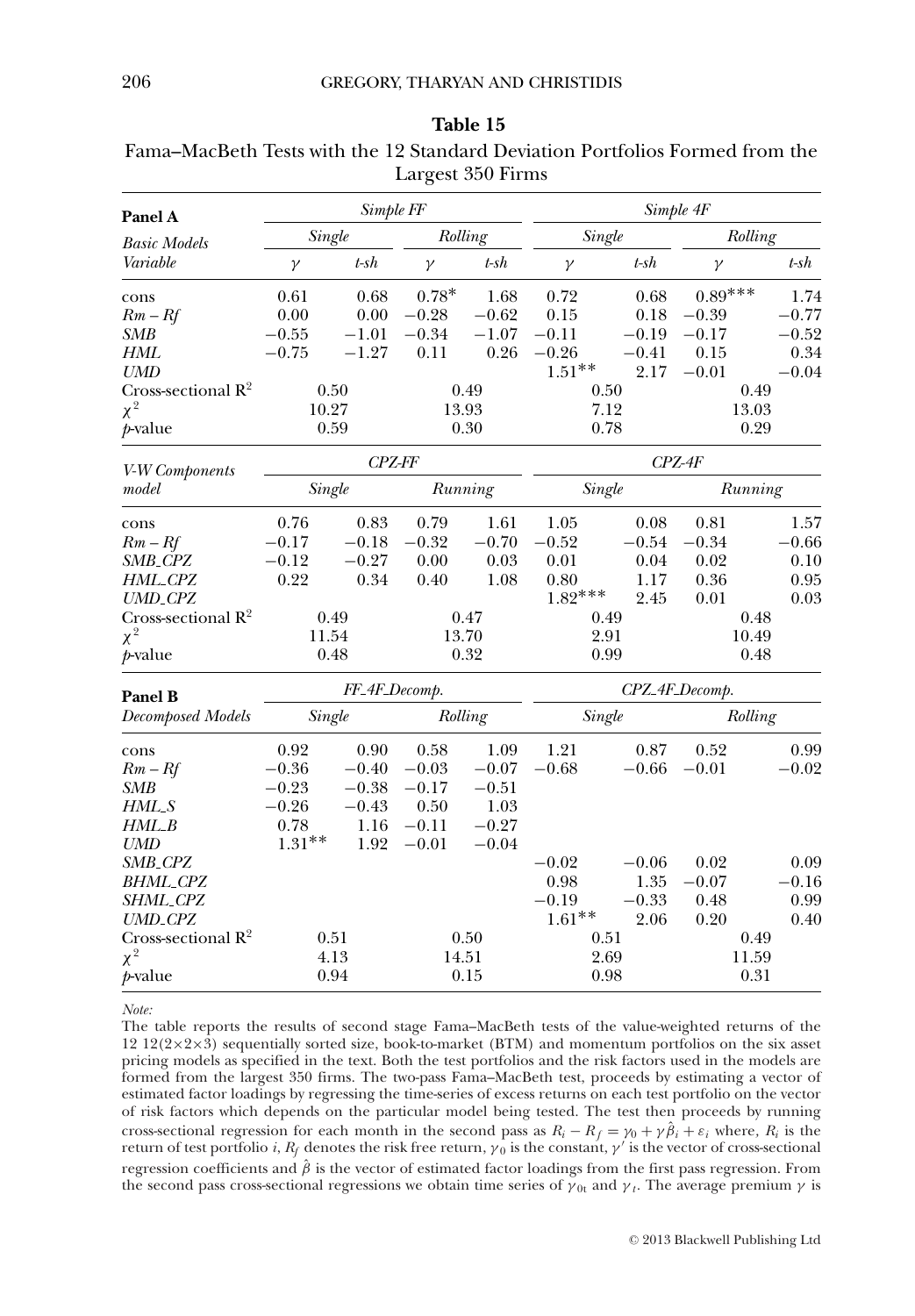**Table 15**

Fama–MacBeth Tests with the 12 Standard Deviation Portfolios Formed from the Largest 350 Firms

| **Panel A** | *Simple FF* | | | | *Simple 4F* | | | |
|---|---|---|---|---|---|---|---|---|
| *Basic Models* | *Single* | | *Rolling* | | *Single* | | *Rolling* | |
| *Variable* | $\gamma$ | *t-sh* | $\gamma$ | *t-sh* | $\gamma$ | *t-sh* | $\gamma$ | *t-sh* |
| cons | 0.61 | 0.68 | 0.78* | 1.68 | 0.72 | 0.68 | 0.89*** | 1.74 |
| *Rm – Rf* | 0.00 | 0.00 | −0.28 | −0.62 | 0.15 | 0.18 | −0.39 | −0.77 |
| *SMB* | −0.55 | −1.01 | −0.34 | −1.07 | −0.11 | −0.19 | −0.17 | −0.52 |
| *HML* | −0.75 | −1.27 | 0.11 | 0.26 | −0.26 | −0.41 | 0.15 | 0.34 |
| *UMD* | | | | | 1.51** | 2.17 | −0.01 | −0.04 |
| Cross-sectional $R^2$ | 0.50 | | 0.49 | | 0.50 | | 0.49 | |
| $\chi^2$ | 10.27 | | 13.93 | | 7.12 | | 13.03 | |
| *p*-value | 0.59 | | 0.30 | | 0.78 | | 0.29 | |
| *V-W Components model* | *CPZ-FF* | | | | *CPZ-4F* | | | |
| | *Single* | | *Running* | | *Single* | | *Running* | |
| cons | 0.76 | 0.83 | 0.79 | 1.61 | 1.05 | 0.08 | 0.81 | 1.57 |
| *Rm – Rf* | −0.17 | −0.18 | −0.32 | −0.70 | −0.52 | −0.54 | −0.34 | −0.66 |
| *SMB_CPZ* | −0.12 | −0.27 | 0.00 | 0.03 | 0.01 | 0.04 | 0.02 | 0.10 |
| *HML_CPZ* | 0.22 | 0.34 | 0.40 | 1.08 | 0.80 | 1.17 | 0.36 | 0.95 |
| *UMD_CPZ* | | | | | 1.82*** | 2.45 | 0.01 | 0.03 |
| Cross-sectional $R^2$ | 0.49 | | 0.47 | | 0.49 | | 0.48 | |
| $\chi^2$ | 11.54 | | 13.70 | | 2.91 | | 10.49 | |
| *p*-value | 0.48 | | 0.32 | | 0.99 | | 0.48 | |

| **Panel B** | *FF_4F_Decomp.* | | | | *CPZ_4F_Decomp.* | | | |
|---|---|---|---|---|---|---|---|---|
| *Decomposed Models* | *Single* | | *Rolling* | | *Single* | | *Rolling* | |
| cons | 0.92 | 0.90 | 0.58 | 1.09 | 1.21 | 0.87 | 0.52 | 0.99 |
| *Rm – Rf* | −0.36 | −0.40 | −0.03 | −0.07 | −0.68 | −0.66 | −0.01 | −0.02 |
| *SMB* | −0.23 | −0.38 | −0.17 | −0.51 | | | | |
| *HML_S* | −0.26 | −0.43 | 0.50 | 1.03 | | | | |
| *HML_B* | 0.78 | 1.16 | −0.11 | −0.27 | | | | |
| *UMD* | 1.31** | 1.92 | −0.01 | −0.04 | | | | |
| *SMB_CPZ* | | | | | −0.02 | −0.06 | 0.02 | 0.09 |
| *BHML_CPZ* | | | | | 0.98 | 1.35 | −0.07 | −0.16 |
| *SHML_CPZ* | | | | | −0.19 | −0.33 | 0.48 | 0.99 |
| *UMD_CPZ* | | | | | 1.61** | 2.06 | 0.20 | 0.40 |
| Cross-sectional $R^2$ | 0.51 | | 0.50 | | 0.51 | | 0.49 | |
| $\chi^2$ | 4.13 | | 14.51 | | 2.69 | | 11.59 | |
| *p*-value | 0.94 | | 0.15 | | 0.98 | | 0.31 | |

*Note:*

The table reports the results of second stage Fama–MacBeth tests of the value-weighted returns of the 12 12(2×2×3) sequentially sorted size, book-to-market (BTM) and momentum portfolios on the six asset pricing models as specified in the text. Both the test portfolios and the risk factors used in the models are formed from the largest 350 firms. The two-pass Fama–MacBeth test, proceeds by estimating a vector of estimated factor loadings by regressing the time-series of excess returns on each test portfolio on the vector of risk factors which depends on the particular model being tested. The test then proceeds by running cross-sectional regression for each month in the second pass as $R_i - R_f = \gamma_0 + \gamma\hat{\beta}_i + \varepsilon_i$ where, $R_i$ is the return of test portfolio $i$, $R_f$ denotes the risk free return, $\gamma_0$ is the constant, $\gamma'$ is the vector of cross-sectional regression coefficients and $\hat{\beta}$ is the vector of estimated factor loadings from the first pass regression. From the second pass cross-sectional regressions we obtain time series of $\gamma_{0t}$ and $\gamma_t$. The average premium $\gamma$ is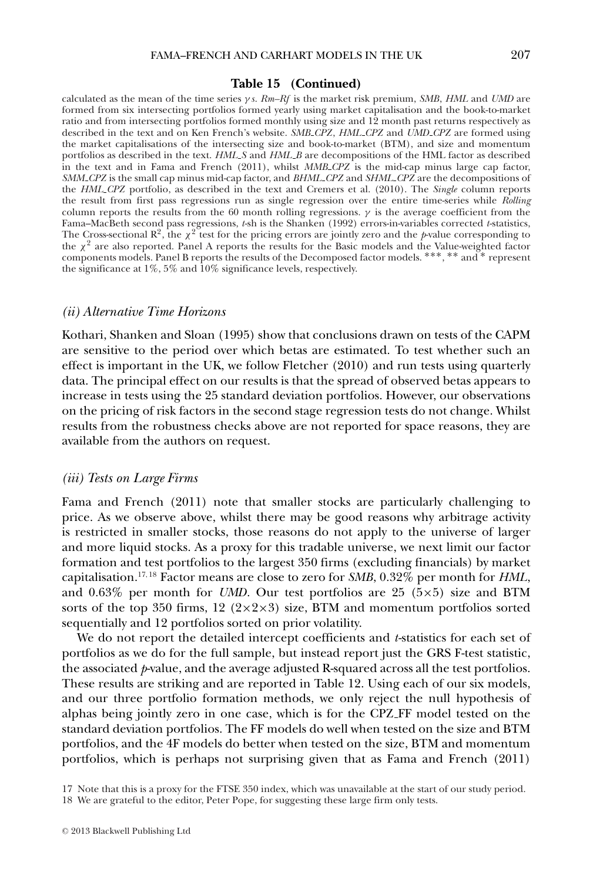**Table 15 (Continued)**

calculated as the mean of the time series $\gamma$s. *Rm–Rf* is the market risk premium, *SMB*, *HML* and *UMD* are formed from six intersecting portfolios formed yearly using market capitalisation and the book-to-market ratio and from intersecting portfolios formed monthly using size and 12 month past returns respectively as described in the text and on Ken French's website. *SMB_CPZ*, *HML_CPZ* and *UMD_CPZ* are formed using the market capitalisations of the intersecting size and book-to-market (BTM), and size and momentum portfolios as described in the text. *HML_S* and *HML_B* are decompositions of the HML factor as described in the text and in Fama and French (2011), whilst *MMB_CPZ* is the mid-cap minus large cap factor, *SMM_CPZ* is the small cap minus mid-cap factor, and *BHML_CPZ* and *SHML_CPZ* are the decompositions of the *HML_CPZ* portfolio, as described in the text and Cremers et al. (2010). The *Single* column reports the result from first pass regressions run as single regression over the entire time-series while *Rolling* column reports the results from the 60 month rolling regressions. $\gamma$ is the average coefficient from the Fama–MacBeth second pass regressions, *t*-sh is the Shanken (1992) errors-in-variables corrected *t*-statistics, The Cross-sectional $R^2$, the $\chi^2$ test for the pricing errors are jointly zero and the *p*-value corresponding to the $\chi^2$ are also reported. Panel A reports the results for the Basic models and the Value-weighted factor components models. Panel B reports the results of the Decomposed factor models. \*\*\*, \*\* and \* represent the significance at 1%, 5% and 10% significance levels, respectively.

### *(ii) Alternative Time Horizons*

Kothari, Shanken and Sloan (1995) show that conclusions drawn on tests of the CAPM are sensitive to the period over which betas are estimated. To test whether such an effect is important in the UK, we follow Fletcher (2010) and run tests using quarterly data. The principal effect on our results is that the spread of observed betas appears to increase in tests using the 25 standard deviation portfolios. However, our observations on the pricing of risk factors in the second stage regression tests do not change. Whilst results from the robustness checks above are not reported for space reasons, they are available from the authors on request.

### *(iii) Tests on Large Firms*

Fama and French (2011) note that smaller stocks are particularly challenging to price. As we observe above, whilst there may be good reasons why arbitrage activity is restricted in smaller stocks, those reasons do not apply to the universe of larger and more liquid stocks. As a proxy for this tradable universe, we next limit our factor formation and test portfolios to the largest 350 firms (excluding financials) by market capitalisation.[17,18] Factor means are close to zero for *SMB*, 0.32% per month for *HML*, and 0.63% per month for *UMD*. Our test portfolios are 25 (5×5) size and BTM sorts of the top 350 firms, 12 (2×2×3) size, BTM and momentum portfolios sorted sequentially and 12 portfolios sorted on prior volatility.

We do not report the detailed intercept coefficients and *t*-statistics for each set of portfolios as we do for the full sample, but instead report just the GRS F-test statistic, the associated *p*-value, and the average adjusted R-squared across all the test portfolios. These results are striking and are reported in Table 12. Using each of our six models, and our three portfolio formation methods, we only reject the null hypothesis of alphas being jointly zero in one case, which is for the CPZ_FF model tested on the standard deviation portfolios. The FF models do well when tested on the size and BTM portfolios, and the 4F models do better when tested on the size, BTM and momentum portfolios, which is perhaps not surprising given that as Fama and French (2011)

17 Note that this is a proxy for the FTSE 350 index, which was unavailable at the start of our study period.

18 We are grateful to the editor, Peter Pope, for suggesting these large firm only tests.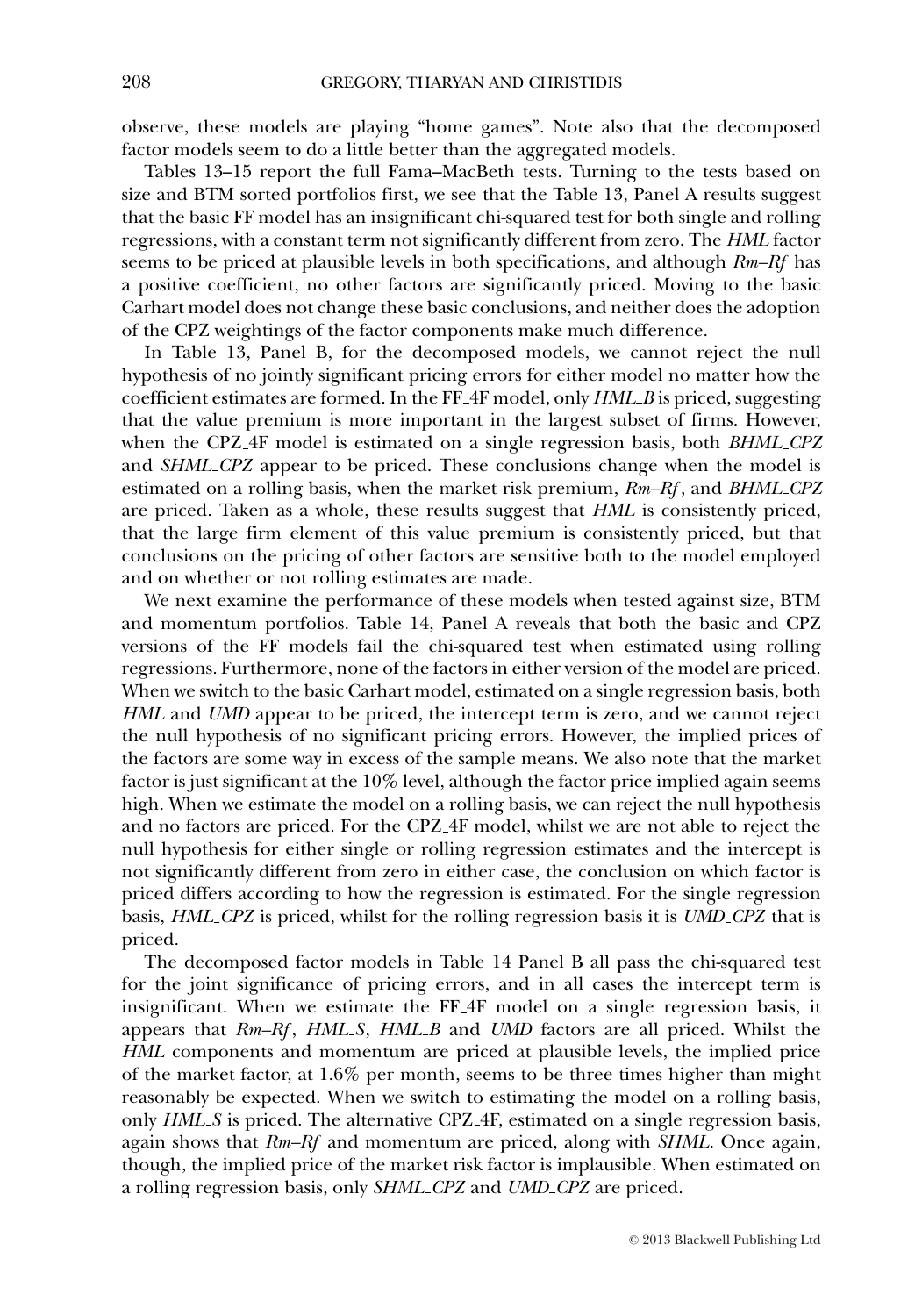observe, these models are playing "home games". Note also that the decomposed factor models seem to do a little better than the aggregated models.

Tables 13–15 report the full Fama–MacBeth tests. Turning to the tests based on size and BTM sorted portfolios first, we see that the Table 13, Panel A results suggest that the basic FF model has an insignificant chi-squared test for both single and rolling regressions, with a constant term not significantly different from zero. The *HML* factor seems to be priced at plausible levels in both specifications, and although *Rm–Rf* has a positive coefficient, no other factors are significantly priced. Moving to the basic Carhart model does not change these basic conclusions, and neither does the adoption of the CPZ weightings of the factor components make much difference.

In Table 13, Panel B, for the decomposed models, we cannot reject the null hypothesis of no jointly significant pricing errors for either model no matter how the coefficient estimates are formed. In the FF_4F model, only *HML_B* is priced, suggesting that the value premium is more important in the largest subset of firms. However, when the CPZ_4F model is estimated on a single regression basis, both *BHML_CPZ* and *SHML_CPZ* appear to be priced. These conclusions change when the model is estimated on a rolling basis, when the market risk premium, *Rm–Rf*, and *BHML_CPZ* are priced. Taken as a whole, these results suggest that *HML* is consistently priced, that the large firm element of this value premium is consistently priced, but that conclusions on the pricing of other factors are sensitive both to the model employed and on whether or not rolling estimates are made.

We next examine the performance of these models when tested against size, BTM and momentum portfolios. Table 14, Panel A reveals that both the basic and CPZ versions of the FF models fail the chi-squared test when estimated using rolling regressions. Furthermore, none of the factors in either version of the model are priced. When we switch to the basic Carhart model, estimated on a single regression basis, both *HML* and *UMD* appear to be priced, the intercept term is zero, and we cannot reject the null hypothesis of no significant pricing errors. However, the implied prices of the factors are some way in excess of the sample means. We also note that the market factor is just significant at the 10% level, although the factor price implied again seems high. When we estimate the model on a rolling basis, we can reject the null hypothesis and no factors are priced. For the CPZ_4F model, whilst we are not able to reject the null hypothesis for either single or rolling regression estimates and the intercept is not significantly different from zero in either case, the conclusion on which factor is priced differs according to how the regression is estimated. For the single regression basis, *HML_CPZ* is priced, whilst for the rolling regression basis it is *UMD_CPZ* that is priced.

The decomposed factor models in Table 14 Panel B all pass the chi-squared test for the joint significance of pricing errors, and in all cases the intercept term is insignificant. When we estimate the FF_4F model on a single regression basis, it appears that *Rm–Rf*, *HML_S*, *HML_B* and *UMD* factors are all priced. Whilst the *HML* components and momentum are priced at plausible levels, the implied price of the market factor, at 1.6% per month, seems to be three times higher than might reasonably be expected. When we switch to estimating the model on a rolling basis, only *HML_S* is priced. The alternative CPZ_4F, estimated on a single regression basis, again shows that *Rm–Rf* and momentum are priced, along with *SHML*. Once again, though, the implied price of the market risk factor is implausible. When estimated on a rolling regression basis, only *SHML_CPZ* and *UMD_CPZ* are priced.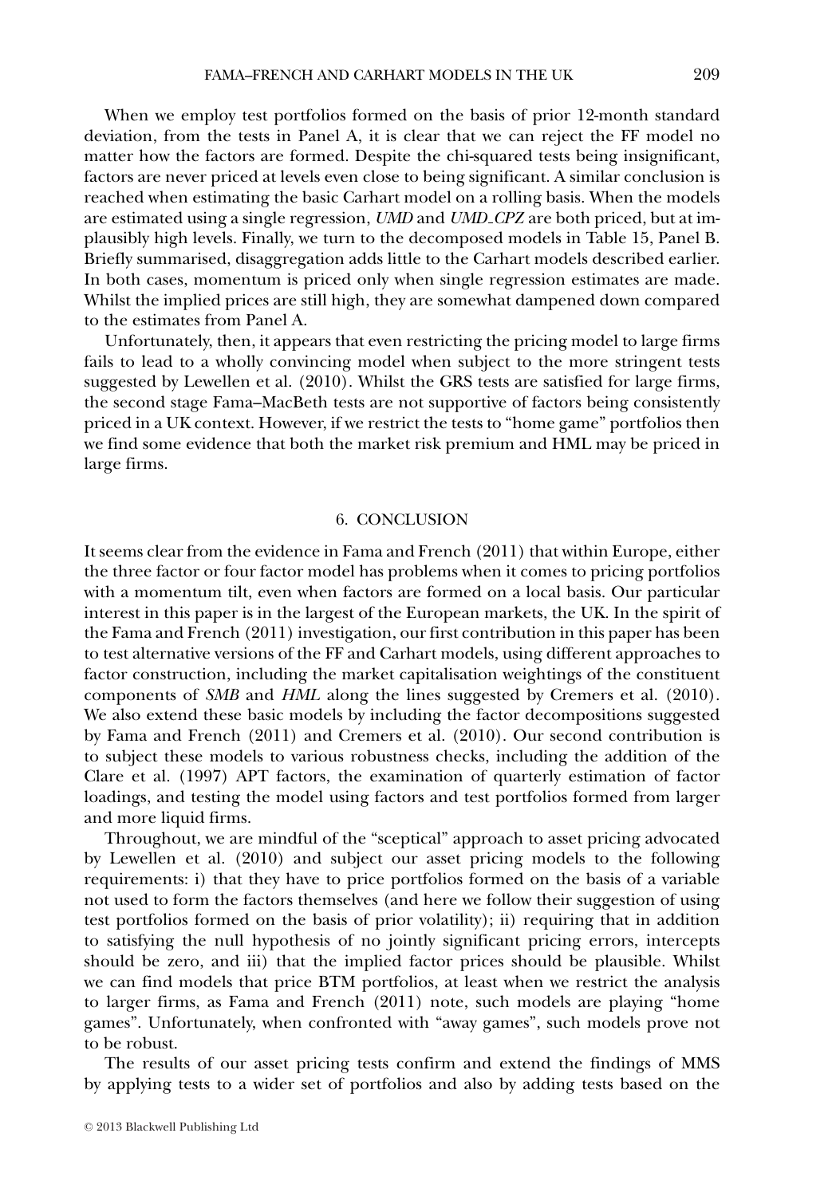When we employ test portfolios formed on the basis of prior 12-month standard deviation, from the tests in Panel A, it is clear that we can reject the FF model no matter how the factors are formed. Despite the chi-squared tests being insignificant, factors are never priced at levels even close to being significant. A similar conclusion is reached when estimating the basic Carhart model on a rolling basis. When the models are estimated using a single regression, *UMD* and *UMD_CPZ* are both priced, but at implausibly high levels. Finally, we turn to the decomposed models in Table 15, Panel B. Briefly summarised, disaggregation adds little to the Carhart models described earlier. In both cases, momentum is priced only when single regression estimates are made. Whilst the implied prices are still high, they are somewhat dampened down compared to the estimates from Panel A.

Unfortunately, then, it appears that even restricting the pricing model to large firms fails to lead to a wholly convincing model when subject to the more stringent tests suggested by Lewellen et al. (2010). Whilst the GRS tests are satisfied for large firms, the second stage Fama–MacBeth tests are not supportive of factors being consistently priced in a UK context. However, if we restrict the tests to "home game" portfolios then we find some evidence that both the market risk premium and HML may be priced in large firms.

## 6. CONCLUSION

It seems clear from the evidence in Fama and French (2011) that within Europe, either the three factor or four factor model has problems when it comes to pricing portfolios with a momentum tilt, even when factors are formed on a local basis. Our particular interest in this paper is in the largest of the European markets, the UK. In the spirit of the Fama and French (2011) investigation, our first contribution in this paper has been to test alternative versions of the FF and Carhart models, using different approaches to factor construction, including the market capitalisation weightings of the constituent components of *SMB* and *HML* along the lines suggested by Cremers et al. (2010). We also extend these basic models by including the factor decompositions suggested by Fama and French (2011) and Cremers et al. (2010). Our second contribution is to subject these models to various robustness checks, including the addition of the Clare et al. (1997) APT factors, the examination of quarterly estimation of factor loadings, and testing the model using factors and test portfolios formed from larger and more liquid firms.

Throughout, we are mindful of the "sceptical" approach to asset pricing advocated by Lewellen et al. (2010) and subject our asset pricing models to the following requirements: i) that they have to price portfolios formed on the basis of a variable not used to form the factors themselves (and here we follow their suggestion of using test portfolios formed on the basis of prior volatility); ii) requiring that in addition to satisfying the null hypothesis of no jointly significant pricing errors, intercepts should be zero, and iii) that the implied factor prices should be plausible. Whilst we can find models that price BTM portfolios, at least when we restrict the analysis to larger firms, as Fama and French (2011) note, such models are playing "home games". Unfortunately, when confronted with "away games", such models prove not to be robust.

The results of our asset pricing tests confirm and extend the findings of MMS by applying tests to a wider set of portfolios and also by adding tests based on the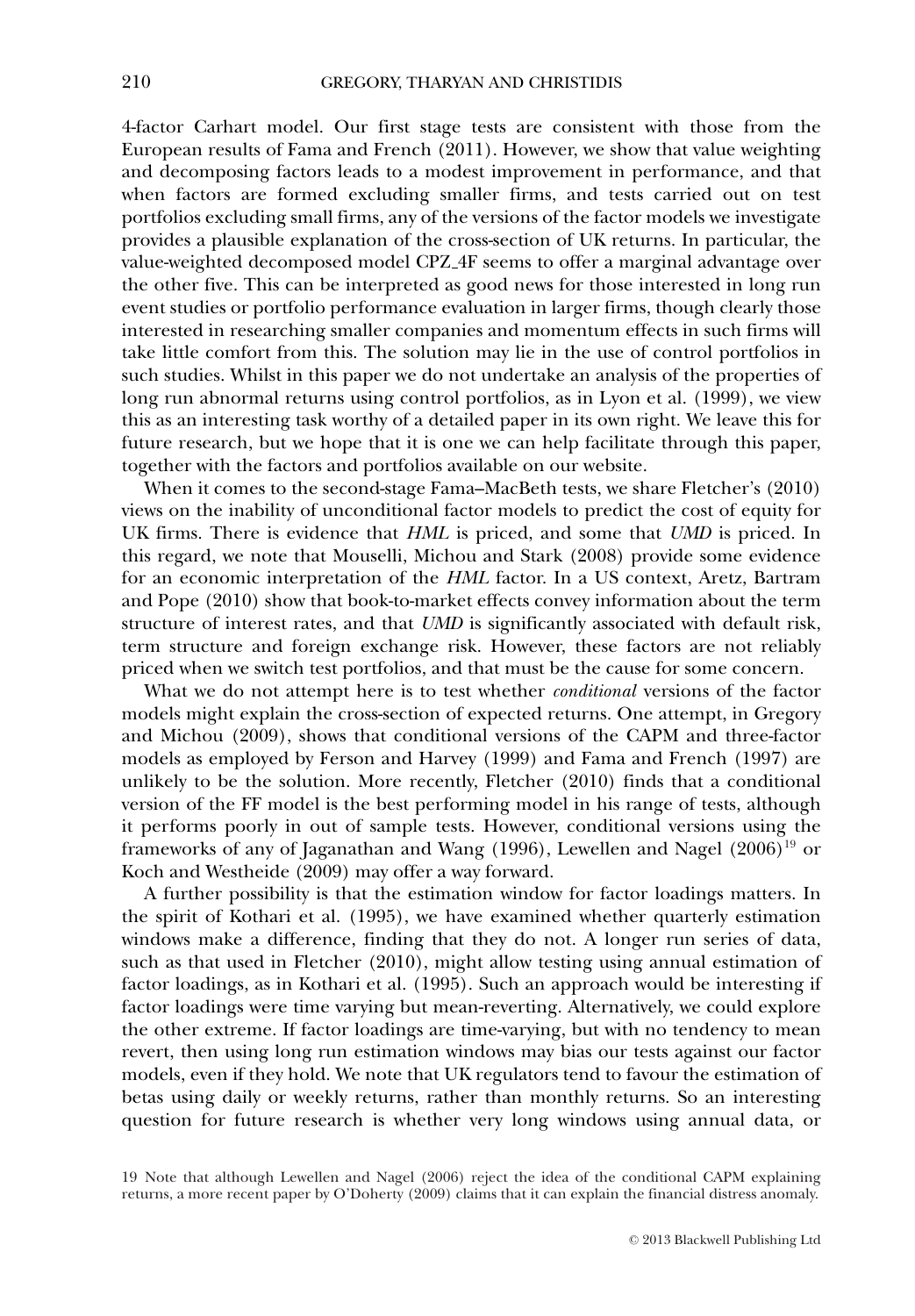4-factor Carhart model. Our first stage tests are consistent with those from the European results of Fama and French (2011). However, we show that value weighting and decomposing factors leads to a modest improvement in performance, and that when factors are formed excluding smaller firms, and tests carried out on test portfolios excluding small firms, any of the versions of the factor models we investigate provides a plausible explanation of the cross-section of UK returns. In particular, the value-weighted decomposed model CPZ_4F seems to offer a marginal advantage over the other five. This can be interpreted as good news for those interested in long run event studies or portfolio performance evaluation in larger firms, though clearly those interested in researching smaller companies and momentum effects in such firms will take little comfort from this. The solution may lie in the use of control portfolios in such studies. Whilst in this paper we do not undertake an analysis of the properties of long run abnormal returns using control portfolios, as in Lyon et al. (1999), we view this as an interesting task worthy of a detailed paper in its own right. We leave this for future research, but we hope that it is one we can help facilitate through this paper, together with the factors and portfolios available on our website.

When it comes to the second-stage Fama–MacBeth tests, we share Fletcher's (2010) views on the inability of unconditional factor models to predict the cost of equity for UK firms. There is evidence that *HML* is priced, and some that *UMD* is priced. In this regard, we note that Mouselli, Michou and Stark (2008) provide some evidence for an economic interpretation of the *HML* factor. In a US context, Aretz, Bartram and Pope (2010) show that book-to-market effects convey information about the term structure of interest rates, and that *UMD* is significantly associated with default risk, term structure and foreign exchange risk. However, these factors are not reliably priced when we switch test portfolios, and that must be the cause for some concern.

What we do not attempt here is to test whether *conditional* versions of the factor models might explain the cross-section of expected returns. One attempt, in Gregory and Michou (2009), shows that conditional versions of the CAPM and three-factor models as employed by Ferson and Harvey (1999) and Fama and French (1997) are unlikely to be the solution. More recently, Fletcher (2010) finds that a conditional version of the FF model is the best performing model in his range of tests, although it performs poorly in out of sample tests. However, conditional versions using the frameworks of any of Jaganathan and Wang (1996), Lewellen and Nagel (2006)[19] or Koch and Westheide (2009) may offer a way forward.

A further possibility is that the estimation window for factor loadings matters. In the spirit of Kothari et al. (1995), we have examined whether quarterly estimation windows make a difference, finding that they do not. A longer run series of data, such as that used in Fletcher (2010), might allow testing using annual estimation of factor loadings, as in Kothari et al. (1995). Such an approach would be interesting if factor loadings were time varying but mean-reverting. Alternatively, we could explore the other extreme. If factor loadings are time-varying, but with no tendency to mean revert, then using long run estimation windows may bias our tests against our factor models, even if they hold. We note that UK regulators tend to favour the estimation of betas using daily or weekly returns, rather than monthly returns. So an interesting question for future research is whether very long windows using annual data, or

19 Note that although Lewellen and Nagel (2006) reject the idea of the conditional CAPM explaining returns, a more recent paper by O'Doherty (2009) claims that it can explain the financial distress anomaly.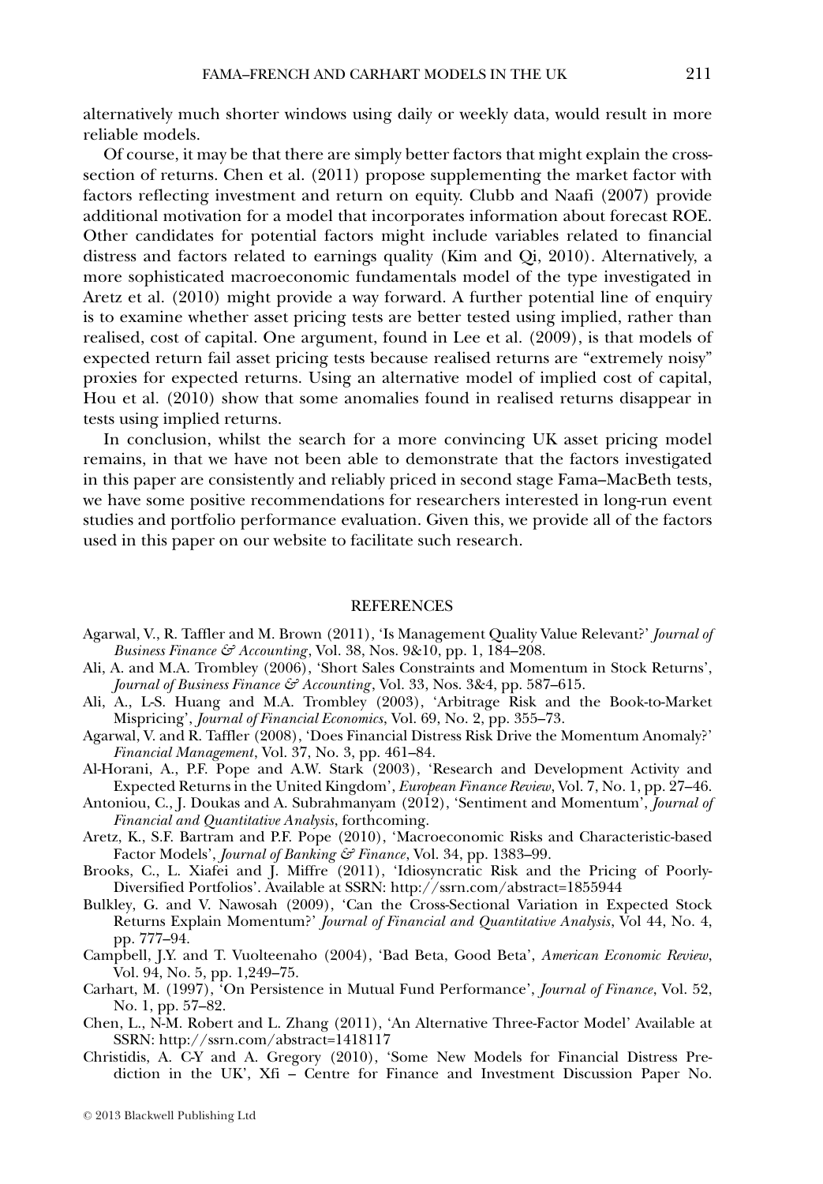alternatively much shorter windows using daily or weekly data, would result in more reliable models.

Of course, it may be that there are simply better factors that might explain the cross-section of returns. Chen et al. (2011) propose supplementing the market factor with factors reflecting investment and return on equity. Clubb and Naafi (2007) provide additional motivation for a model that incorporates information about forecast ROE. Other candidates for potential factors might include variables related to financial distress and factors related to earnings quality (Kim and Qi, 2010). Alternatively, a more sophisticated macroeconomic fundamentals model of the type investigated in Aretz et al. (2010) might provide a way forward. A further potential line of enquiry is to examine whether asset pricing tests are better tested using implied, rather than realised, cost of capital. One argument, found in Lee et al. (2009), is that models of expected return fail asset pricing tests because realised returns are "extremely noisy" proxies for expected returns. Using an alternative model of implied cost of capital, Hou et al. (2010) show that some anomalies found in realised returns disappear in tests using implied returns.

In conclusion, whilst the search for a more convincing UK asset pricing model remains, in that we have not been able to demonstrate that the factors investigated in this paper are consistently and reliably priced in second stage Fama–MacBeth tests, we have some positive recommendations for researchers interested in long-run event studies and portfolio performance evaluation. Given this, we provide all of the factors used in this paper on our website to facilitate such research.

## REFERENCES

Agarwal, V., R. Taffler and M. Brown (2011), 'Is Management Quality Value Relevant?' *Journal of Business Finance & Accounting*, Vol. 38, Nos. 9&10, pp. 1, 184–208.

Ali, A. and M.A. Trombley (2006), 'Short Sales Constraints and Momentum in Stock Returns', *Journal of Business Finance & Accounting*, Vol. 33, Nos. 3&4, pp. 587–615.

Ali, A., L-S. Huang and M.A. Trombley (2003), 'Arbitrage Risk and the Book-to-Market Mispricing', *Journal of Financial Economics*, Vol. 69, No. 2, pp. 355–73.

Agarwal, V. and R. Taffler (2008), 'Does Financial Distress Risk Drive the Momentum Anomaly?' *Financial Management*, Vol. 37, No. 3, pp. 461–84.

Al-Horani, A., P.F. Pope and A.W. Stark (2003), 'Research and Development Activity and Expected Returns in the United Kingdom', *European Finance Review*, Vol. 7, No. 1, pp. 27–46.

Antoniou, C., J. Doukas and A. Subrahmanyam (2012), 'Sentiment and Momentum', *Journal of Financial and Quantitative Analysis*, forthcoming.

Aretz, K., S.F. Bartram and P.F. Pope (2010), 'Macroeconomic Risks and Characteristic-based Factor Models', *Journal of Banking & Finance*, Vol. 34, pp. 1383–99.

Brooks, C., L. Xiafei and J. Miffre (2011), 'Idiosyncratic Risk and the Pricing of Poorly-Diversified Portfolios'. Available at SSRN: http://ssrn.com/abstract=1855944

Bulkley, G. and V. Nawosah (2009), 'Can the Cross-Sectional Variation in Expected Stock Returns Explain Momentum?' *Journal of Financial and Quantitative Analysis*, Vol 44, No. 4, pp. 777–94.

Campbell, J.Y. and T. Vuolteenaho (2004), 'Bad Beta, Good Beta', *American Economic Review*, Vol. 94, No. 5, pp. 1,249–75.

Carhart, M. (1997), 'On Persistence in Mutual Fund Performance', *Journal of Finance*, Vol. 52, No. 1, pp. 57–82.

Chen, L., N-M. Robert and L. Zhang (2011), 'An Alternative Three-Factor Model' Available at SSRN: http://ssrn.com/abstract=1418117

Christidis, A. C-Y and A. Gregory (2010), 'Some New Models for Financial Distress Prediction in the UK', Xfi – Centre for Finance and Investment Discussion Paper No.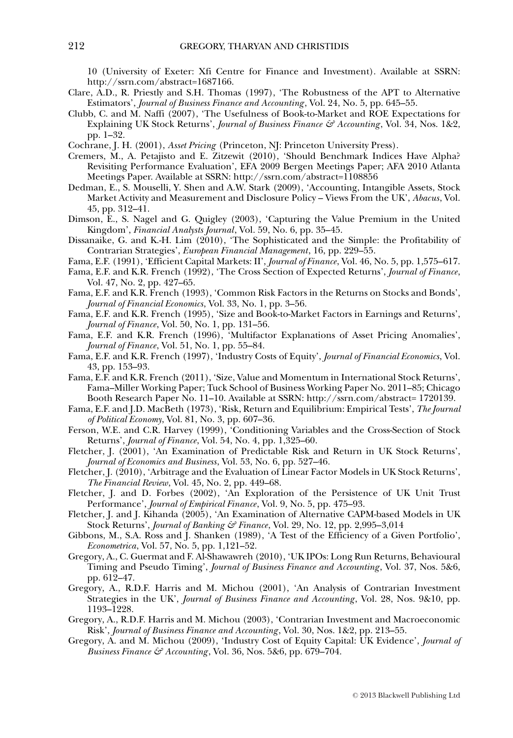10 (University of Exeter: Xfi Centre for Finance and Investment). Available at SSRN: http://ssrn.com/abstract=1687166.

Clare, A.D., R. Priestly and S.H. Thomas (1997), 'The Robustness of the APT to Alternative Estimators', *Journal of Business Finance and Accounting*, Vol. 24, No. 5, pp. 645–55.

Clubb, C. and M. Naffi (2007), 'The Usefulness of Book-to-Market and ROE Expectations for Explaining UK Stock Returns', *Journal of Business Finance & Accounting*, Vol. 34, Nos. 1&2, pp. 1–32.

Cochrane, J. H. (2001), *Asset Pricing* (Princeton, NJ: Princeton University Press).

Cremers, M., A. Petajisto and E. Zitzewit (2010), 'Should Benchmark Indices Have Alpha? Revisiting Performance Evaluation', EFA 2009 Bergen Meetings Paper; AFA 2010 Atlanta Meetings Paper. Available at SSRN: http://ssrn.com/abstract=1108856

Dedman, E., S. Mouselli, Y. Shen and A.W. Stark (2009), 'Accounting, Intangible Assets, Stock Market Activity and Measurement and Disclosure Policy – Views From the UK', *Abacus*, Vol. 45, pp. 312–41.

Dimson, E., S. Nagel and G. Quigley (2003), 'Capturing the Value Premium in the United Kingdom', *Financial Analysts Journal*, Vol. 59, No. 6, pp. 35–45.

Dissanaike, G. and K.-H. Lim (2010), 'The Sophisticated and the Simple: the Profitability of Contrarian Strategies', *European Financial Management*, 16, pp. 229–55.

Fama, E.F. (1991), 'Efficient Capital Markets: II', *Journal of Finance*, Vol. 46, No. 5, pp. 1,575–617.

Fama, E.F. and K.R. French (1992), 'The Cross Section of Expected Returns', *Journal of Finance*, Vol. 47, No. 2, pp. 427–65.

Fama, E.F. and K.R. French (1993), 'Common Risk Factors in the Returns on Stocks and Bonds', *Journal of Financial Economics*, Vol. 33, No. 1, pp. 3–56.

Fama, E.F. and K.R. French (1995), 'Size and Book-to-Market Factors in Earnings and Returns', *Journal of Finance*, Vol. 50, No. 1, pp. 131–56.

Fama, E.F. and K.R. French (1996), 'Multifactor Explanations of Asset Pricing Anomalies', *Journal of Finance*, Vol. 51, No. 1, pp. 55–84.

Fama, E.F. and K.R. French (1997), 'Industry Costs of Equity', *Journal of Financial Economics*, Vol. 43, pp. 153–93.

Fama, E.F. and K.R. French (2011), 'Size, Value and Momentum in International Stock Returns', Fama–Miller Working Paper; Tuck School of Business Working Paper No. 2011–85; Chicago Booth Research Paper No. 11–10. Available at SSRN: http://ssrn.com/abstract= 1720139.

Fama, E.F. and J.D. MacBeth (1973), 'Risk, Return and Equilibrium: Empirical Tests', *The Journal of Political Economy*, Vol. 81, No. 3, pp. 607–36.

Ferson, W.E. and C.R. Harvey (1999), 'Conditioning Variables and the Cross-Section of Stock Returns', *Journal of Finance*, Vol. 54, No. 4, pp. 1,325–60.

Fletcher, J. (2001), 'An Examination of Predictable Risk and Return in UK Stock Returns', *Journal of Economics and Business*, Vol. 53, No. 6, pp. 527–46.

Fletcher, J. (2010), 'Arbitrage and the Evaluation of Linear Factor Models in UK Stock Returns', *The Financial Review*, Vol. 45, No. 2, pp. 449–68.

Fletcher, J. and D. Forbes (2002), 'An Exploration of the Persistence of UK Unit Trust Performance', *Journal of Empirical Finance*, Vol. 9, No. 5, pp. 475–93.

Fletcher, J. and J. Kihanda (2005), 'An Examination of Alternative CAPM-based Models in UK Stock Returns', *Journal of Banking & Finance*, Vol. 29, No. 12, pp. 2,995–3,014

Gibbons, M., S.A. Ross and J. Shanken (1989), 'A Test of the Efficiency of a Given Portfolio', *Econometrica*, Vol. 57, No. 5, pp. 1,121–52.

Gregory, A., C. Guermat and F. Al-Shawawreh (2010), 'UK IPOs: Long Run Returns, Behavioural Timing and Pseudo Timing', *Journal of Business Finance and Accounting*, Vol. 37, Nos. 5&6, pp. 612–47.

Gregory, A., R.D.F. Harris and M. Michou (2001), 'An Analysis of Contrarian Investment Strategies in the UK', *Journal of Business Finance and Accounting*, Vol. 28, Nos. 9&10, pp. 1193–1228.

Gregory, A., R.D.F. Harris and M. Michou (2003), 'Contrarian Investment and Macroeconomic Risk', *Journal of Business Finance and Accounting*, Vol. 30, Nos. 1&2, pp. 213–55.

Gregory, A. and M. Michou (2009), 'Industry Cost of Equity Capital: UK Evidence', *Journal of Business Finance & Accounting*, Vol. 36, Nos. 5&6, pp. 679–704.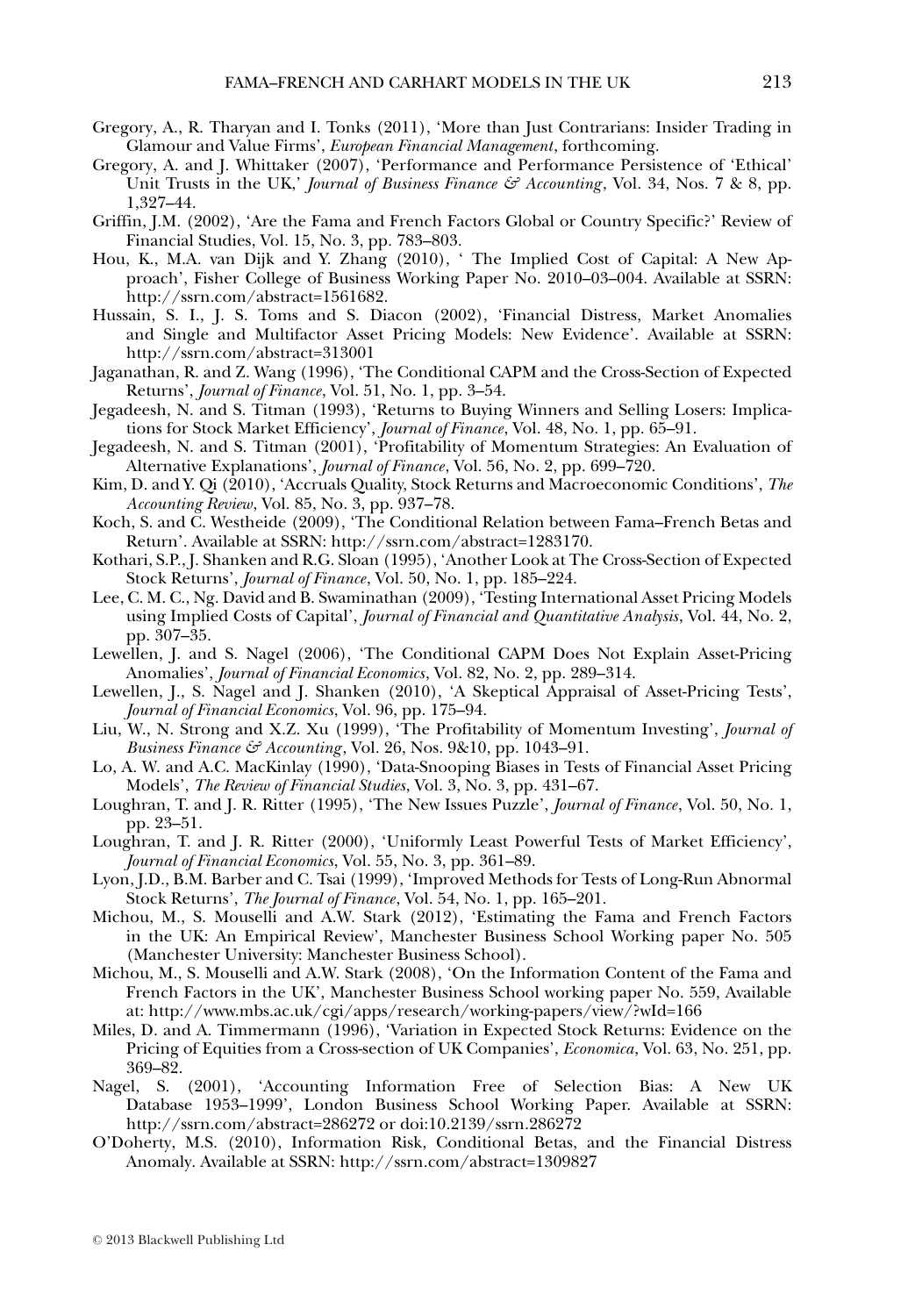Gregory, A., R. Tharyan and I. Tonks (2011), 'More than Just Contrarians: Insider Trading in Glamour and Value Firms', *European Financial Management*, forthcoming.

Gregory, A. and J. Whittaker (2007), 'Performance and Performance Persistence of 'Ethical' Unit Trusts in the UK,' *Journal of Business Finance & Accounting*, Vol. 34, Nos. 7 & 8, pp. 1,327–44.

Griffin, J.M. (2002), 'Are the Fama and French Factors Global or Country Specific?' Review of Financial Studies, Vol. 15, No. 3, pp. 783–803.

Hou, K., M.A. van Dijk and Y. Zhang (2010), ' The Implied Cost of Capital: A New Approach', Fisher College of Business Working Paper No. 2010–03–004. Available at SSRN: http://ssrn.com/abstract=1561682.

Hussain, S. I., J. S. Toms and S. Diacon (2002), 'Financial Distress, Market Anomalies and Single and Multifactor Asset Pricing Models: New Evidence'. Available at SSRN: http://ssrn.com/abstract=313001

Jaganathan, R. and Z. Wang (1996), 'The Conditional CAPM and the Cross-Section of Expected Returns', *Journal of Finance*, Vol. 51, No. 1, pp. 3–54.

Jegadeesh, N. and S. Titman (1993), 'Returns to Buying Winners and Selling Losers: Implications for Stock Market Efficiency', *Journal of Finance*, Vol. 48, No. 1, pp. 65–91.

Jegadeesh, N. and S. Titman (2001), 'Profitability of Momentum Strategies: An Evaluation of Alternative Explanations', *Journal of Finance*, Vol. 56, No. 2, pp. 699–720.

Kim, D. and Y. Qi (2010), 'Accruals Quality, Stock Returns and Macroeconomic Conditions', *The Accounting Review*, Vol. 85, No. 3, pp. 937–78.

Koch, S. and C. Westheide (2009), 'The Conditional Relation between Fama–French Betas and Return'. Available at SSRN: http://ssrn.com/abstract=1283170.

Kothari, S.P., J. Shanken and R.G. Sloan (1995), 'Another Look at The Cross-Section of Expected Stock Returns', *Journal of Finance*, Vol. 50, No. 1, pp. 185–224.

Lee, C. M. C., Ng. David and B. Swaminathan (2009), 'Testing International Asset Pricing Models using Implied Costs of Capital', *Journal of Financial and Quantitative Analysis*, Vol. 44, No. 2, pp. 307–35.

Lewellen, J. and S. Nagel (2006), 'The Conditional CAPM Does Not Explain Asset-Pricing Anomalies', *Journal of Financial Economics*, Vol. 82, No. 2, pp. 289–314.

Lewellen, J., S. Nagel and J. Shanken (2010), 'A Skeptical Appraisal of Asset-Pricing Tests', *Journal of Financial Economics*, Vol. 96, pp. 175–94.

Liu, W., N. Strong and X.Z. Xu (1999), 'The Profitability of Momentum Investing', *Journal of Business Finance & Accounting*, Vol. 26, Nos. 9&10, pp. 1043–91.

Lo, A. W. and A.C. MacKinlay (1990), 'Data-Snooping Biases in Tests of Financial Asset Pricing Models', *The Review of Financial Studies*, Vol. 3, No. 3, pp. 431–67.

Loughran, T. and J. R. Ritter (1995), 'The New Issues Puzzle', *Journal of Finance*, Vol. 50, No. 1, pp. 23–51.

Loughran, T. and J. R. Ritter (2000), 'Uniformly Least Powerful Tests of Market Efficiency', *Journal of Financial Economics*, Vol. 55, No. 3, pp. 361–89.

Lyon, J.D., B.M. Barber and C. Tsai (1999), 'Improved Methods for Tests of Long-Run Abnormal Stock Returns', *The Journal of Finance*, Vol. 54, No. 1, pp. 165–201.

Michou, M., S. Mouselli and A.W. Stark (2012), 'Estimating the Fama and French Factors in the UK: An Empirical Review', Manchester Business School Working paper No. 505 (Manchester University: Manchester Business School).

Michou, M., S. Mouselli and A.W. Stark (2008), 'On the Information Content of the Fama and French Factors in the UK', Manchester Business School working paper No. 559, Available at: http://www.mbs.ac.uk/cgi/apps/research/working-papers/view/?wId=166

Miles, D. and A. Timmermann (1996), 'Variation in Expected Stock Returns: Evidence on the Pricing of Equities from a Cross-section of UK Companies', *Economica*, Vol. 63, No. 251, pp. 369–82.

Nagel, S. (2001), 'Accounting Information Free of Selection Bias: A New UK Database 1953–1999', London Business School Working Paper. Available at SSRN: http://ssrn.com/abstract=286272 or doi:10.2139/ssrn.286272

O'Doherty, M.S. (2010), Information Risk, Conditional Betas, and the Financial Distress Anomaly. Available at SSRN: http://ssrn.com/abstract=1309827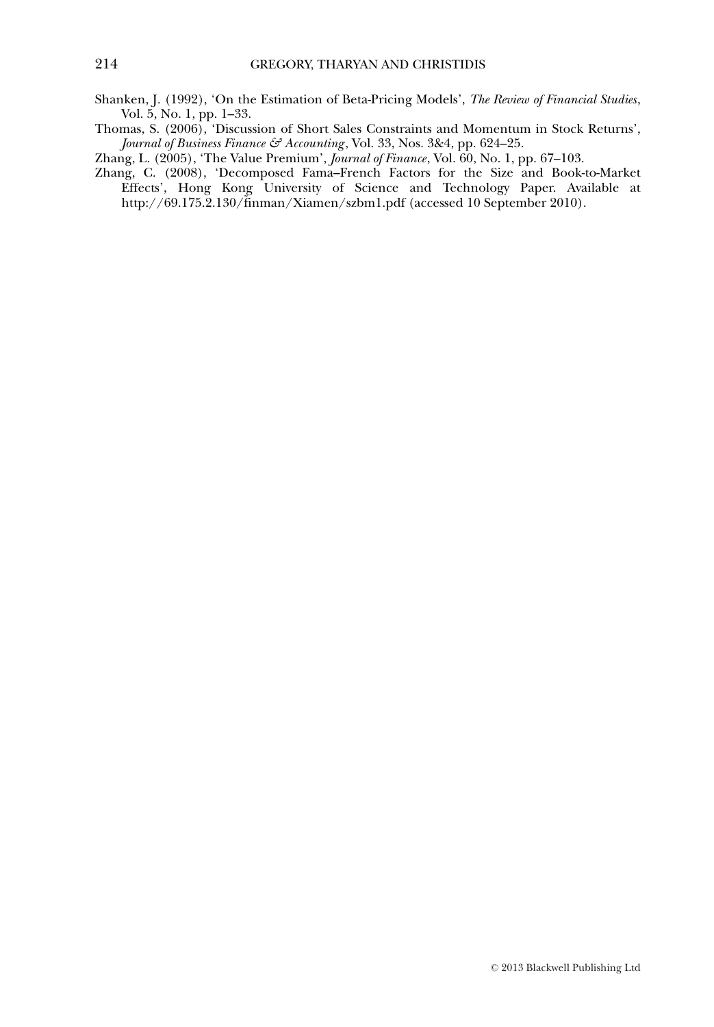Shanken, J. (1992), 'On the Estimation of Beta-Pricing Models', *The Review of Financial Studies*, Vol. 5, No. 1, pp. 1–33.

Thomas, S. (2006), 'Discussion of Short Sales Constraints and Momentum in Stock Returns', *Journal of Business Finance & Accounting*, Vol. 33, Nos. 3&4, pp. 624–25.

Zhang, L. (2005), 'The Value Premium', *Journal of Finance*, Vol. 60, No. 1, pp. 67–103.

Zhang, C. (2008), 'Decomposed Fama–French Factors for the Size and Book-to-Market Effects', Hong Kong University of Science and Technology Paper. Available at http://69.175.2.130/finman/Xiamen/szbm1.pdf (accessed 10 September 2010).

© 2013 Blackwell Publishing Ltd